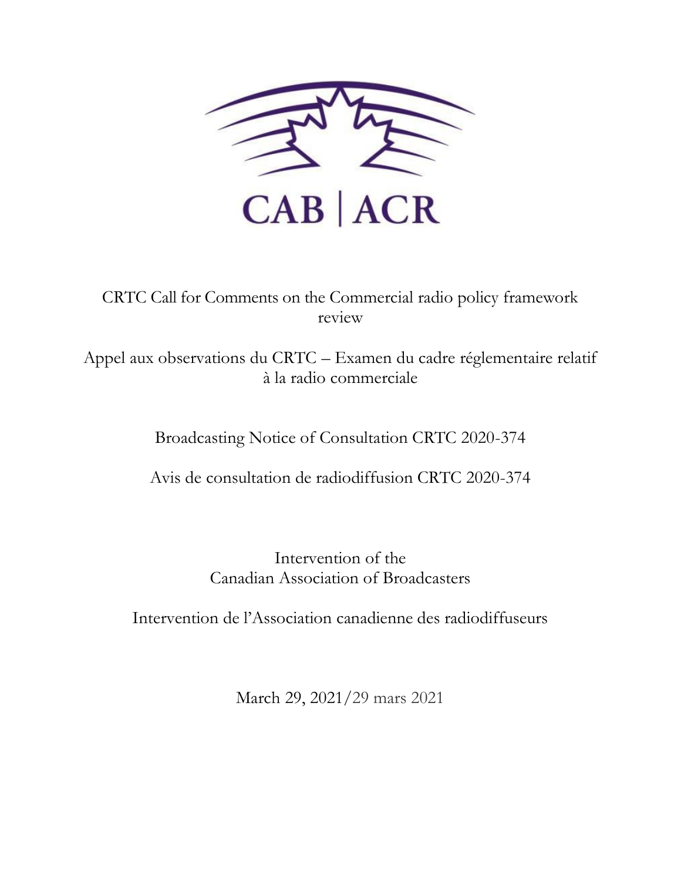CAB | ACR

CRTC Call for Comments on the Commercial radio policy framework review

Appel aux observations du CRTC – Examen du cadre réglementaire relatif à la radio commerciale

Broadcasting Notice of Consultation CRTC 2020-374

Avis de consultation de radiodiffusion CRTC 2020-374

Intervention of the Canadian Association of Broadcasters

Intervention de l'Association canadienne des radiodiffuseurs

March 29, 2021/29 mars 2021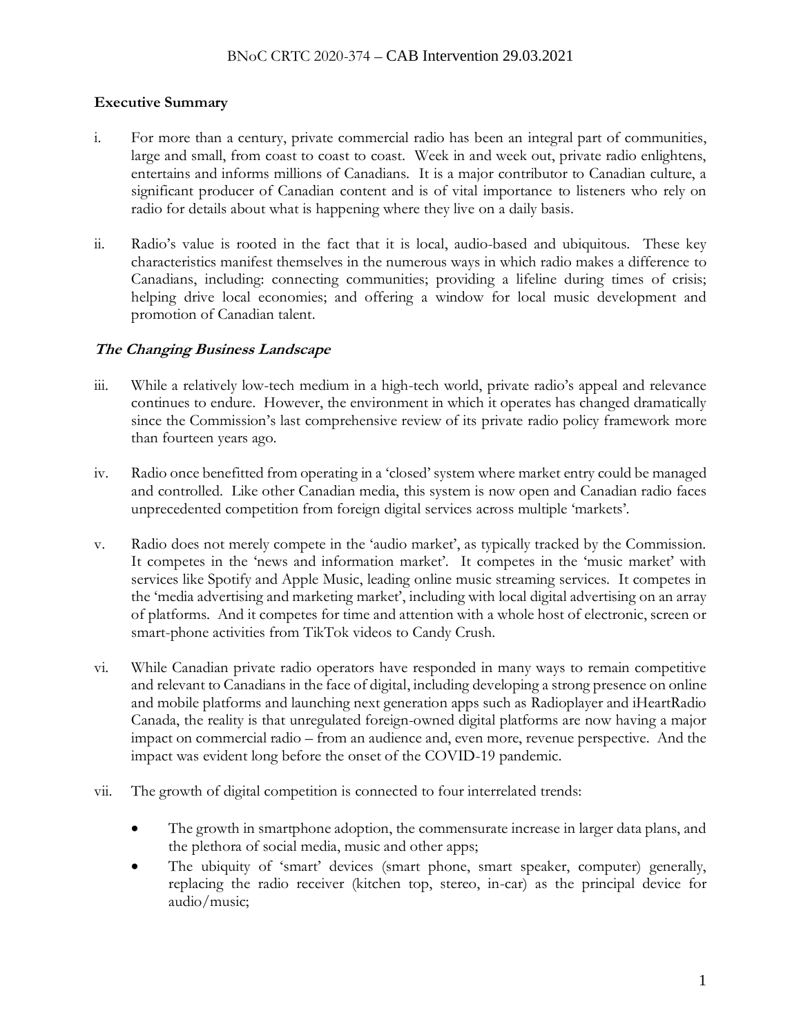### Executive Summary

i. For more than a century, private commercial radio has been an integral part of communities, large and small, from coast to coast to coast. Week in and week out, private radio enlightens, entertains and informs millions of Canadians. It is a major contributor to Canadian culture, a significant producer of Canadian content and is of vital importance to listeners who rely on radio for details about what is happening where they live on a daily basis.

ii. Radio's value is rooted in the fact that it is local, audio-based and ubiquitous. These key characteristics manifest themselves in the numerous ways in which radio makes a difference to Canadians, including: connecting communities; providing a lifeline during times of crisis; helping drive local economies; and offering a window for local music development and promotion of Canadian talent.

#### ***The Changing Business Landscape***

iii. While a relatively low-tech medium in a high-tech world, private radio's appeal and relevance continues to endure. However, the environment in which it operates has changed dramatically since the Commission's last comprehensive review of its private radio policy framework more than fourteen years ago.

iv. Radio once benefitted from operating in a 'closed' system where market entry could be managed and controlled. Like other Canadian media, this system is now open and Canadian radio faces unprecedented competition from foreign digital services across multiple 'markets'.

v. Radio does not merely compete in the 'audio market', as typically tracked by the Commission. It competes in the 'news and information market'. It competes in the 'music market' with services like Spotify and Apple Music, leading online music streaming services. It competes in the 'media advertising and marketing market', including with local digital advertising on an array of platforms. And it competes for time and attention with a whole host of electronic, screen or smart-phone activities from TikTok videos to Candy Crush.

vi. While Canadian private radio operators have responded in many ways to remain competitive and relevant to Canadians in the face of digital, including developing a strong presence on online and mobile platforms and launching next generation apps such as Radioplayer and iHeartRadio Canada, the reality is that unregulated foreign-owned digital platforms are now having a major impact on commercial radio – from an audience and, even more, revenue perspective. And the impact was evident long before the onset of the COVID-19 pandemic.

vii. The growth of digital competition is connected to four interrelated trends:

- The growth in smartphone adoption, the commensurate increase in larger data plans, and the plethora of social media, music and other apps;
- The ubiquity of 'smart' devices (smart phone, smart speaker, computer) generally, replacing the radio receiver (kitchen top, stereo, in-car) as the principal device for audio/music;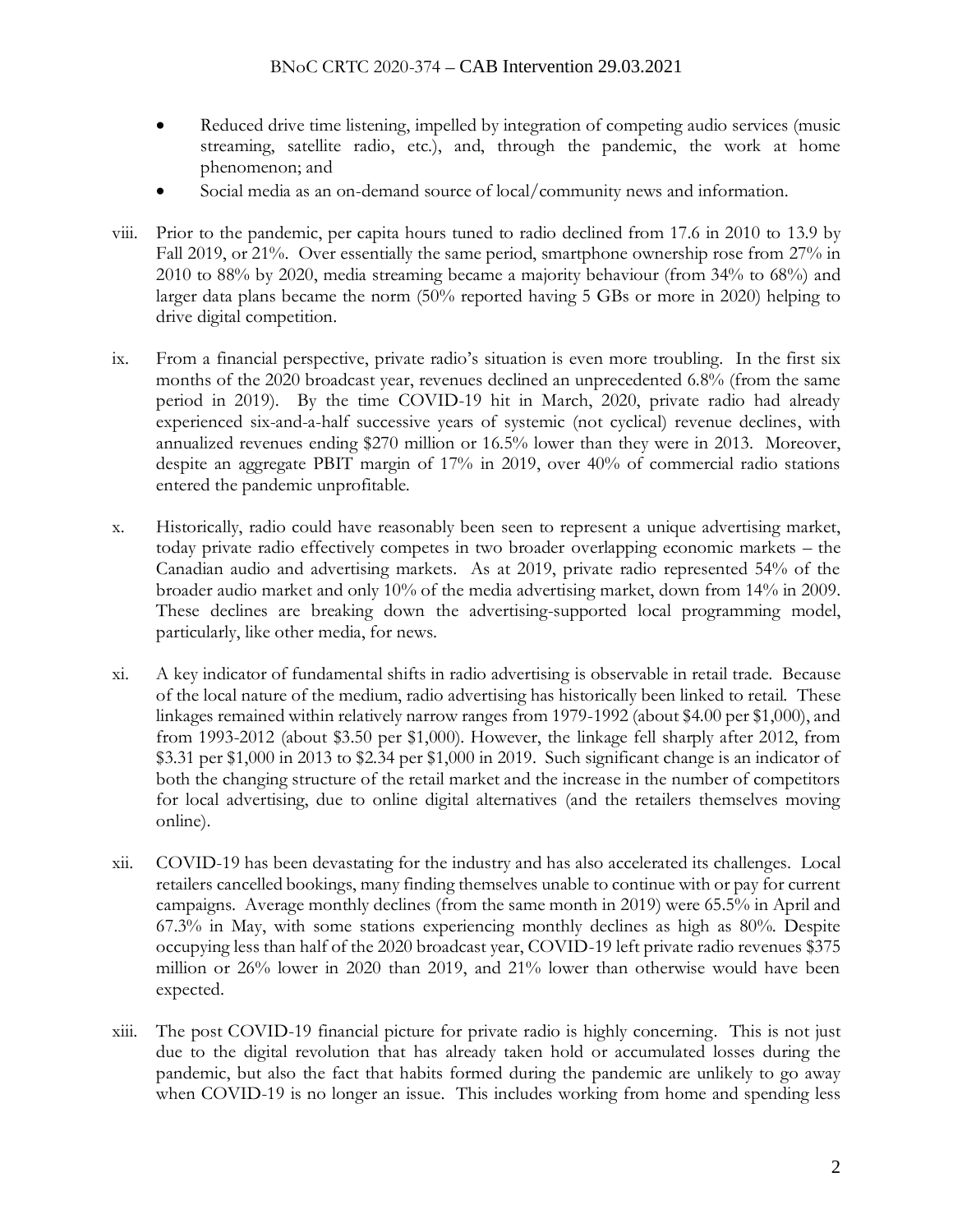- Reduced drive time listening, impelled by integration of competing audio services (music streaming, satellite radio, etc.), and, through the pandemic, the work at home phenomenon; and
- Social media as an on-demand source of local/community news and information.

viii. Prior to the pandemic, per capita hours tuned to radio declined from 17.6 in 2010 to 13.9 by Fall 2019, or 21%. Over essentially the same period, smartphone ownership rose from 27% in 2010 to 88% by 2020, media streaming became a majority behaviour (from 34% to 68%) and larger data plans became the norm (50% reported having 5 GBs or more in 2020) helping to drive digital competition.

ix. From a financial perspective, private radio's situation is even more troubling. In the first six months of the 2020 broadcast year, revenues declined an unprecedented 6.8% (from the same period in 2019). By the time COVID-19 hit in March, 2020, private radio had already experienced six-and-a-half successive years of systemic (not cyclical) revenue declines, with annualized revenues ending $270 million or 16.5% lower than they were in 2013. Moreover, despite an aggregate PBIT margin of 17% in 2019, over 40% of commercial radio stations entered the pandemic unprofitable.

x. Historically, radio could have reasonably been seen to represent a unique advertising market, today private radio effectively competes in two broader overlapping economic markets – the Canadian audio and advertising markets. As at 2019, private radio represented 54% of the broader audio market and only 10% of the media advertising market, down from 14% in 2009. These declines are breaking down the advertising-supported local programming model, particularly, like other media, for news.

xi. A key indicator of fundamental shifts in radio advertising is observable in retail trade. Because of the local nature of the medium, radio advertising has historically been linked to retail. These linkages remained within relatively narrow ranges from 1979-1992 (about $4.00 per $1,000), and from 1993-2012 (about $3.50 per $1,000). However, the linkage fell sharply after 2012, from $3.31 per $1,000 in 2013 to $2.34 per $1,000 in 2019. Such significant change is an indicator of both the changing structure of the retail market and the increase in the number of competitors for local advertising, due to online digital alternatives (and the retailers themselves moving online).

xii. COVID-19 has been devastating for the industry and has also accelerated its challenges. Local retailers cancelled bookings, many finding themselves unable to continue with or pay for current campaigns. Average monthly declines (from the same month in 2019) were 65.5% in April and 67.3% in May, with some stations experiencing monthly declines as high as 80%. Despite occupying less than half of the 2020 broadcast year, COVID-19 left private radio revenues $375 million or 26% lower in 2020 than 2019, and 21% lower than otherwise would have been expected.

xiii. The post COVID-19 financial picture for private radio is highly concerning. This is not just due to the digital revolution that has already taken hold or accumulated losses during the pandemic, but also the fact that habits formed during the pandemic are unlikely to go away when COVID-19 is no longer an issue. This includes working from home and spending less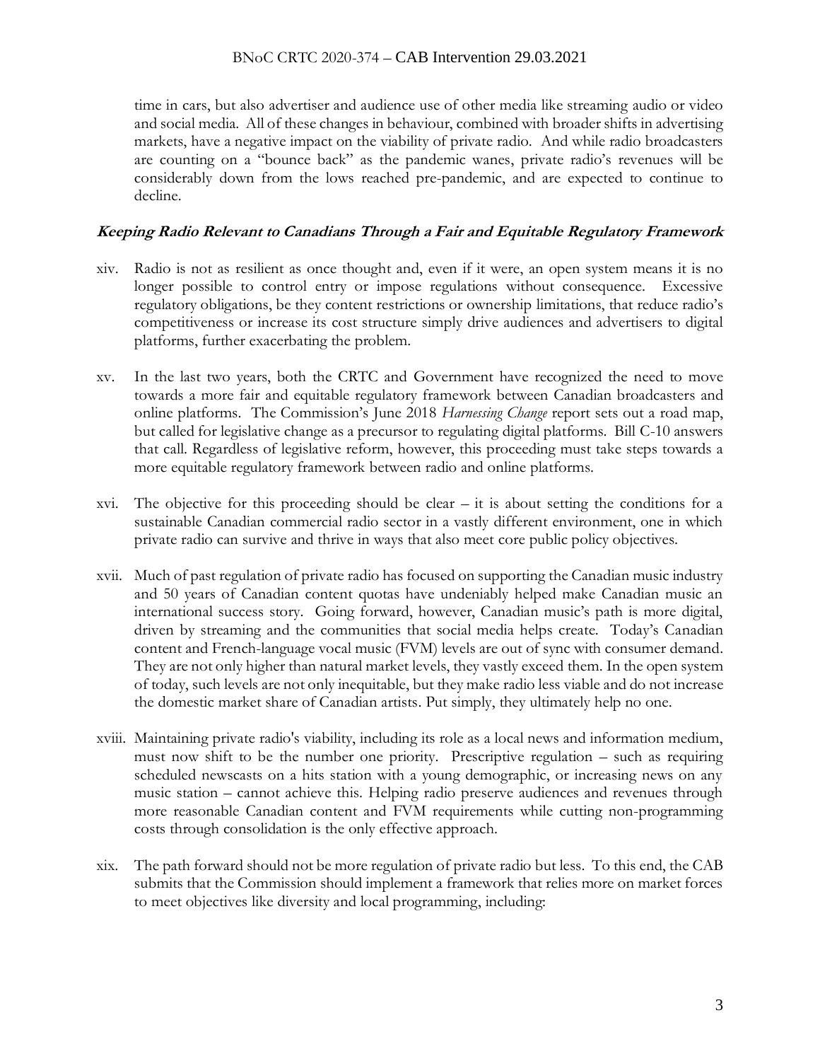time in cars, but also advertiser and audience use of other media like streaming audio or video and social media. All of these changes in behaviour, combined with broader shifts in advertising markets, have a negative impact on the viability of private radio. And while radio broadcasters are counting on a "bounce back" as the pandemic wanes, private radio's revenues will be considerably down from the lows reached pre-pandemic, and are expected to continue to decline.

***Keeping Radio Relevant to Canadians Through a Fair and Equitable Regulatory Framework***

xiv. Radio is not as resilient as once thought and, even if it were, an open system means it is no longer possible to control entry or impose regulations without consequence. Excessive regulatory obligations, be they content restrictions or ownership limitations, that reduce radio's competitiveness or increase its cost structure simply drive audiences and advertisers to digital platforms, further exacerbating the problem.

xv. In the last two years, both the CRTC and Government have recognized the need to move towards a more fair and equitable regulatory framework between Canadian broadcasters and online platforms. The Commission's June 2018 *Harnessing Change* report sets out a road map, but called for legislative change as a precursor to regulating digital platforms. Bill C-10 answers that call. Regardless of legislative reform, however, this proceeding must take steps towards a more equitable regulatory framework between radio and online platforms.

xvi. The objective for this proceeding should be clear – it is about setting the conditions for a sustainable Canadian commercial radio sector in a vastly different environment, one in which private radio can survive and thrive in ways that also meet core public policy objectives.

xvii. Much of past regulation of private radio has focused on supporting the Canadian music industry and 50 years of Canadian content quotas have undeniably helped make Canadian music an international success story. Going forward, however, Canadian music's path is more digital, driven by streaming and the communities that social media helps create. Today's Canadian content and French-language vocal music (FVM) levels are out of sync with consumer demand. They are not only higher than natural market levels, they vastly exceed them. In the open system of today, such levels are not only inequitable, but they make radio less viable and do not increase the domestic market share of Canadian artists. Put simply, they ultimately help no one.

xviii. Maintaining private radio's viability, including its role as a local news and information medium, must now shift to be the number one priority. Prescriptive regulation – such as requiring scheduled newscasts on a hits station with a young demographic, or increasing news on any music station – cannot achieve this. Helping radio preserve audiences and revenues through more reasonable Canadian content and FVM requirements while cutting non-programming costs through consolidation is the only effective approach.

xix. The path forward should not be more regulation of private radio but less. To this end, the CAB submits that the Commission should implement a framework that relies more on market forces to meet objectives like diversity and local programming, including: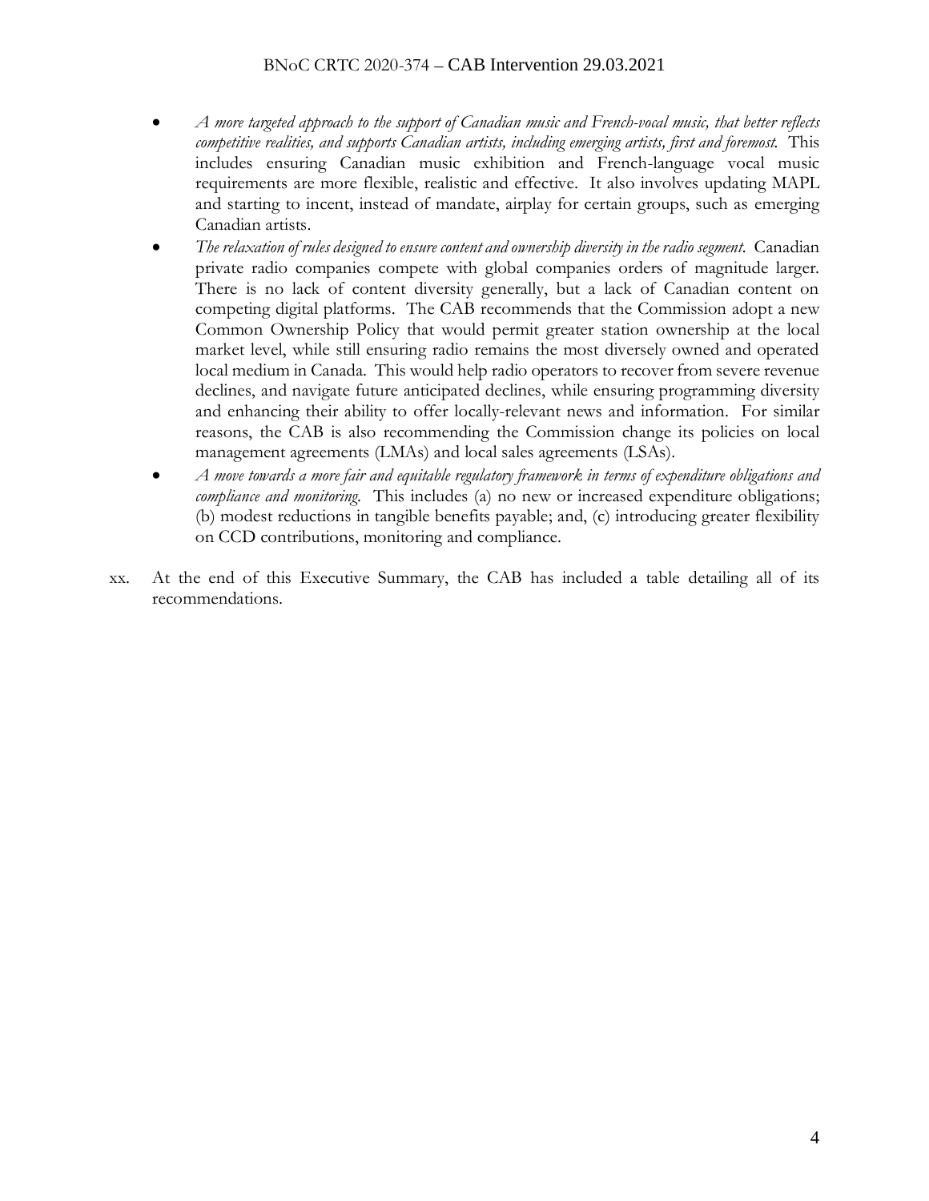- *A more targeted approach to the support of Canadian music and French-vocal music, that better reflects competitive realities, and supports Canadian artists, including emerging artists, first and foremost.* This includes ensuring Canadian music exhibition and French-language vocal music requirements are more flexible, realistic and effective. It also involves updating MAPL and starting to incent, instead of mandate, airplay for certain groups, such as emerging Canadian artists.
- *The relaxation of rules designed to ensure content and ownership diversity in the radio segment.* Canadian private radio companies compete with global companies orders of magnitude larger. There is no lack of content diversity generally, but a lack of Canadian content on competing digital platforms. The CAB recommends that the Commission adopt a new Common Ownership Policy that would permit greater station ownership at the local market level, while still ensuring radio remains the most diversely owned and operated local medium in Canada. This would help radio operators to recover from severe revenue declines, and navigate future anticipated declines, while ensuring programming diversity and enhancing their ability to offer locally-relevant news and information. For similar reasons, the CAB is also recommending the Commission change its policies on local management agreements (LMAs) and local sales agreements (LSAs).
- *A move towards a more fair and equitable regulatory framework in terms of expenditure obligations and compliance and monitoring.* This includes (a) no new or increased expenditure obligations; (b) modest reductions in tangible benefits payable; and, (c) introducing greater flexibility on CCD contributions, monitoring and compliance.

xx. At the end of this Executive Summary, the CAB has included a table detailing all of its recommendations.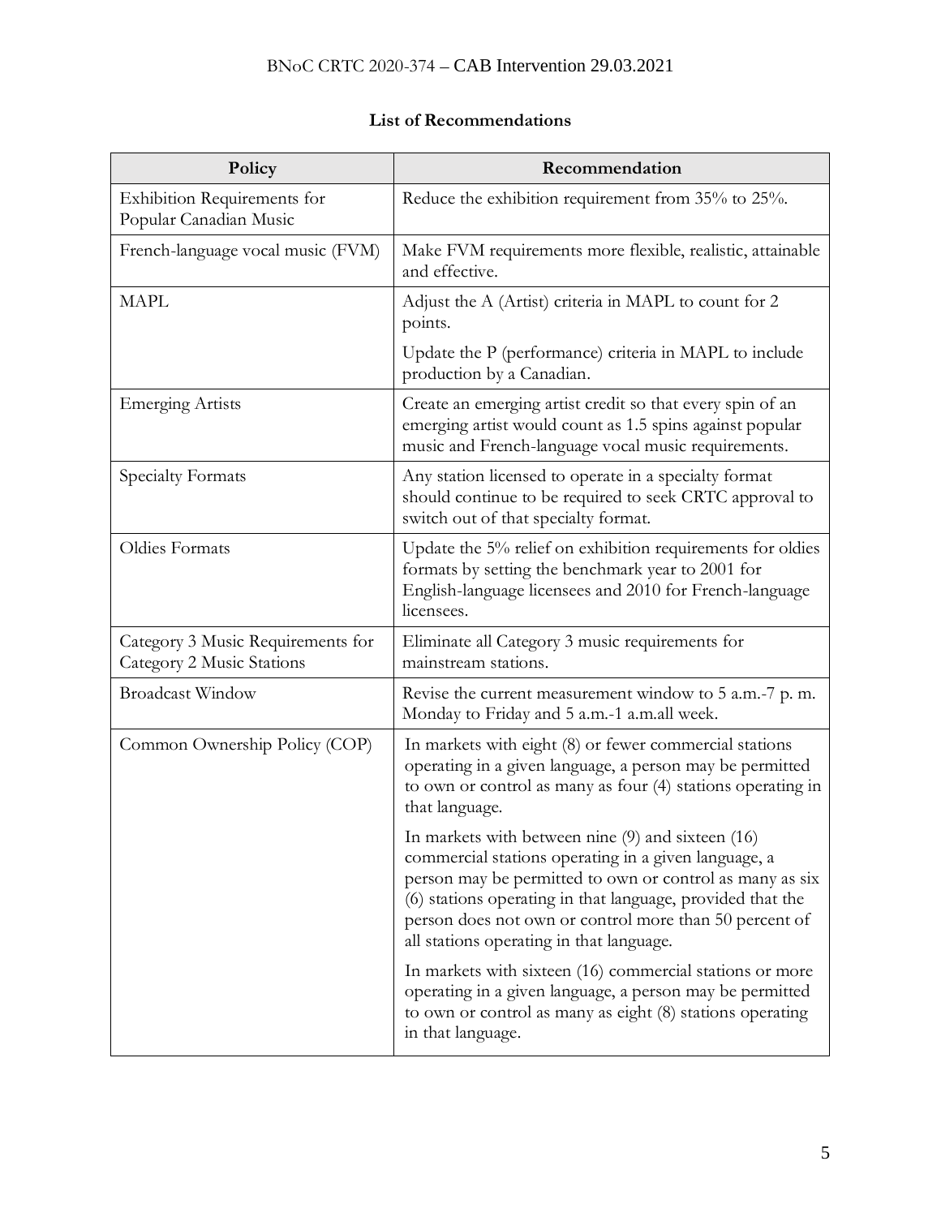**List of Recommendations**

| Policy | Recommendation |
|---|---|
| Exhibition Requirements for Popular Canadian Music | Reduce the exhibition requirement from 35% to 25%. |
| French-language vocal music (FVM) | Make FVM requirements more flexible, realistic, attainable and effective. |
| MAPL | Adjust the A (Artist) criteria in MAPL to count for 2 points.<br><br>Update the P (performance) criteria in MAPL to include production by a Canadian. |
| Emerging Artists | Create an emerging artist credit so that every spin of an emerging artist would count as 1.5 spins against popular music and French-language vocal music requirements. |
| Specialty Formats | Any station licensed to operate in a specialty format should continue to be required to seek CRTC approval to switch out of that specialty format. |
| Oldies Formats | Update the 5% relief on exhibition requirements for oldies formats by setting the benchmark year to 2001 for English-language licensees and 2010 for French-language licensees. |
| Category 3 Music Requirements for Category 2 Music Stations | Eliminate all Category 3 music requirements for mainstream stations. |
| Broadcast Window | Revise the current measurement window to 5 a.m.-7 p. m. Monday to Friday and 5 a.m.-1 a.m.all week. |
| Common Ownership Policy (COP) | In markets with eight (8) or fewer commercial stations operating in a given language, a person may be permitted to own or control as many as four (4) stations operating in that language.<br><br>In markets with between nine (9) and sixteen (16) commercial stations operating in a given language, a person may be permitted to own or control as many as six (6) stations operating in that language, provided that the person does not own or control more than 50 percent of all stations operating in that language.<br><br>In markets with sixteen (16) commercial stations or more operating in a given language, a person may be permitted to own or control as many as eight (8) stations operating in that language. |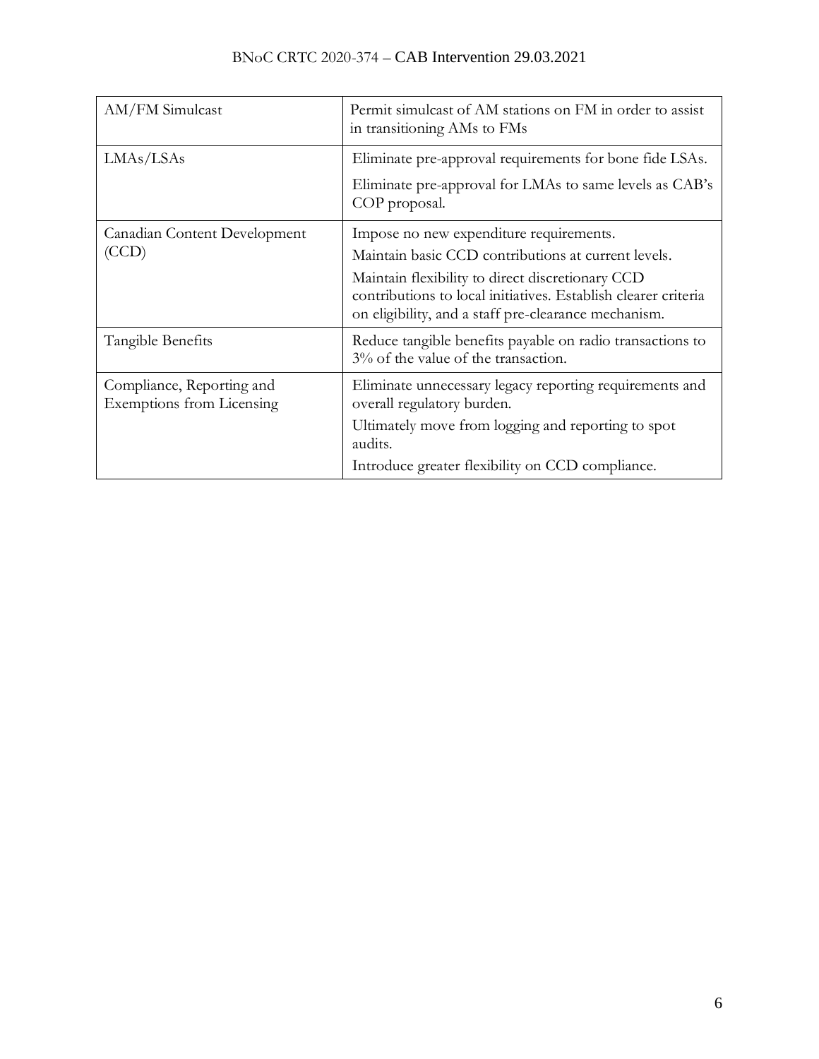| | |
|---|---|
| AM/FM Simulcast | Permit simulcast of AM stations on FM in order to assist in transitioning AMs to FMs |
| LMAs/LSAs | Eliminate pre-approval requirements for bone fide LSAs.<br><br>Eliminate pre-approval for LMAs to same levels as CAB's COP proposal. |
| Canadian Content Development (CCD) | Impose no new expenditure requirements.<br><br>Maintain basic CCD contributions at current levels.<br><br>Maintain flexibility to direct discretionary CCD contributions to local initiatives. Establish clearer criteria on eligibility, and a staff pre-clearance mechanism. |
| Tangible Benefits | Reduce tangible benefits payable on radio transactions to 3% of the value of the transaction. |
| Compliance, Reporting and Exemptions from Licensing | Eliminate unnecessary legacy reporting requirements and overall regulatory burden.<br><br>Ultimately move from logging and reporting to spot audits.<br><br>Introduce greater flexibility on CCD compliance. |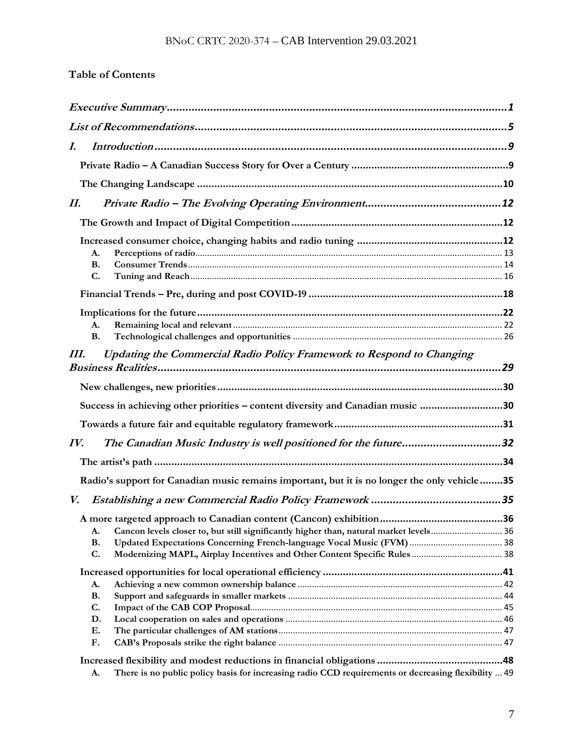**Table of Contents**

*Executive Summary* ... 1

*List of Recommendations* ... 5

*I. Introduction* ... 9

- **Private Radio – A Canadian Success Story for Over a Century** ... 9
- **The Changing Landscape** ... 10

*II. Private Radio – The Evolving Operating Environment* ... 12

- **The Growth and Impact of Digital Competition** ... 12
- **Increased consumer choice, changing habits and radio tuning** ... 12
  - **A. Perceptions of radio** ... 13
  - **B. Consumer Trends** ... 14
  - **C. Tuning and Reach** ... 16
- **Financial Trends – Pre, during and post COVID-19** ... 18
- **Implications for the future** ... 22
  - **A. Remaining local and relevant** ... 22
  - **B. Technological challenges and opportunities** ... 26

*III. Updating the Commercial Radio Policy Framework to Respond to Changing Business Realities* ... 29

- **New challenges, new priorities** ... 30
- **Success in achieving other priorities – content diversity and Canadian music** ... 30
- **Towards a future fair and equitable regulatory framework** ... 31

*IV. The Canadian Music Industry is well positioned for the future* ... 32

- **The artist's path** ... 34
- **Radio's support for Canadian music remains important, but it is no longer the only vehicle** ... 35

*V. Establishing a new Commercial Radio Policy Framework* ... 35

- **A more targeted approach to Canadian content (Cancon) exhibition** ... 36
  - **A. Cancon levels closer to, but still significantly higher than, natural market levels** ... 36
  - **B. Updated Expectations Concerning French-language Vocal Music (FVM)** ... 38
  - **C. Modernizing MAPL, Airplay Incentives and Other Content Specific Rules** ... 38
- **Increased opportunities for local operational efficiency** ... 41
  - **A. Achieving a new common ownership balance** ... 42
  - **B. Support and safeguards in smaller markets** ... 44
  - **C. Impact of the CAB COP Proposal** ... 45
  - **D. Local cooperation on sales and operations** ... 46
  - **E. The particular challenges of AM stations** ... 47
  - **F. CAB's Proposals strike the right balance** ... 47
- **Increased flexibility and modest reductions in financial obligations** ... 48
  - **A. There is no public policy basis for increasing radio CCD requirements or decreasing flexibility** ... 49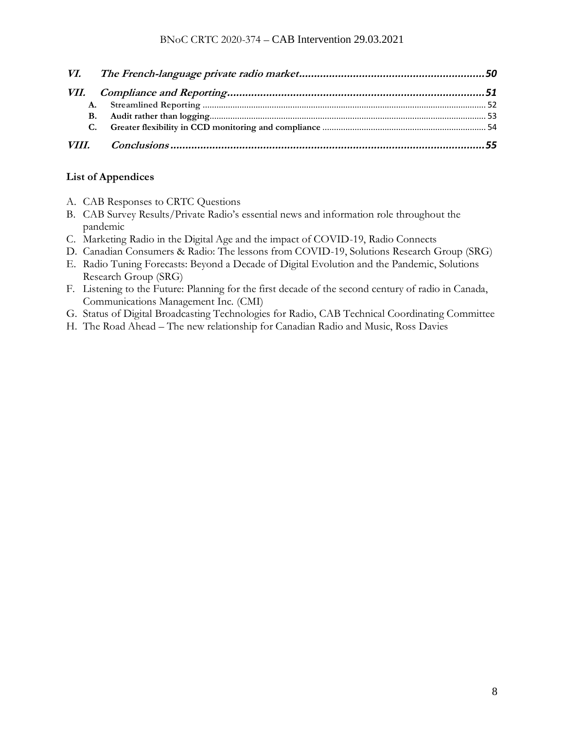*VI. The French-language private radio market* ..... 50

*VII. Compliance and Reporting* ..... 51

- **A. Streamlined Reporting** ..... 52
- **B. Audit rather than logging** ..... 53
- **C. Greater flexibility in CCD monitoring and compliance** ..... 54

*VIII. Conclusions* ..... 55

**List of Appendices**

A. CAB Responses to CRTC Questions
B. CAB Survey Results/Private Radio's essential news and information role throughout the pandemic
C. Marketing Radio in the Digital Age and the impact of COVID-19, Radio Connects
D. Canadian Consumers & Radio: The lessons from COVID-19, Solutions Research Group (SRG)
E. Radio Tuning Forecasts: Beyond a Decade of Digital Evolution and the Pandemic, Solutions Research Group (SRG)
F. Listening to the Future: Planning for the first decade of the second century of radio in Canada, Communications Management Inc. (CMI)
G. Status of Digital Broadcasting Technologies for Radio, CAB Technical Coordinating Committee
H. The Road Ahead – The new relationship for Canadian Radio and Music, Ross Davies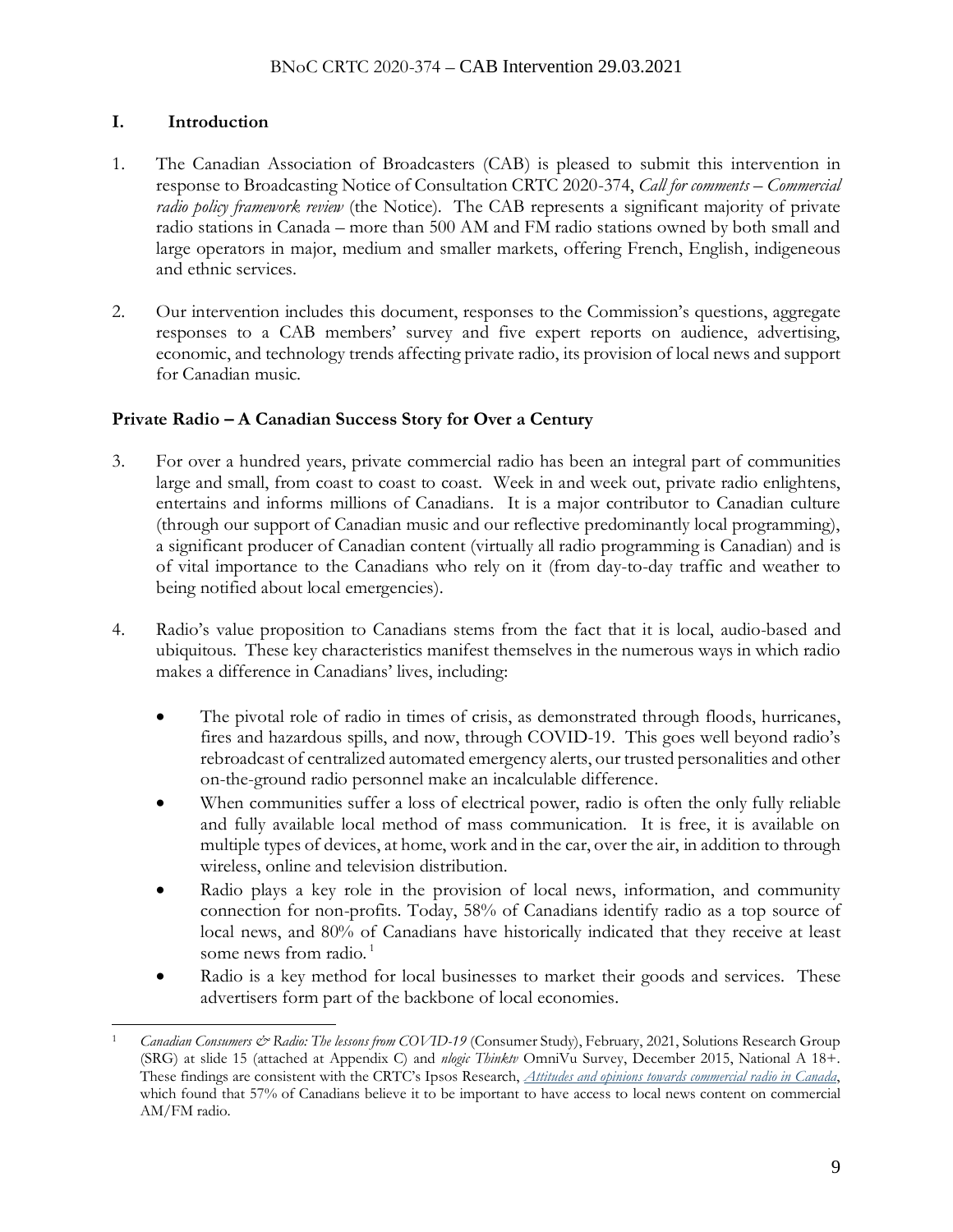## I. Introduction

1. The Canadian Association of Broadcasters (CAB) is pleased to submit this intervention in response to Broadcasting Notice of Consultation CRTC 2020-374, *Call for comments – Commercial radio policy framework review* (the Notice). The CAB represents a significant majority of private radio stations in Canada – more than 500 AM and FM radio stations owned by both small and large operators in major, medium and smaller markets, offering French, English, indigeneous and ethnic services.

2. Our intervention includes this document, responses to the Commission's questions, aggregate responses to a CAB members' survey and five expert reports on audience, advertising, economic, and technology trends affecting private radio, its provision of local news and support for Canadian music.

### Private Radio – A Canadian Success Story for Over a Century

3. For over a hundred years, private commercial radio has been an integral part of communities large and small, from coast to coast to coast. Week in and week out, private radio enlightens, entertains and informs millions of Canadians. It is a major contributor to Canadian culture (through our support of Canadian music and our reflective predominantly local programming), a significant producer of Canadian content (virtually all radio programming is Canadian) and is of vital importance to the Canadians who rely on it (from day-to-day traffic and weather to being notified about local emergencies).

4. Radio's value proposition to Canadians stems from the fact that it is local, audio-based and ubiquitous. These key characteristics manifest themselves in the numerous ways in which radio makes a difference in Canadians' lives, including:

   - The pivotal role of radio in times of crisis, as demonstrated through floods, hurricanes, fires and hazardous spills, and now, through COVID-19. This goes well beyond radio's rebroadcast of centralized automated emergency alerts, our trusted personalities and other on-the-ground radio personnel make an incalculable difference.
   - When communities suffer a loss of electrical power, radio is often the only fully reliable and fully available local method of mass communication. It is free, it is available on multiple types of devices, at home, work and in the car, over the air, in addition to through wireless, online and television distribution.
   - Radio plays a key role in the provision of local news, information, and community connection for non-profits. Today, 58% of Canadians identify radio as a top source of local news, and 80% of Canadians have historically indicated that they receive at least some news from radio.[1]
   - Radio is a key method for local businesses to market their goods and services. These advertisers form part of the backbone of local economies.

---

[1] *Canadian Consumers & Radio: The lessons from COVID-19* (Consumer Study), February, 2021, Solutions Research Group (SRG) at slide 15 (attached at Appendix C) and *nlogic Thinktv* OmniVu Survey, December 2015, National A 18+. These findings are consistent with the CRTC's Ipsos Research, *Attitudes and opinions towards commercial radio in Canada*, which found that 57% of Canadians believe it to be important to have access to local news content on commercial AM/FM radio.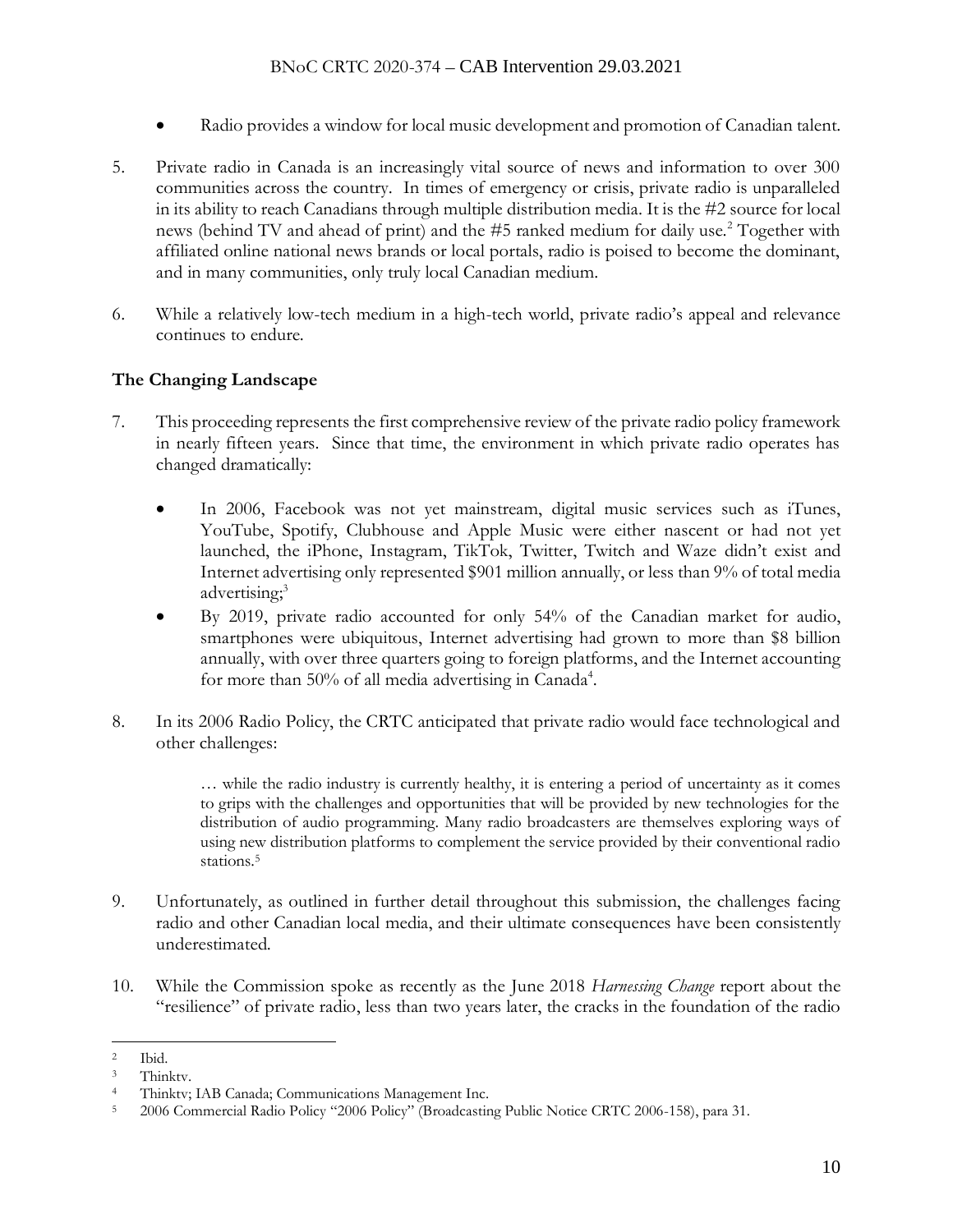- Radio provides a window for local music development and promotion of Canadian talent.

5. Private radio in Canada is an increasingly vital source of news and information to over 300 communities across the country. In times of emergency or crisis, private radio is unparalleled in its ability to reach Canadians through multiple distribution media. It is the #2 source for local news (behind TV and ahead of print) and the #5 ranked medium for daily use.[2] Together with affiliated online national news brands or local portals, radio is poised to become the dominant, and in many communities, only truly local Canadian medium.

6. While a relatively low-tech medium in a high-tech world, private radio's appeal and relevance continues to endure.

**The Changing Landscape**

7. This proceeding represents the first comprehensive review of the private radio policy framework in nearly fifteen years. Since that time, the environment in which private radio operates has changed dramatically:

   - In 2006, Facebook was not yet mainstream, digital music services such as iTunes, YouTube, Spotify, Clubhouse and Apple Music were either nascent or had not yet launched, the iPhone, Instagram, TikTok, Twitter, Twitch and Waze didn't exist and Internet advertising only represented $901 million annually, or less than 9% of total media advertising;[3]
   - By 2019, private radio accounted for only 54% of the Canadian market for audio, smartphones were ubiquitous, Internet advertising had grown to more than $8 billion annually, with over three quarters going to foreign platforms, and the Internet accounting for more than 50% of all media advertising in Canada[4].

8. In its 2006 Radio Policy, the CRTC anticipated that private radio would face technological and other challenges:

   > … while the radio industry is currently healthy, it is entering a period of uncertainty as it comes to grips with the challenges and opportunities that will be provided by new technologies for the distribution of audio programming. Many radio broadcasters are themselves exploring ways of using new distribution platforms to complement the service provided by their conventional radio stations.[5]

9. Unfortunately, as outlined in further detail throughout this submission, the challenges facing radio and other Canadian local media, and their ultimate consequences have been consistently underestimated.

10. While the Commission spoke as recently as the June 2018 *Harnessing Change* report about the "resilience" of private radio, less than two years later, the cracks in the foundation of the radio

---

[2] Ibid.

[3] Thinktv.

[4] Thinktv; IAB Canada; Communications Management Inc.

[5] 2006 Commercial Radio Policy "2006 Policy" (Broadcasting Public Notice CRTC 2006-158), para 31.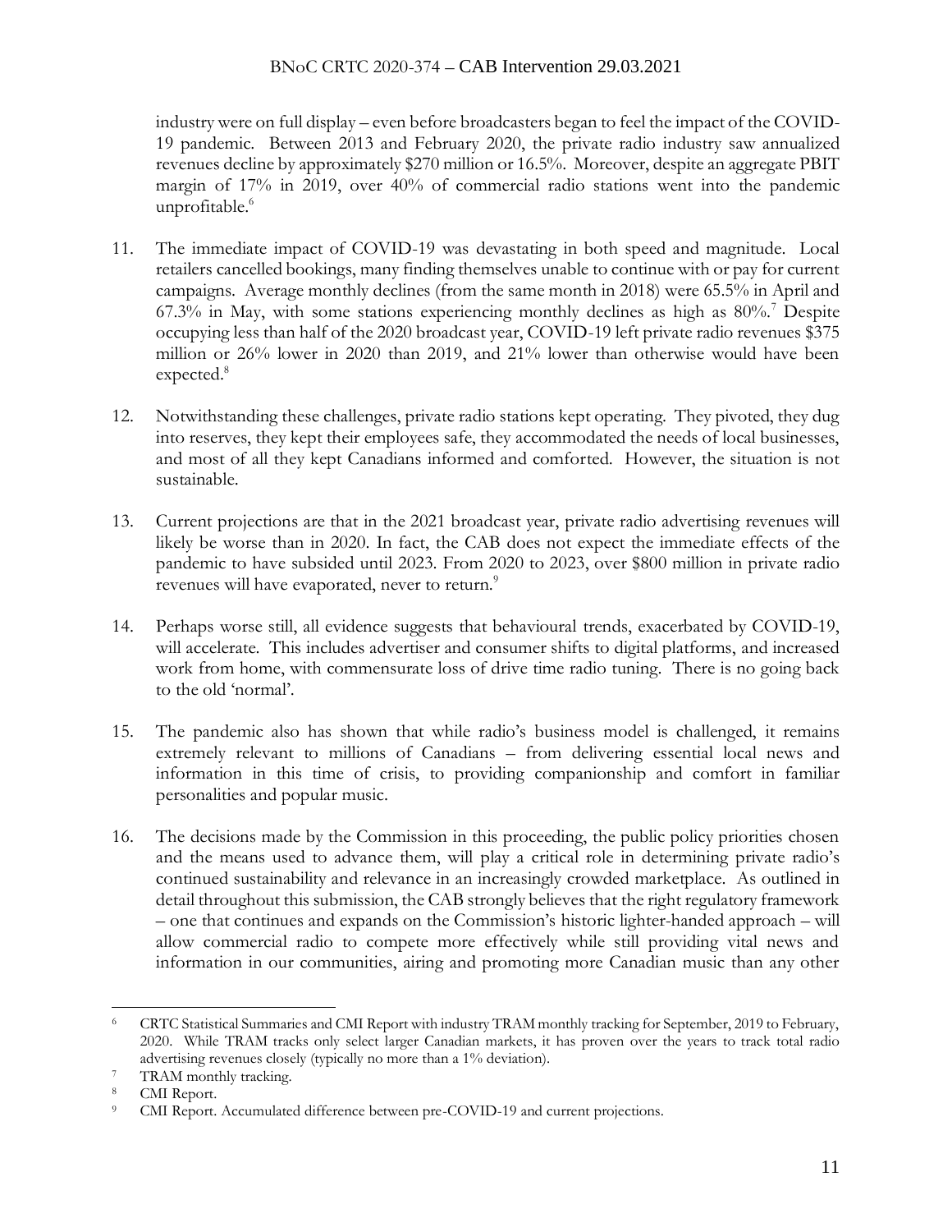industry were on full display – even before broadcasters began to feel the impact of the COVID-19 pandemic. Between 2013 and February 2020, the private radio industry saw annualized revenues decline by approximately $270 million or 16.5%. Moreover, despite an aggregate PBIT margin of 17% in 2019, over 40% of commercial radio stations went into the pandemic unprofitable.[6]

11. The immediate impact of COVID-19 was devastating in both speed and magnitude. Local retailers cancelled bookings, many finding themselves unable to continue with or pay for current campaigns. Average monthly declines (from the same month in 2018) were 65.5% in April and 67.3% in May, with some stations experiencing monthly declines as high as 80%.[7] Despite occupying less than half of the 2020 broadcast year, COVID-19 left private radio revenues $375 million or 26% lower in 2020 than 2019, and 21% lower than otherwise would have been expected.[8]

12. Notwithstanding these challenges, private radio stations kept operating. They pivoted, they dug into reserves, they kept their employees safe, they accommodated the needs of local businesses, and most of all they kept Canadians informed and comforted. However, the situation is not sustainable.

13. Current projections are that in the 2021 broadcast year, private radio advertising revenues will likely be worse than in 2020. In fact, the CAB does not expect the immediate effects of the pandemic to have subsided until 2023. From 2020 to 2023, over $800 million in private radio revenues will have evaporated, never to return.[9]

14. Perhaps worse still, all evidence suggests that behavioural trends, exacerbated by COVID-19, will accelerate. This includes advertiser and consumer shifts to digital platforms, and increased work from home, with commensurate loss of drive time radio tuning. There is no going back to the old 'normal'.

15. The pandemic also has shown that while radio's business model is challenged, it remains extremely relevant to millions of Canadians – from delivering essential local news and information in this time of crisis, to providing companionship and comfort in familiar personalities and popular music.

16. The decisions made by the Commission in this proceeding, the public policy priorities chosen and the means used to advance them, will play a critical role in determining private radio's continued sustainability and relevance in an increasingly crowded marketplace. As outlined in detail throughout this submission, the CAB strongly believes that the right regulatory framework – one that continues and expands on the Commission's historic lighter-handed approach – will allow commercial radio to compete more effectively while still providing vital news and information in our communities, airing and promoting more Canadian music than any other

---

[6] CRTC Statistical Summaries and CMI Report with industry TRAM monthly tracking for September, 2019 to February, 2020. While TRAM tracks only select larger Canadian markets, it has proven over the years to track total radio advertising revenues closely (typically no more than a 1% deviation).

[7] TRAM monthly tracking.

[8] CMI Report.

[9] CMI Report. Accumulated difference between pre-COVID-19 and current projections.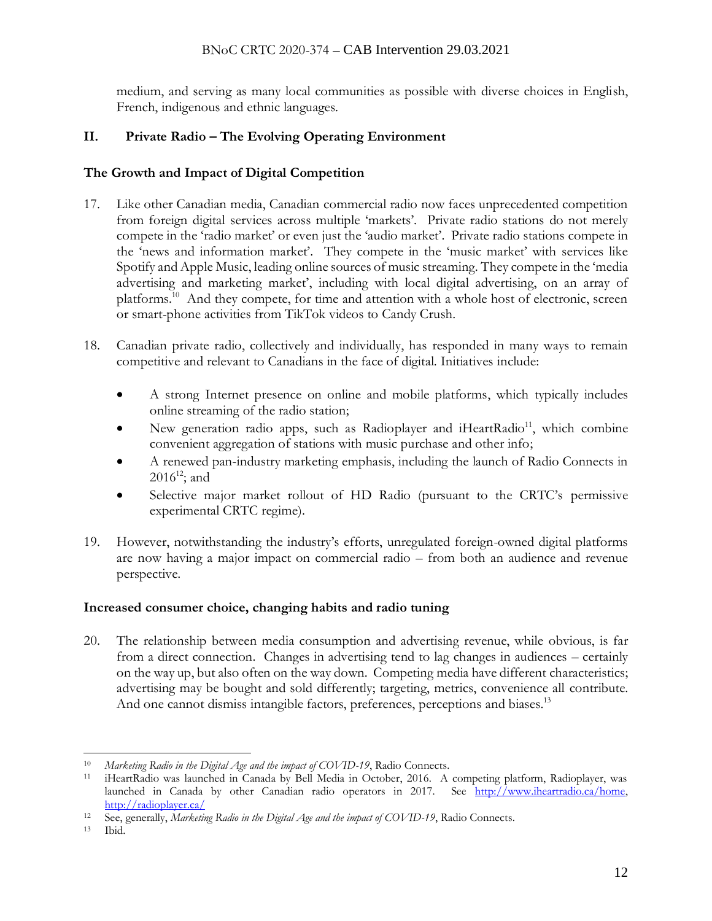medium, and serving as many local communities as possible with diverse choices in English, French, indigenous and ethnic languages.

## II. Private Radio – The Evolving Operating Environment

### The Growth and Impact of Digital Competition

17. Like other Canadian media, Canadian commercial radio now faces unprecedented competition from foreign digital services across multiple 'markets'. Private radio stations do not merely compete in the 'radio market' or even just the 'audio market'. Private radio stations compete in the 'news and information market'. They compete in the 'music market' with services like Spotify and Apple Music, leading online sources of music streaming. They compete in the 'media advertising and marketing market', including with local digital advertising, on an array of platforms.[10] And they compete, for time and attention with a whole host of electronic, screen or smart-phone activities from TikTok videos to Candy Crush.

18. Canadian private radio, collectively and individually, has responded in many ways to remain competitive and relevant to Canadians in the face of digital. Initiatives include:

    - A strong Internet presence on online and mobile platforms, which typically includes online streaming of the radio station;
    - New generation radio apps, such as Radioplayer and iHeartRadio[11], which combine convenient aggregation of stations with music purchase and other info;
    - A renewed pan-industry marketing emphasis, including the launch of Radio Connects in 2016[12]; and
    - Selective major market rollout of HD Radio (pursuant to the CRTC's permissive experimental CRTC regime).

19. However, notwithstanding the industry's efforts, unregulated foreign-owned digital platforms are now having a major impact on commercial radio – from both an audience and revenue perspective.

### Increased consumer choice, changing habits and radio tuning

20. The relationship between media consumption and advertising revenue, while obvious, is far from a direct connection. Changes in advertising tend to lag changes in audiences – certainly on the way up, but also often on the way down. Competing media have different characteristics; advertising may be bought and sold differently; targeting, metrics, convenience all contribute. And one cannot dismiss intangible factors, preferences, perceptions and biases.[13]

---

[10] *Marketing Radio in the Digital Age and the impact of COVID-19*, Radio Connects.

[11] iHeartRadio was launched in Canada by Bell Media in October, 2016. A competing platform, Radioplayer, was launched in Canada by other Canadian radio operators in 2017. See http://www.iheartradio.ca/home, http://radioplayer.ca/

[12] See, generally, *Marketing Radio in the Digital Age and the impact of COVID-19*, Radio Connects.

[13] Ibid.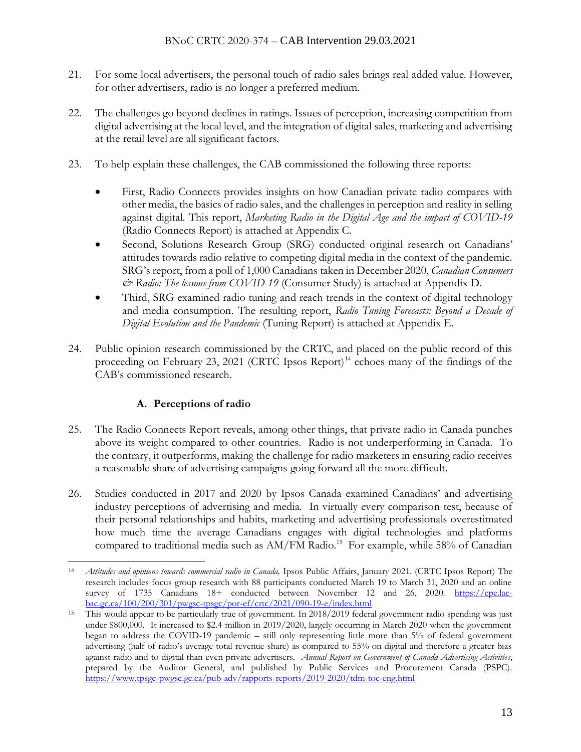21. For some local advertisers, the personal touch of radio sales brings real added value. However, for other advertisers, radio is no longer a preferred medium.

22. The challenges go beyond declines in ratings. Issues of perception, increasing competition from digital advertising at the local level, and the integration of digital sales, marketing and advertising at the retail level are all significant factors.

23. To help explain these challenges, the CAB commissioned the following three reports:

   - First, Radio Connects provides insights on how Canadian private radio compares with other media, the basics of radio sales, and the challenges in perception and reality in selling against digital. This report, *Marketing Radio in the Digital Age and the impact of COVID-19* (Radio Connects Report) is attached at Appendix C.
   - Second, Solutions Research Group (SRG) conducted original research on Canadians' attitudes towards radio relative to competing digital media in the context of the pandemic. SRG's report, from a poll of 1,000 Canadians taken in December 2020, *Canadian Consumers & Radio: The lessons from COVID-19* (Consumer Study) is attached at Appendix D.
   - Third, SRG examined radio tuning and reach trends in the context of digital technology and media consumption. The resulting report, *Radio Tuning Forecasts: Beyond a Decade of Digital Evolution and the Pandemic* (Tuning Report) is attached at Appendix E.

24. Public opinion research commissioned by the CRTC, and placed on the public record of this proceeding on February 23, 2021 (CRTC Ipsos Report)[14] echoes many of the findings of the CAB's commissioned research.

### A. Perceptions of radio

25. The Radio Connects Report reveals, among other things, that private radio in Canada punches above its weight compared to other countries. Radio is not underperforming in Canada. To the contrary, it outperforms, making the challenge for radio marketers in ensuring radio receives a reasonable share of advertising campaigns going forward all the more difficult.

26. Studies conducted in 2017 and 2020 by Ipsos Canada examined Canadians' and advertising industry perceptions of advertising and media. In virtually every comparison test, because of their personal relationships and habits, marketing and advertising professionals overestimated how much time the average Canadians engages with digital technologies and platforms compared to traditional media such as AM/FM Radio.[15] For example, while 58% of Canadian

---

[14] *Attitudes and opinions towards commercial radio in Canada,* Ipsos Public Affairs, January 2021. (CRTC Ipsos Report) The research includes focus group research with 88 participants conducted March 19 to March 31, 2020 and an online survey of 1735 Canadians 18+ conducted between November 12 and 26, 2020. https://epe.lac-bac.gc.ca/100/200/301/pwgsc-tpsgc/por-ef/crtc/2021/090-19-e/index.html

[15] This would appear to be particularly true of government. In 2018/2019 federal government radio spending was just under $800,000. It increased to $2.4 million in 2019/2020, largely occurring in March 2020 when the government began to address the COVID-19 pandemic – still only representing little more than 5% of federal government advertising (half of radio's average total revenue share) as compared to 55% on digital and therefore a greater bias against radio and to digital than even private advertisers. *Annual Report on Government of Canada Advertising Activities*, prepared by the Auditor General, and published by Public Services and Procurement Canada (PSPC). https://www.tpsgc-pwgsc.gc.ca/pub-adv/rapports-reports/2019-2020/tdm-toc-eng.html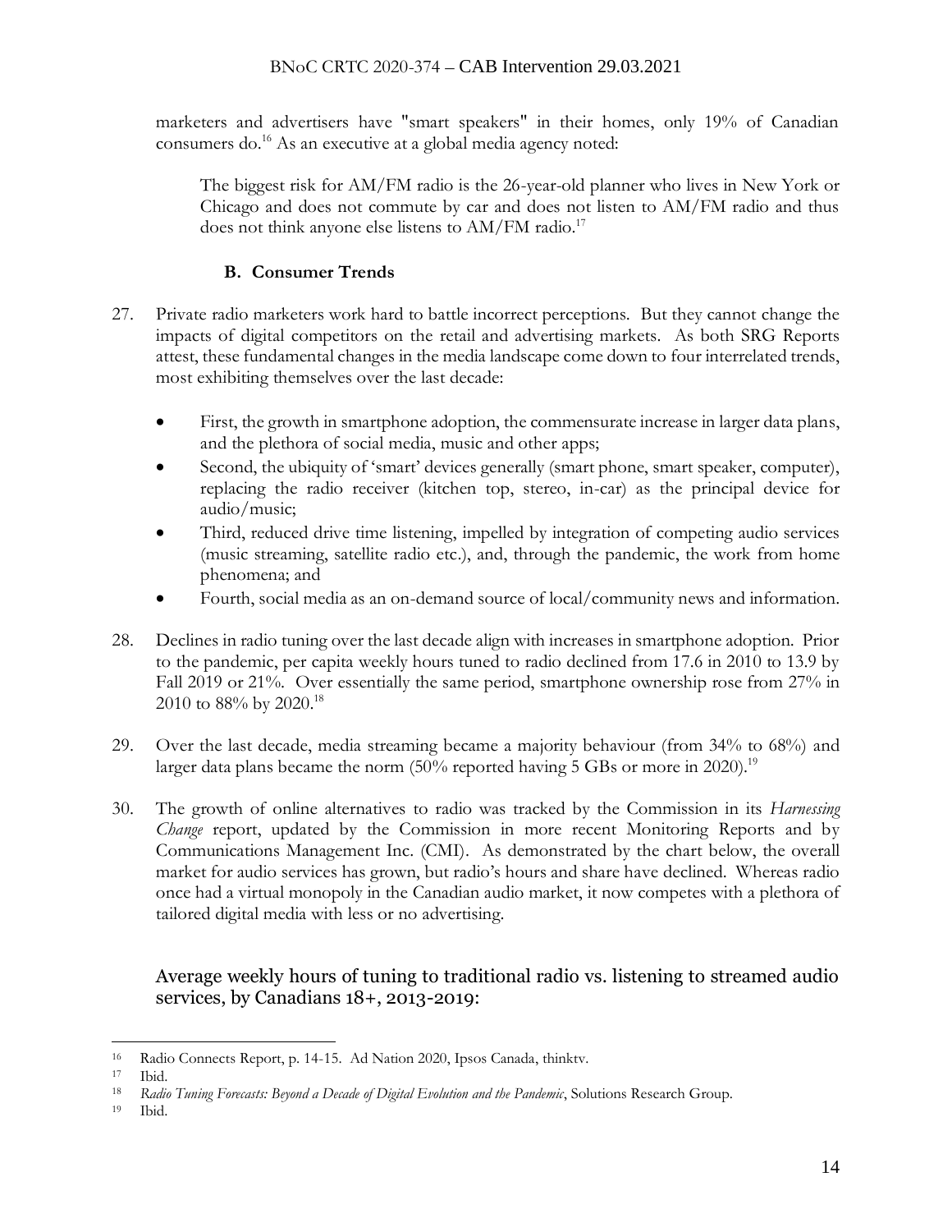marketers and advertisers have "smart speakers" in their homes, only 19% of Canadian consumers do.[16] As an executive at a global media agency noted:

> The biggest risk for AM/FM radio is the 26-year-old planner who lives in New York or Chicago and does not commute by car and does not listen to AM/FM radio and thus does not think anyone else listens to AM/FM radio.[17]

### B. Consumer Trends

27. Private radio marketers work hard to battle incorrect perceptions. But they cannot change the impacts of digital competitors on the retail and advertising markets. As both SRG Reports attest, these fundamental changes in the media landscape come down to four interrelated trends, most exhibiting themselves over the last decade:

    - First, the growth in smartphone adoption, the commensurate increase in larger data plans, and the plethora of social media, music and other apps;
    - Second, the ubiquity of 'smart' devices generally (smart phone, smart speaker, computer), replacing the radio receiver (kitchen top, stereo, in-car) as the principal device for audio/music;
    - Third, reduced drive time listening, impelled by integration of competing audio services (music streaming, satellite radio etc.), and, through the pandemic, the work from home phenomena; and
    - Fourth, social media as an on-demand source of local/community news and information.

28. Declines in radio tuning over the last decade align with increases in smartphone adoption. Prior to the pandemic, per capita weekly hours tuned to radio declined from 17.6 in 2010 to 13.9 by Fall 2019 or 21%. Over essentially the same period, smartphone ownership rose from 27% in 2010 to 88% by 2020.[18]

29. Over the last decade, media streaming became a majority behaviour (from 34% to 68%) and larger data plans became the norm (50% reported having 5 GBs or more in 2020).[19]

30. The growth of online alternatives to radio was tracked by the Commission in its *Harnessing Change* report, updated by the Commission in more recent Monitoring Reports and by Communications Management Inc. (CMI). As demonstrated by the chart below, the overall market for audio services has grown, but radio's hours and share have declined. Whereas radio once had a virtual monopoly in the Canadian audio market, it now competes with a plethora of tailored digital media with less or no advertising.

Average weekly hours of tuning to traditional radio vs. listening to streamed audio services, by Canadians 18+, 2013-2019:

---

[16] Radio Connects Report, p. 14-15. Ad Nation 2020, Ipsos Canada, thinktv.

[17] Ibid.

[18] *Radio Tuning Forecasts: Beyond a Decade of Digital Evolution and the Pandemic*, Solutions Research Group.

[19] Ibid.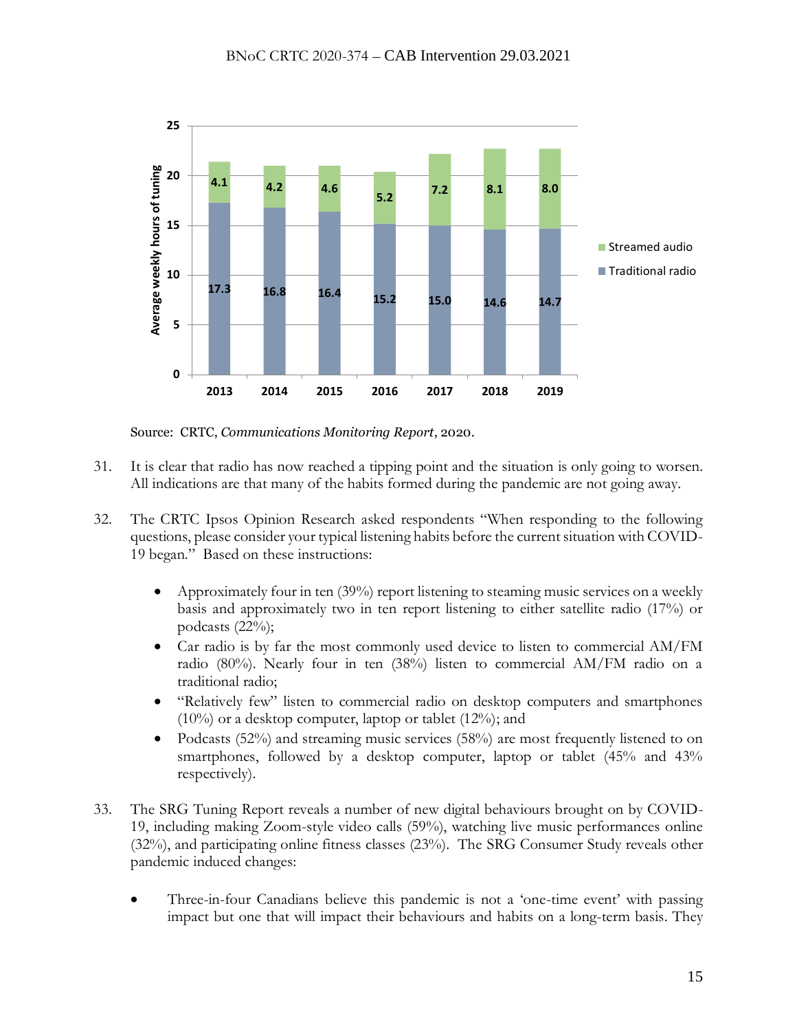| Average weekly hours of tuning | 2013 | 2014 | 2015 | 2016 | 2017 | 2018 | 2019 |
|---|---|---|---|---|---|---|---|
| Streamed audio | 4.1 | 4.2 | 4.6 | 5.2 | 7.2 | 8.1 | 8.0 |
| Traditional radio | 17.3 | 16.8 | 16.4 | 15.2 | 15.0 | 14.6 | 14.7 |

Source: CRTC, *Communications Monitoring Report*, 2020.

31. It is clear that radio has now reached a tipping point and the situation is only going to worsen. All indications are that many of the habits formed during the pandemic are not going away.

32. The CRTC Ipsos Opinion Research asked respondents "When responding to the following questions, please consider your typical listening habits before the current situation with COVID-19 began." Based on these instructions:

    - Approximately four in ten (39%) report listening to steaming music services on a weekly basis and approximately two in ten report listening to either satellite radio (17%) or podcasts (22%);
    - Car radio is by far the most commonly used device to listen to commercial AM/FM radio (80%). Nearly four in ten (38%) listen to commercial AM/FM radio on a traditional radio;
    - "Relatively few" listen to commercial radio on desktop computers and smartphones (10%) or a desktop computer, laptop or tablet (12%); and
    - Podcasts (52%) and streaming music services (58%) are most frequently listened to on smartphones, followed by a desktop computer, laptop or tablet (45% and 43% respectively).

33. The SRG Tuning Report reveals a number of new digital behaviours brought on by COVID-19, including making Zoom-style video calls (59%), watching live music performances online (32%), and participating online fitness classes (23%). The SRG Consumer Study reveals other pandemic induced changes:

    - Three-in-four Canadians believe this pandemic is not a 'one-time event' with passing impact but one that will impact their behaviours and habits on a long-term basis. They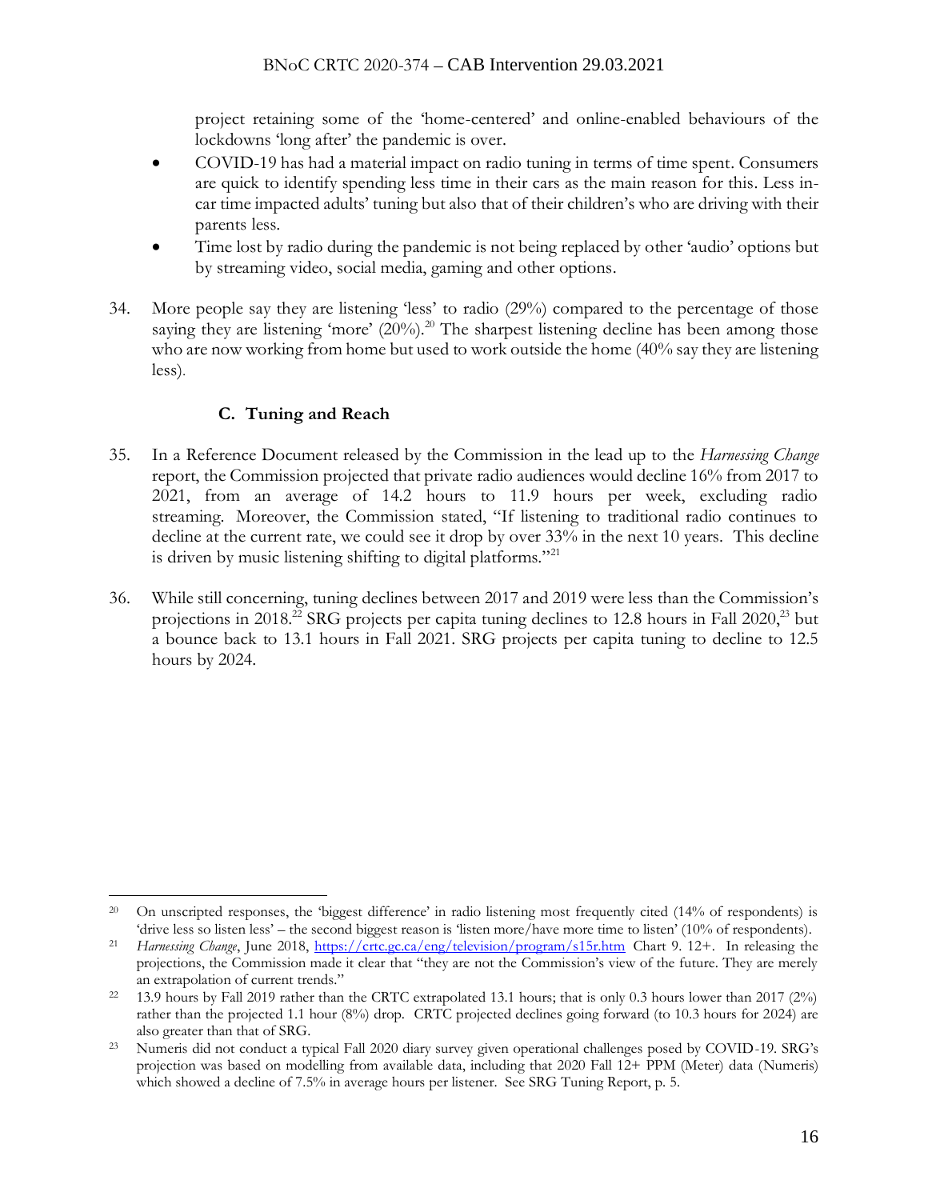project retaining some of the 'home-centered' and online-enabled behaviours of the lockdowns 'long after' the pandemic is over.

- COVID-19 has had a material impact on radio tuning in terms of time spent. Consumers are quick to identify spending less time in their cars as the main reason for this. Less in-car time impacted adults' tuning but also that of their children's who are driving with their parents less.
- Time lost by radio during the pandemic is not being replaced by other 'audio' options but by streaming video, social media, gaming and other options.

34. More people say they are listening 'less' to radio (29%) compared to the percentage of those saying they are listening 'more' (20%).[20] The sharpest listening decline has been among those who are now working from home but used to work outside the home (40% say they are listening less).

### C. Tuning and Reach

35. In a Reference Document released by the Commission in the lead up to the *Harnessing Change* report, the Commission projected that private radio audiences would decline 16% from 2017 to 2021, from an average of 14.2 hours to 11.9 hours per week, excluding radio streaming. Moreover, the Commission stated, "If listening to traditional radio continues to decline at the current rate, we could see it drop by over 33% in the next 10 years. This decline is driven by music listening shifting to digital platforms."[21]

36. While still concerning, tuning declines between 2017 and 2019 were less than the Commission's projections in 2018.[22] SRG projects per capita tuning declines to 12.8 hours in Fall 2020,[23] but a bounce back to 13.1 hours in Fall 2021. SRG projects per capita tuning to decline to 12.5 hours by 2024.

---

[20] On unscripted responses, the 'biggest difference' in radio listening most frequently cited (14% of respondents) is 'drive less so listen less' – the second biggest reason is 'listen more/have more time to listen' (10% of respondents).

[21] *Harnessing Change*, June 2018, https://crtc.gc.ca/eng/television/program/s15r.htm Chart 9. 12+. In releasing the projections, the Commission made it clear that "they are not the Commission's view of the future. They are merely an extrapolation of current trends."

[22] 13.9 hours by Fall 2019 rather than the CRTC extrapolated 13.1 hours; that is only 0.3 hours lower than 2017 (2%) rather than the projected 1.1 hour (8%) drop. CRTC projected declines going forward (to 10.3 hours for 2024) are also greater than that of SRG.

[23] Numeris did not conduct a typical Fall 2020 diary survey given operational challenges posed by COVID-19. SRG's projection was based on modelling from available data, including that 2020 Fall 12+ PPM (Meter) data (Numeris) which showed a decline of 7.5% in average hours per listener. See SRG Tuning Report, p. 5.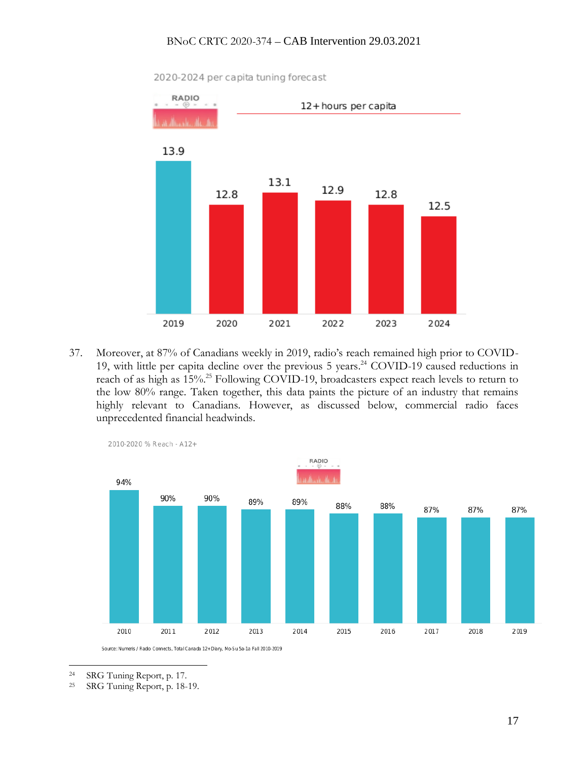2020-2024 per capita tuning forecast

RADIO

12+ hours per capita

| 2019 | 2020 | 2021 | 2022 | 2023 | 2024 |
|---|---|---|---|---|---|
| 13.9 | 12.8 | 13.1 | 12.9 | 12.8 | 12.5 |

37. Moreover, at 87% of Canadians weekly in 2019, radio's reach remained high prior to COVID-19, with little per capita decline over the previous 5 years.[24] COVID-19 caused reductions in reach of as high as 15%.[25] Following COVID-19, broadcasters expect reach levels to return to the low 80% range. Taken together, this data paints the picture of an industry that remains highly relevant to Canadians. However, as discussed below, commercial radio faces unprecedented financial headwinds.

2010-2020 % Reach - A12+

RADIO

| 2010 | 2011 | 2012 | 2013 | 2014 | 2015 | 2016 | 2017 | 2018 | 2019 |
|---|---|---|---|---|---|---|---|---|---|
| 94% | 90% | 90% | 89% | 89% | 88% | 88% | 87% | 87% | 87% |

Source: Numeris / Radio Connects, Total Canada 12+ Diary, Mo-Su 5a-1a Fall 2010-2019

---

[24] SRG Tuning Report, p. 17.

[25] SRG Tuning Report, p. 18-19.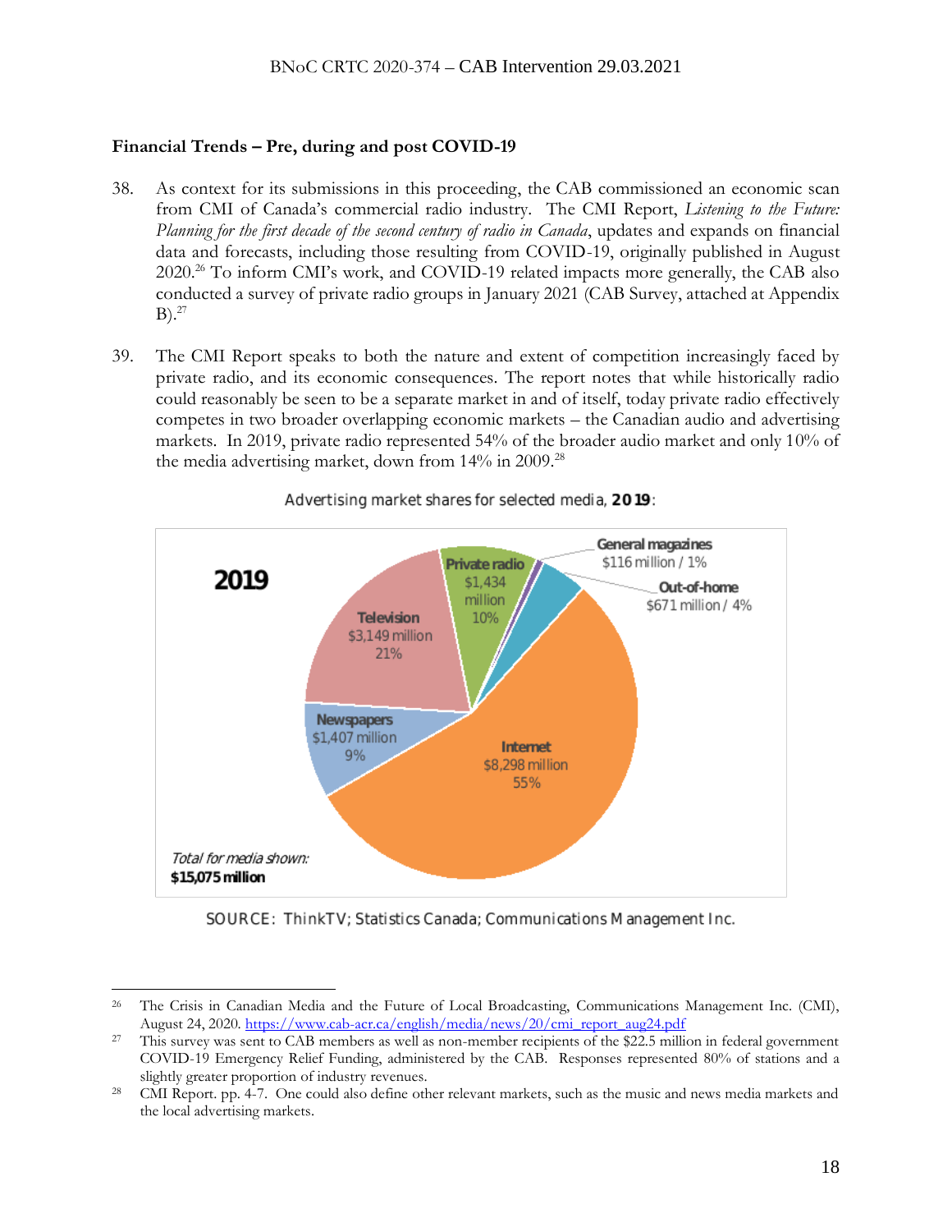### Financial Trends – Pre, during and post COVID-19

38. As context for its submissions in this proceeding, the CAB commissioned an economic scan from CMI of Canada's commercial radio industry. The CMI Report, *Listening to the Future: Planning for the first decade of the second century of radio in Canada*, updates and expands on financial data and forecasts, including those resulting from COVID-19, originally published in August 2020.[26] To inform CMI's work, and COVID-19 related impacts more generally, the CAB also conducted a survey of private radio groups in January 2021 (CAB Survey, attached at Appendix B).[27]

39. The CMI Report speaks to both the nature and extent of competition increasingly faced by private radio, and its economic consequences. The report notes that while historically radio could reasonably be seen to be a separate market in and of itself, today private radio effectively competes in two broader overlapping economic markets – the Canadian audio and advertising markets. In 2019, private radio represented 54% of the broader audio market and only 10% of the media advertising market, down from 14% in 2009.[28]

Advertising market shares for selected media, **2019**:

**2019**

| Media | Revenue | Share |
|---|---|---|
| Internet | $8,298 million | 55% |
| Television | $3,149 million | 21% |
| Private radio | $1,434 million | 10% |
| Newspapers | $1,407 million | 9% |
| Out-of-home | $671 million | 4% |
| General magazines | $116 million | 1% |

*Total for media shown:* **$15,075 million**

SOURCE: ThinkTV; Statistics Canada; Communications Management Inc.

---

[26] The Crisis in Canadian Media and the Future of Local Broadcasting, Communications Management Inc. (CMI), August 24, 2020. https://www.cab-acr.ca/english/media/news/20/cmi_report_aug24.pdf

[27] This survey was sent to CAB members as well as non-member recipients of the $22.5 million in federal government COVID-19 Emergency Relief Funding, administered by the CAB. Responses represented 80% of stations and a slightly greater proportion of industry revenues.

[28] CMI Report. pp. 4-7. One could also define other relevant markets, such as the music and news media markets and the local advertising markets.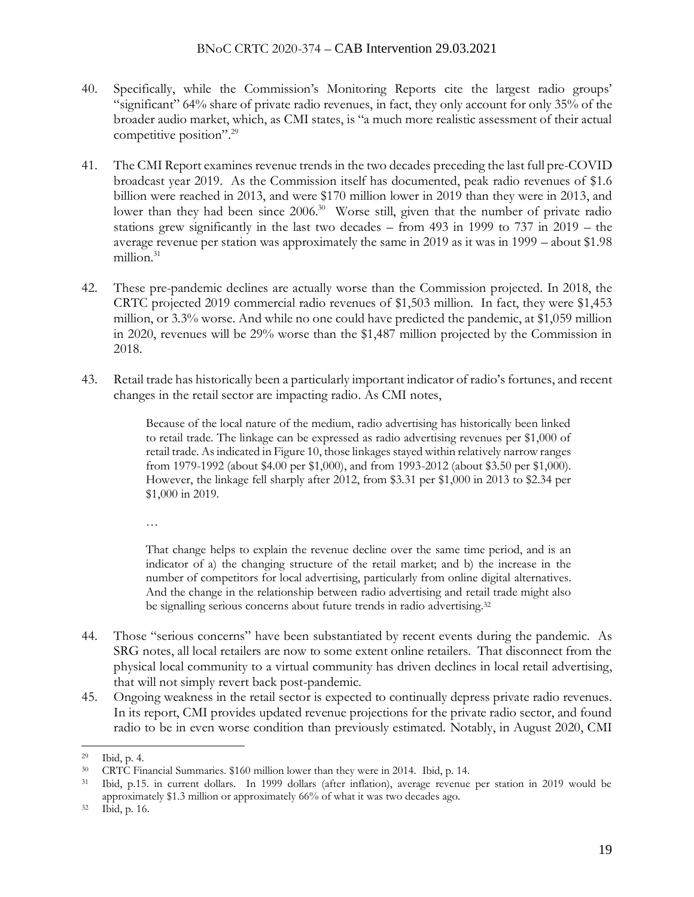40. Specifically, while the Commission's Monitoring Reports cite the largest radio groups' "significant" 64% share of private radio revenues, in fact, they only account for only 35% of the broader audio market, which, as CMI states, is "a much more realistic assessment of their actual competitive position".[29]

41. The CMI Report examines revenue trends in the two decades preceding the last full pre-COVID broadcast year 2019. As the Commission itself has documented, peak radio revenues of $1.6 billion were reached in 2013, and were $170 million lower in 2019 than they were in 2013, and lower than they had been since 2006.[30] Worse still, given that the number of private radio stations grew significantly in the last two decades – from 493 in 1999 to 737 in 2019 – the average revenue per station was approximately the same in 2019 as it was in 1999 – about $1.98 million.[31]

42. These pre-pandemic declines are actually worse than the Commission projected. In 2018, the CRTC projected 2019 commercial radio revenues of $1,503 million. In fact, they were $1,453 million, or 3.3% worse. And while no one could have predicted the pandemic, at $1,059 million in 2020, revenues will be 29% worse than the $1,487 million projected by the Commission in 2018.

43. Retail trade has historically been a particularly important indicator of radio's fortunes, and recent changes in the retail sector are impacting radio. As CMI notes,

> Because of the local nature of the medium, radio advertising has historically been linked to retail trade. The linkage can be expressed as radio advertising revenues per $1,000 of retail trade. As indicated in Figure 10, those linkages stayed within relatively narrow ranges from 1979-1992 (about $4.00 per $1,000), and from 1993-2012 (about $3.50 per $1,000). However, the linkage fell sharply after 2012, from $3.31 per $1,000 in 2013 to $2.34 per $1,000 in 2019.
>
> …
>
> That change helps to explain the revenue decline over the same time period, and is an indicator of a) the changing structure of the retail market; and b) the increase in the number of competitors for local advertising, particularly from online digital alternatives. And the change in the relationship between radio advertising and retail trade might also be signalling serious concerns about future trends in radio advertising.[32]

44. Those "serious concerns" have been substantiated by recent events during the pandemic. As SRG notes, all local retailers are now to some extent online retailers. That disconnect from the physical local community to a virtual community has driven declines in local retail advertising, that will not simply revert back post-pandemic.

45. Ongoing weakness in the retail sector is expected to continually depress private radio revenues. In its report, CMI provides updated revenue projections for the private radio sector, and found radio to be in even worse condition than previously estimated. Notably, in August 2020, CMI

---

[29] Ibid, p. 4.

[30] CRTC Financial Summaries. $160 million lower than they were in 2014. Ibid, p. 14.

[31] Ibid, p.15. in current dollars. In 1999 dollars (after inflation), average revenue per station in 2019 would be approximately $1.3 million or approximately 66% of what it was two decades ago.

[32] Ibid, p. 16.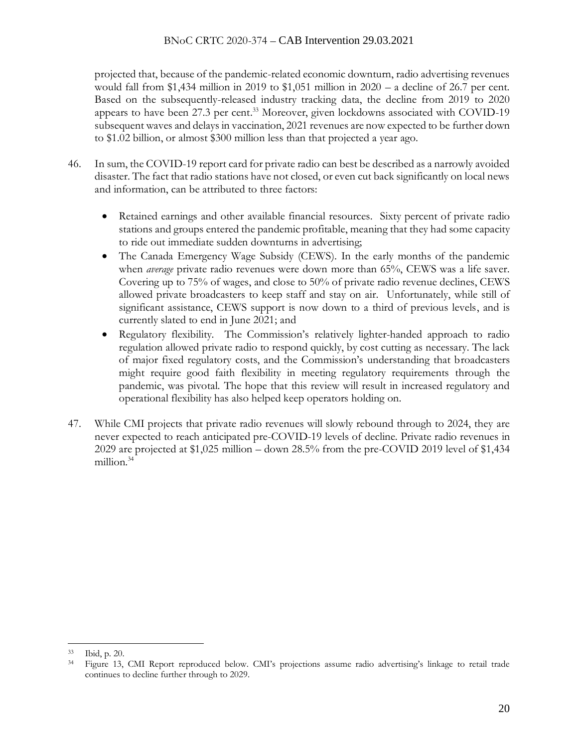projected that, because of the pandemic-related economic downturn, radio advertising revenues would fall from $1,434 million in 2019 to $1,051 million in 2020 – a decline of 26.7 per cent. Based on the subsequently-released industry tracking data, the decline from 2019 to 2020 appears to have been 27.3 per cent.[33] Moreover, given lockdowns associated with COVID-19 subsequent waves and delays in vaccination, 2021 revenues are now expected to be further down to $1.02 billion, or almost $300 million less than that projected a year ago.

46. In sum, the COVID-19 report card for private radio can best be described as a narrowly avoided disaster. The fact that radio stations have not closed, or even cut back significantly on local news and information, can be attributed to three factors:

   - Retained earnings and other available financial resources. Sixty percent of private radio stations and groups entered the pandemic profitable, meaning that they had some capacity to ride out immediate sudden downturns in advertising;
   - The Canada Emergency Wage Subsidy (CEWS). In the early months of the pandemic when *average* private radio revenues were down more than 65%, CEWS was a life saver. Covering up to 75% of wages, and close to 50% of private radio revenue declines, CEWS allowed private broadcasters to keep staff and stay on air. Unfortunately, while still of significant assistance, CEWS support is now down to a third of previous levels, and is currently slated to end in June 2021; and
   - Regulatory flexibility. The Commission's relatively lighter-handed approach to radio regulation allowed private radio to respond quickly, by cost cutting as necessary. The lack of major fixed regulatory costs, and the Commission's understanding that broadcasters might require good faith flexibility in meeting regulatory requirements through the pandemic, was pivotal. The hope that this review will result in increased regulatory and operational flexibility has also helped keep operators holding on.

47. While CMI projects that private radio revenues will slowly rebound through to 2024, they are never expected to reach anticipated pre-COVID-19 levels of decline. Private radio revenues in 2029 are projected at $1,025 million – down 28.5% from the pre-COVID 2019 level of $1,434 million.[34]

---

[33] Ibid, p. 20.

[34] Figure 13, CMI Report reproduced below. CMI's projections assume radio advertising's linkage to retail trade continues to decline further through to 2029.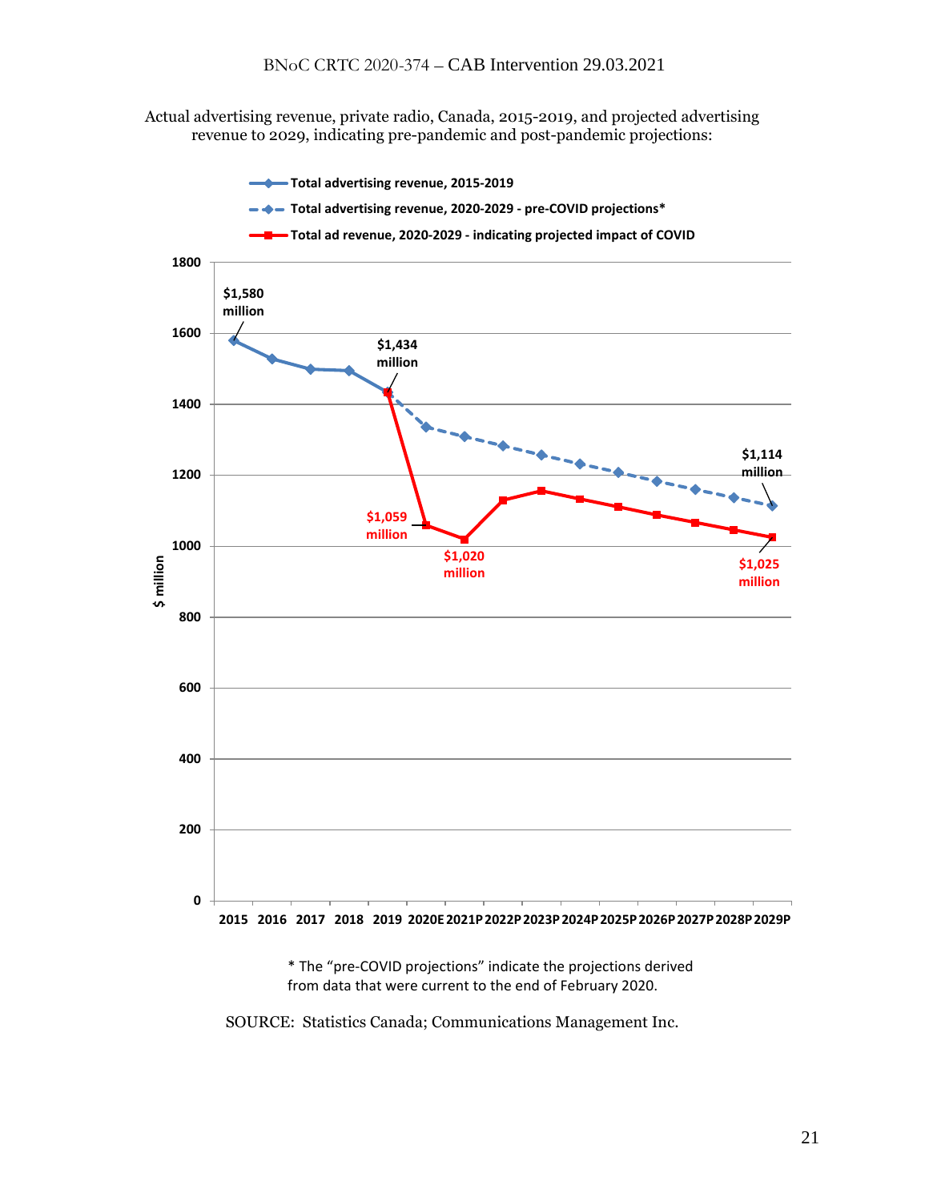Actual advertising revenue, private radio, Canada, 2015-2019, and projected advertising revenue to 2029, indicating pre-pandemic and post-pandemic projections:

- Total advertising revenue, 2015-2019
- Total advertising revenue, 2020-2029 - pre-COVID projections*
- Total ad revenue, 2020-2029 - indicating projected impact of COVID

$ million

1800
1600
1400
1200
1000
800
600
400
200
0

2015 2016 2017 2018 2019 2020E 2021P 2022P 2023P 2024P 2025P 2026P 2027P 2028P 2029P

$1,580 million

$1,434 million

$1,114 million

$1,059 million

$1,020 million

$1,025 million

\* The "pre-COVID projections" indicate the projections derived from data that were current to the end of February 2020.

SOURCE: Statistics Canada; Communications Management Inc.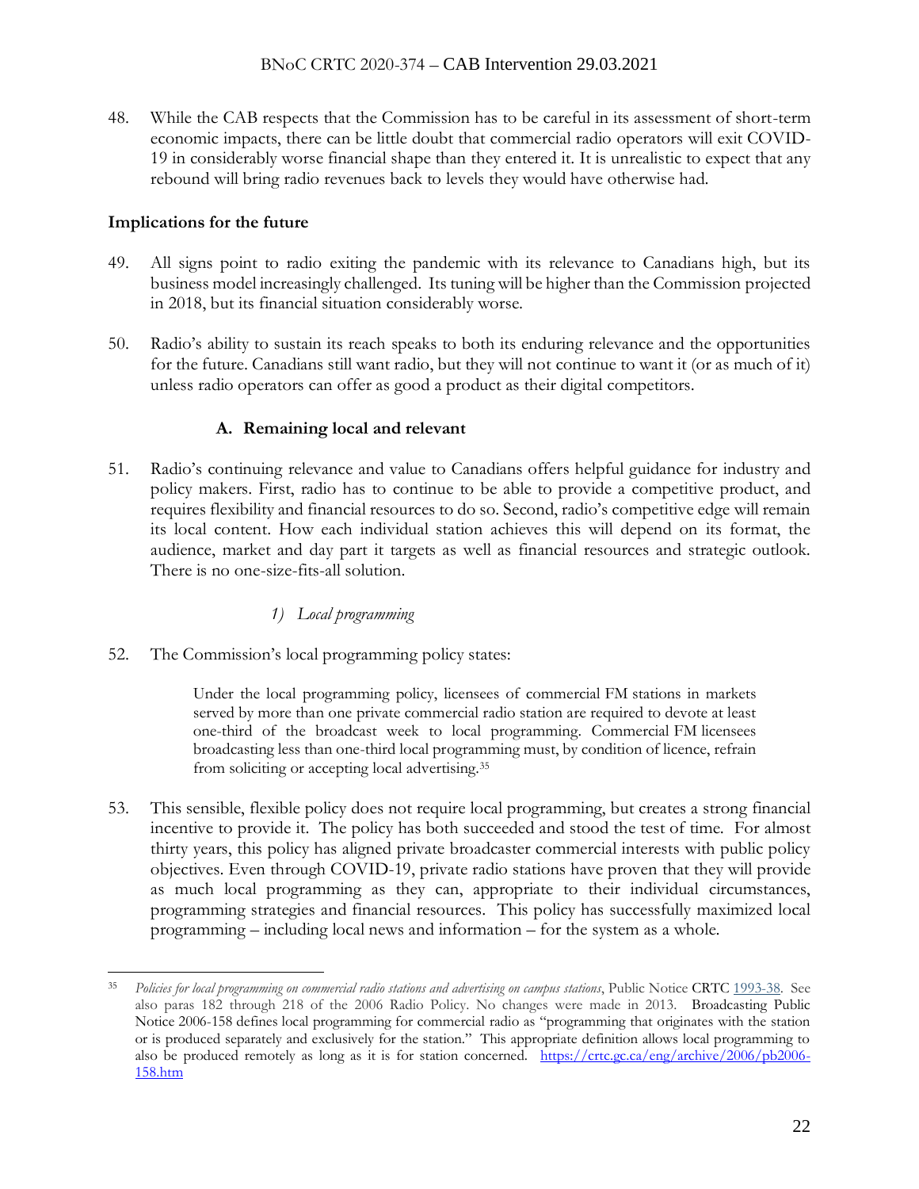48. While the CAB respects that the Commission has to be careful in its assessment of short-term economic impacts, there can be little doubt that commercial radio operators will exit COVID-19 in considerably worse financial shape than they entered it. It is unrealistic to expect that any rebound will bring radio revenues back to levels they would have otherwise had.

**Implications for the future**

49. All signs point to radio exiting the pandemic with its relevance to Canadians high, but its business model increasingly challenged. Its tuning will be higher than the Commission projected in 2018, but its financial situation considerably worse.

50. Radio's ability to sustain its reach speaks to both its enduring relevance and the opportunities for the future. Canadians still want radio, but they will not continue to want it (or as much of it) unless radio operators can offer as good a product as their digital competitors.

### A. Remaining local and relevant

51. Radio's continuing relevance and value to Canadians offers helpful guidance for industry and policy makers. First, radio has to continue to be able to provide a competitive product, and requires flexibility and financial resources to do so. Second, radio's competitive edge will remain its local content. How each individual station achieves this will depend on its format, the audience, market and day part it targets as well as financial resources and strategic outlook. There is no one-size-fits-all solution.

#### *1) Local programming*

52. The Commission's local programming policy states:

> Under the local programming policy, licensees of commercial FM stations in markets served by more than one private commercial radio station are required to devote at least one-third of the broadcast week to local programming. Commercial FM licensees broadcasting less than one-third local programming must, by condition of licence, refrain from soliciting or accepting local advertising.[35]

53. This sensible, flexible policy does not require local programming, but creates a strong financial incentive to provide it. The policy has both succeeded and stood the test of time. For almost thirty years, this policy has aligned private broadcaster commercial interests with public policy objectives. Even through COVID-19, private radio stations have proven that they will provide as much local programming as they can, appropriate to their individual circumstances, programming strategies and financial resources. This policy has successfully maximized local programming – including local news and information – for the system as a whole.

---

[35] *Policies for local programming on commercial radio stations and advertising on campus stations*, Public Notice CRTC 1993-38. See also paras 182 through 218 of the 2006 Radio Policy. No changes were made in 2013. Broadcasting Public Notice 2006-158 defines local programming for commercial radio as "programming that originates with the station or is produced separately and exclusively for the station." This appropriate definition allows local programming to also be produced remotely as long as it is for station concerned. https://crtc.gc.ca/eng/archive/2006/pb2006-158.htm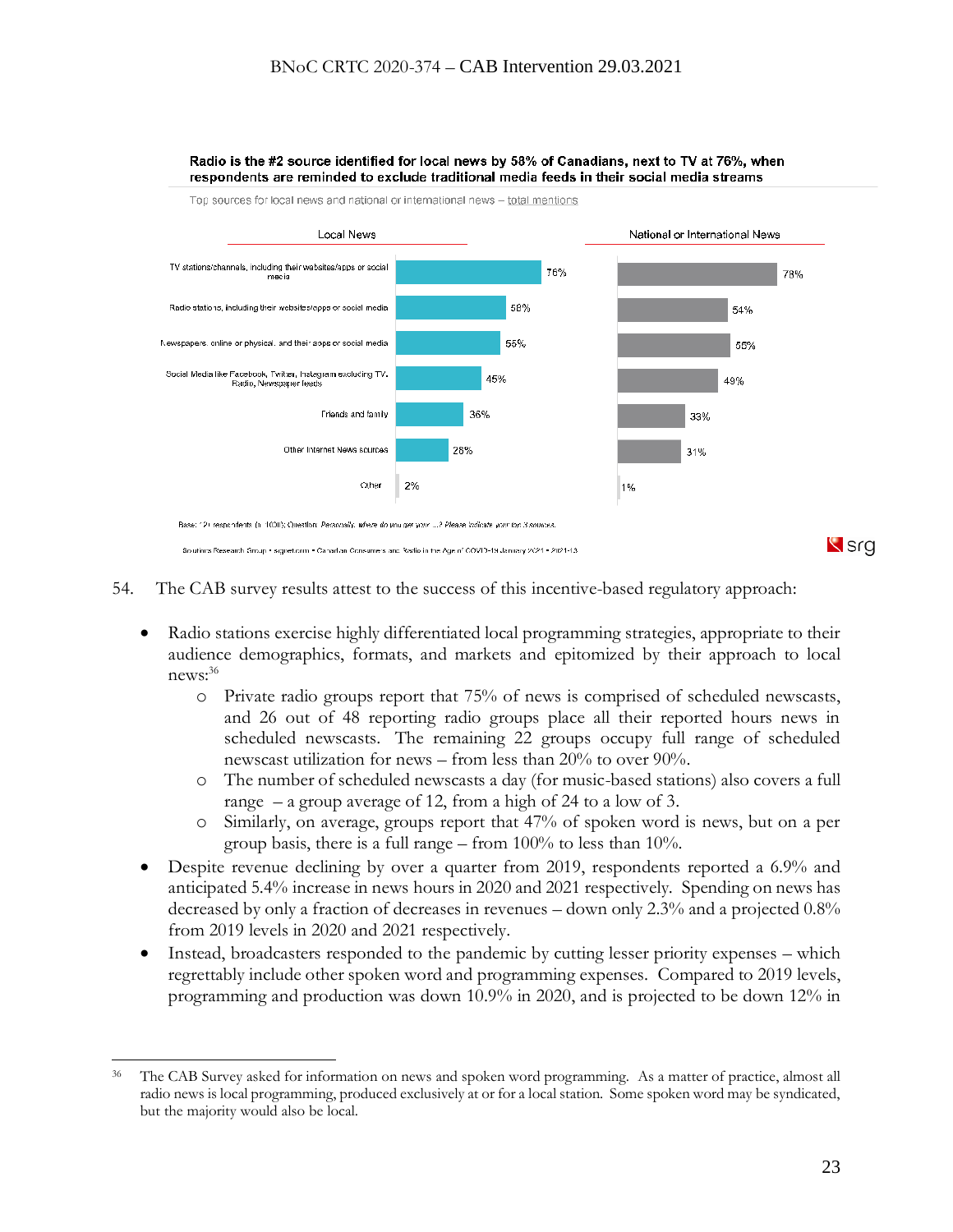**Radio is the #2 source identified for local news by 58% of Canadians, next to TV at 76%, when respondents are reminded to exclude traditional media feeds in their social media streams**

Top sources for local news and national or international news – total mentions

| Source | Local News | National or International News |
|---|---|---|
| TV stations/channels, including their websites/apps or social media | 76% | 78% |
| Radio stations, including their websites/apps or social media | 58% | 54% |
| Newspapers, online or physical, and their apps or social media | 55% | 55% |
| Social Media like Facebook, Twitter, Instagram excluding TV, Radio, Newspaper feeds | 45% | 49% |
| Friends and family | 36% | 33% |
| Other Internet News sources | 26% | 31% |
| Other | 2% | 1% |

Base: 121 respondents (n 1001); Question: Personally, where do you get your ...? Please indicate your top 3 sources.

Solutions Research Group • srgnet.com • Canadian Consumers and Radio in the Age of COVID-19 January 2021 • 2021-13

srg

54. The CAB survey results attest to the success of this incentive-based regulatory approach:

- Radio stations exercise highly differentiated local programming strategies, appropriate to their audience demographics, formats, and markets and epitomized by their approach to local news:[36]
  - Private radio groups report that 75% of news is comprised of scheduled newscasts, and 26 out of 48 reporting radio groups place all their reported hours news in scheduled newscasts. The remaining 22 groups occupy full range of scheduled newscast utilization for news – from less than 20% to over 90%.
  - The number of scheduled newscasts a day (for music-based stations) also covers a full range – a group average of 12, from a high of 24 to a low of 3.
  - Similarly, on average, groups report that 47% of spoken word is news, but on a per group basis, there is a full range – from 100% to less than 10%.
- Despite revenue declining by over a quarter from 2019, respondents reported a 6.9% and anticipated 5.4% increase in news hours in 2020 and 2021 respectively. Spending on news has decreased by only a fraction of decreases in revenues – down only 2.3% and a projected 0.8% from 2019 levels in 2020 and 2021 respectively.
- Instead, broadcasters responded to the pandemic by cutting lesser priority expenses – which regrettably include other spoken word and programming expenses. Compared to 2019 levels, programming and production was down 10.9% in 2020, and is projected to be down 12% in

---

[36] The CAB Survey asked for information on news and spoken word programming. As a matter of practice, almost all radio news is local programming, produced exclusively at or for a local station. Some spoken word may be syndicated, but the majority would also be local.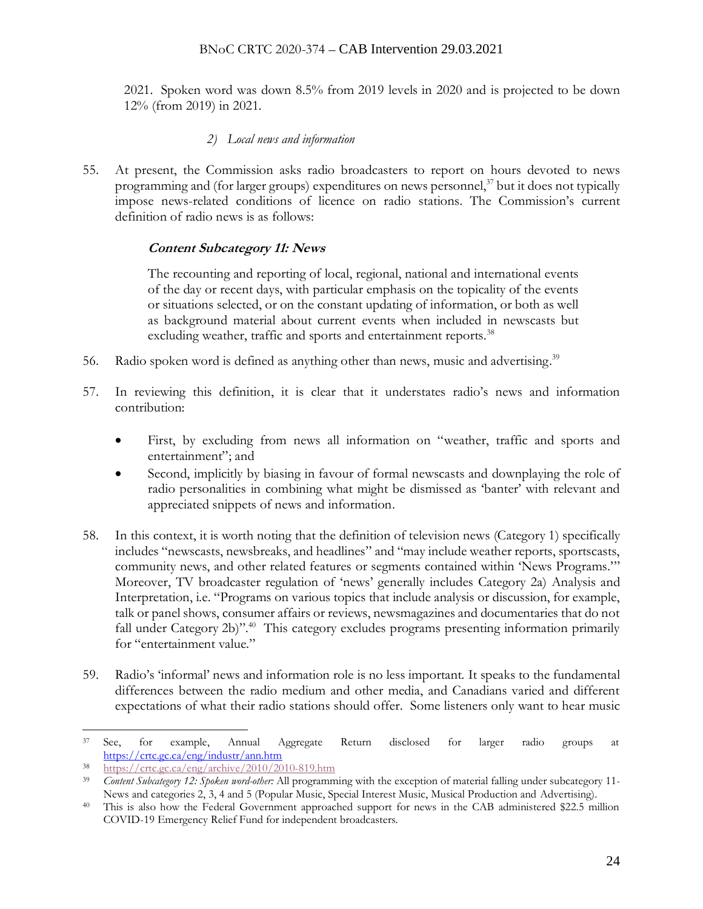2021. Spoken word was down 8.5% from 2019 levels in 2020 and is projected to be down 12% (from 2019) in 2021.

*2) Local news and information*

55. At present, the Commission asks radio broadcasters to report on hours devoted to news programming and (for larger groups) expenditures on news personnel,[37] but it does not typically impose news-related conditions of licence on radio stations. The Commission's current definition of radio news is as follows:

> ***Content Subcategory 11: News***
>
> The recounting and reporting of local, regional, national and international events of the day or recent days, with particular emphasis on the topicality of the events or situations selected, or on the constant updating of information, or both as well as background material about current events when included in newscasts but excluding weather, traffic and sports and entertainment reports.[38]

56. Radio spoken word is defined as anything other than news, music and advertising.[39]

57. In reviewing this definition, it is clear that it understates radio's news and information contribution:

- First, by excluding from news all information on "weather, traffic and sports and entertainment"; and
- Second, implicitly by biasing in favour of formal newscasts and downplaying the role of radio personalities in combining what might be dismissed as 'banter' with relevant and appreciated snippets of news and information.

58. In this context, it is worth noting that the definition of television news (Category 1) specifically includes "newscasts, newsbreaks, and headlines" and "may include weather reports, sportscasts, community news, and other related features or segments contained within 'News Programs.'" Moreover, TV broadcaster regulation of 'news' generally includes Category 2a) Analysis and Interpretation, i.e. "Programs on various topics that include analysis or discussion, for example, talk or panel shows, consumer affairs or reviews, newsmagazines and documentaries that do not fall under Category 2b)".[40] This category excludes programs presenting information primarily for "entertainment value."

59. Radio's 'informal' news and information role is no less important. It speaks to the fundamental differences between the radio medium and other media, and Canadians varied and different expectations of what their radio stations should offer. Some listeners only want to hear music

---

[37] See, for example, Annual Aggregate Return disclosed for larger radio groups at https://crtc.gc.ca/eng/industr/ann.htm

[38] https://crtc.gc.ca/eng/archive/2010/2010-819.htm

[39] *Content Subcategory 12: Spoken word-other:* All programming with the exception of material falling under subcategory 11-News and categories 2, 3, 4 and 5 (Popular Music, Special Interest Music, Musical Production and Advertising).

[40] This is also how the Federal Government approached support for news in the CAB administered $22.5 million COVID-19 Emergency Relief Fund for independent broadcasters.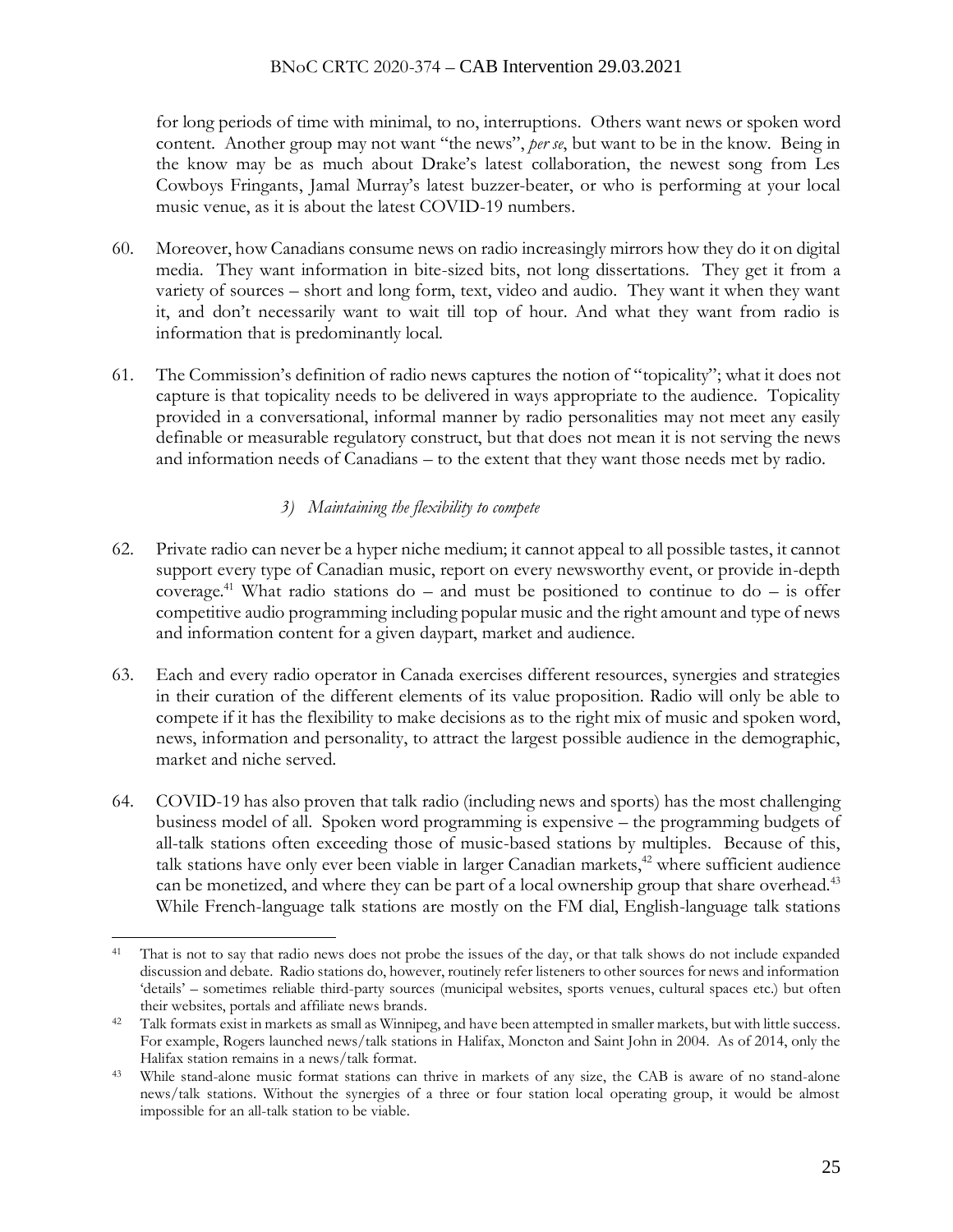for long periods of time with minimal, to no, interruptions. Others want news or spoken word content. Another group may not want "the news", *per se*, but want to be in the know. Being in the know may be as much about Drake's latest collaboration, the newest song from Les Cowboys Fringants, Jamal Murray's latest buzzer-beater, or who is performing at your local music venue, as it is about the latest COVID-19 numbers.

60. Moreover, how Canadians consume news on radio increasingly mirrors how they do it on digital media. They want information in bite-sized bits, not long dissertations. They get it from a variety of sources – short and long form, text, video and audio. They want it when they want it, and don't necessarily want to wait till top of hour. And what they want from radio is information that is predominantly local.

61. The Commission's definition of radio news captures the notion of "topicality"; what it does not capture is that topicality needs to be delivered in ways appropriate to the audience. Topicality provided in a conversational, informal manner by radio personalities may not meet any easily definable or measurable regulatory construct, but that does not mean it is not serving the news and information needs of Canadians – to the extent that they want those needs met by radio.

### *3) Maintaining the flexibility to compete*

62. Private radio can never be a hyper niche medium; it cannot appeal to all possible tastes, it cannot support every type of Canadian music, report on every newsworthy event, or provide in-depth coverage.[41] What radio stations do – and must be positioned to continue to do – is offer competitive audio programming including popular music and the right amount and type of news and information content for a given daypart, market and audience.

63. Each and every radio operator in Canada exercises different resources, synergies and strategies in their curation of the different elements of its value proposition. Radio will only be able to compete if it has the flexibility to make decisions as to the right mix of music and spoken word, news, information and personality, to attract the largest possible audience in the demographic, market and niche served.

64. COVID-19 has also proven that talk radio (including news and sports) has the most challenging business model of all. Spoken word programming is expensive – the programming budgets of all-talk stations often exceeding those of music-based stations by multiples. Because of this, talk stations have only ever been viable in larger Canadian markets,[42] where sufficient audience can be monetized, and where they can be part of a local ownership group that share overhead.[43] While French-language talk stations are mostly on the FM dial, English-language talk stations

---

[41] That is not to say that radio news does not probe the issues of the day, or that talk shows do not include expanded discussion and debate. Radio stations do, however, routinely refer listeners to other sources for news and information 'details' – sometimes reliable third-party sources (municipal websites, sports venues, cultural spaces etc.) but often their websites, portals and affiliate news brands.

[42] Talk formats exist in markets as small as Winnipeg, and have been attempted in smaller markets, but with little success. For example, Rogers launched news/talk stations in Halifax, Moncton and Saint John in 2004. As of 2014, only the Halifax station remains in a news/talk format.

[43] While stand-alone music format stations can thrive in markets of any size, the CAB is aware of no stand-alone news/talk stations. Without the synergies of a three or four station local operating group, it would be almost impossible for an all-talk station to be viable.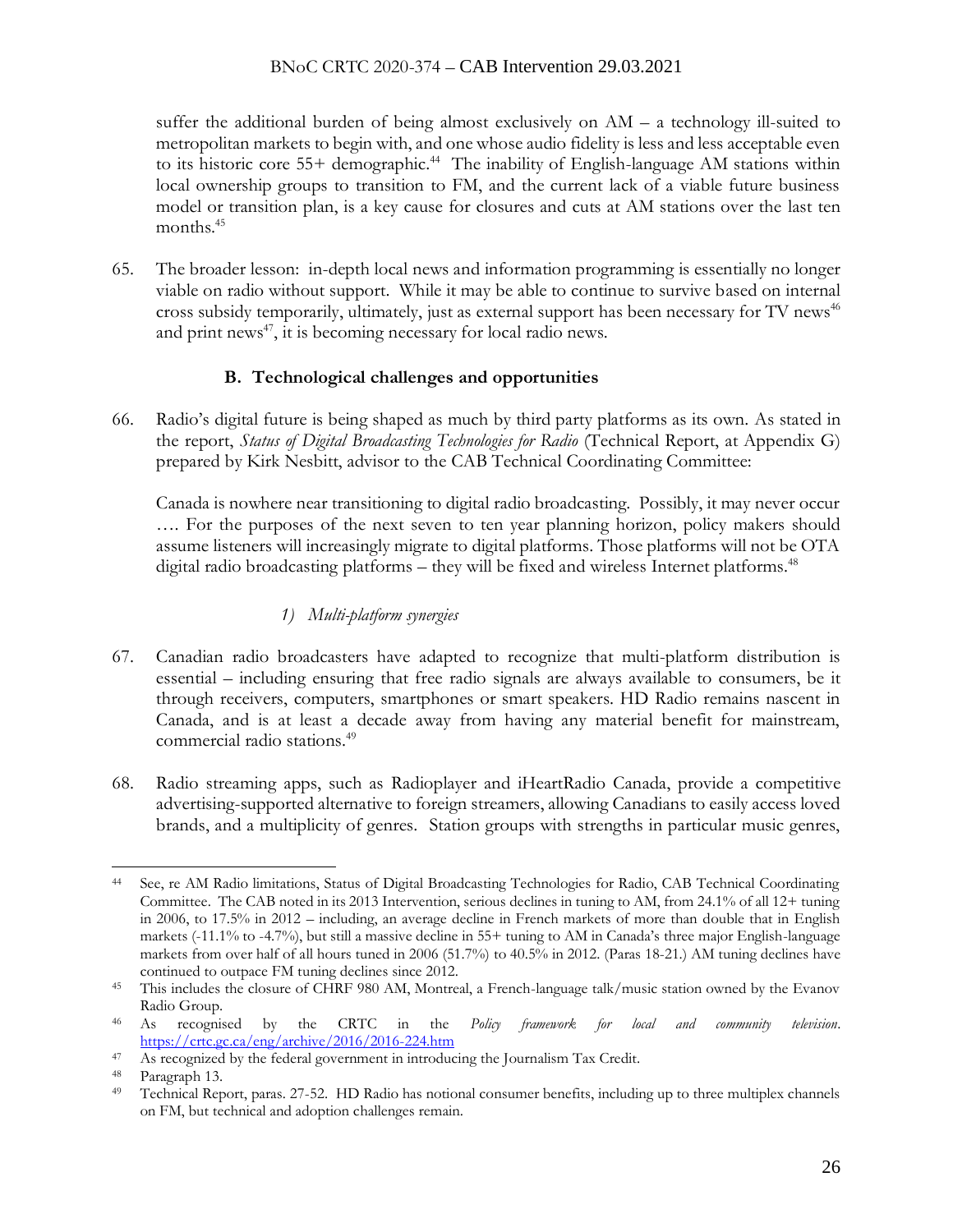suffer the additional burden of being almost exclusively on AM – a technology ill-suited to metropolitan markets to begin with, and one whose audio fidelity is less and less acceptable even to its historic core 55+ demographic.[44] The inability of English-language AM stations within local ownership groups to transition to FM, and the current lack of a viable future business model or transition plan, is a key cause for closures and cuts at AM stations over the last ten months.[45]

65. The broader lesson: in-depth local news and information programming is essentially no longer viable on radio without support. While it may be able to continue to survive based on internal cross subsidy temporarily, ultimately, just as external support has been necessary for TV news[46] and print news[47], it is becoming necessary for local radio news.

### B. Technological challenges and opportunities

66. Radio's digital future is being shaped as much by third party platforms as its own. As stated in the report, *Status of Digital Broadcasting Technologies for Radio* (Technical Report, at Appendix G) prepared by Kirk Nesbitt, advisor to the CAB Technical Coordinating Committee:

> Canada is nowhere near transitioning to digital radio broadcasting. Possibly, it may never occur …. For the purposes of the next seven to ten year planning horizon, policy makers should assume listeners will increasingly migrate to digital platforms. Those platforms will not be OTA digital radio broadcasting platforms – they will be fixed and wireless Internet platforms.[48]

#### *1) Multi-platform synergies*

67. Canadian radio broadcasters have adapted to recognize that multi-platform distribution is essential – including ensuring that free radio signals are always available to consumers, be it through receivers, computers, smartphones or smart speakers. HD Radio remains nascent in Canada, and is at least a decade away from having any material benefit for mainstream, commercial radio stations.[49]

68. Radio streaming apps, such as Radioplayer and iHeartRadio Canada, provide a competitive advertising-supported alternative to foreign streamers, allowing Canadians to easily access loved brands, and a multiplicity of genres. Station groups with strengths in particular music genres,

---

[44] See, re AM Radio limitations, Status of Digital Broadcasting Technologies for Radio, CAB Technical Coordinating Committee. The CAB noted in its 2013 Intervention, serious declines in tuning to AM, from 24.1% of all 12+ tuning in 2006, to 17.5% in 2012 – including, an average decline in French markets of more than double that in English markets (-11.1% to -4.7%), but still a massive decline in 55+ tuning to AM in Canada's three major English-language markets from over half of all hours tuned in 2006 (51.7%) to 40.5% in 2012. (Paras 18-21.) AM tuning declines have continued to outpace FM tuning declines since 2012.

[45] This includes the closure of CHRF 980 AM, Montreal, a French-language talk/music station owned by the Evanov Radio Group.

[46] As recognised by the CRTC in the *Policy framework for local and community television*. https://crtc.gc.ca/eng/archive/2016/2016-224.htm

[47] As recognized by the federal government in introducing the Journalism Tax Credit.

[48] Paragraph 13.

[49] Technical Report, paras. 27-52. HD Radio has notional consumer benefits, including up to three multiplex channels on FM, but technical and adoption challenges remain.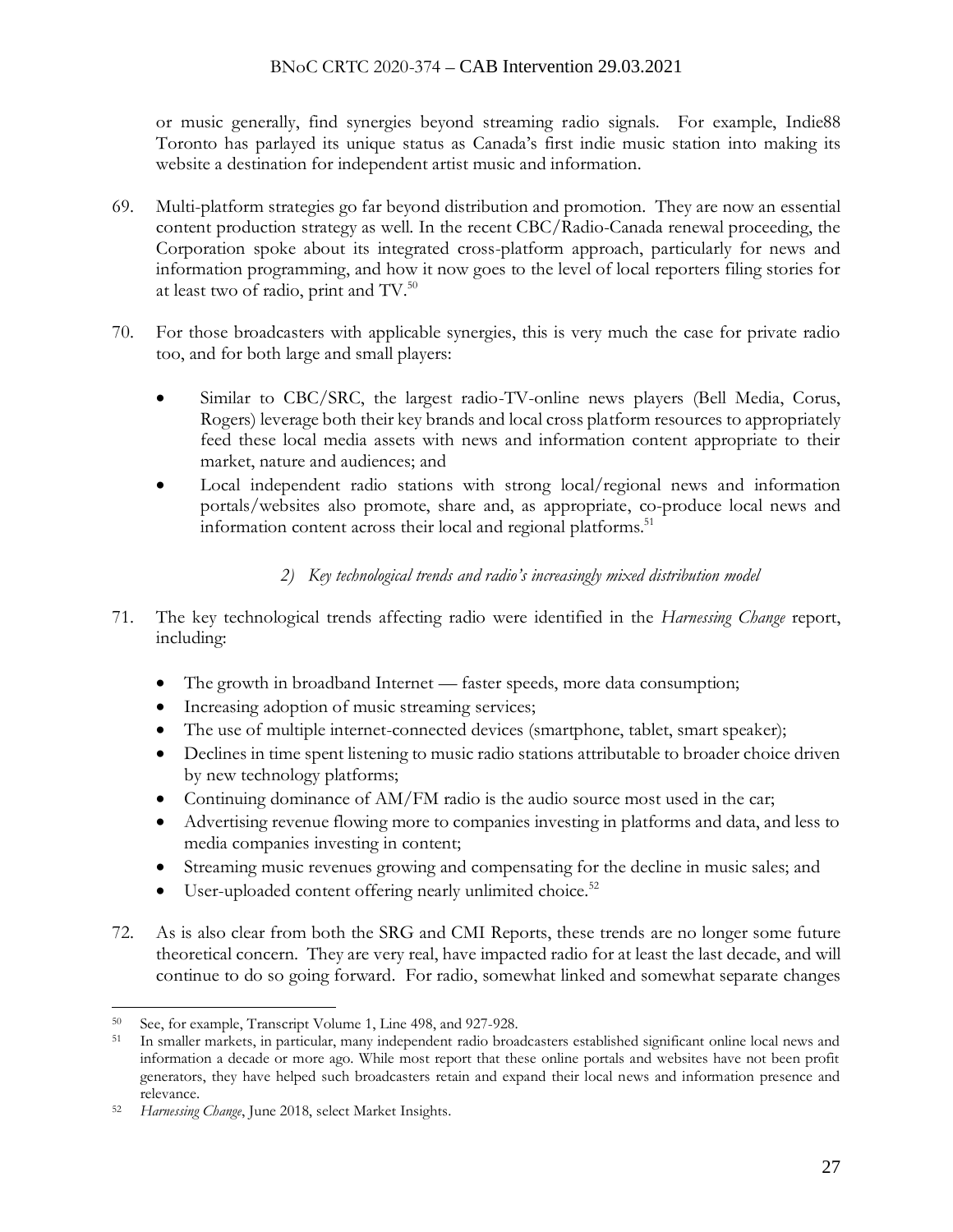or music generally, find synergies beyond streaming radio signals. For example, Indie88 Toronto has parlayed its unique status as Canada's first indie music station into making its website a destination for independent artist music and information.

69. Multi-platform strategies go far beyond distribution and promotion. They are now an essential content production strategy as well. In the recent CBC/Radio-Canada renewal proceeding, the Corporation spoke about its integrated cross-platform approach, particularly for news and information programming, and how it now goes to the level of local reporters filing stories for at least two of radio, print and TV.[50]

70. For those broadcasters with applicable synergies, this is very much the case for private radio too, and for both large and small players:

- Similar to CBC/SRC, the largest radio-TV-online news players (Bell Media, Corus, Rogers) leverage both their key brands and local cross platform resources to appropriately feed these local media assets with news and information content appropriate to their market, nature and audiences; and
- Local independent radio stations with strong local/regional news and information portals/websites also promote, share and, as appropriate, co-produce local news and information content across their local and regional platforms.[51]

*2) Key technological trends and radio's increasingly mixed distribution model*

71. The key technological trends affecting radio were identified in the *Harnessing Change* report, including:

- The growth in broadband Internet — faster speeds, more data consumption;
- Increasing adoption of music streaming services;
- The use of multiple internet-connected devices (smartphone, tablet, smart speaker);
- Declines in time spent listening to music radio stations attributable to broader choice driven by new technology platforms;
- Continuing dominance of AM/FM radio is the audio source most used in the car;
- Advertising revenue flowing more to companies investing in platforms and data, and less to media companies investing in content;
- Streaming music revenues growing and compensating for the decline in music sales; and
- User-uploaded content offering nearly unlimited choice.[52]

72. As is also clear from both the SRG and CMI Reports, these trends are no longer some future theoretical concern. They are very real, have impacted radio for at least the last decade, and will continue to do so going forward. For radio, somewhat linked and somewhat separate changes

---

[50] See, for example, Transcript Volume 1, Line 498, and 927-928.

[51] In smaller markets, in particular, many independent radio broadcasters established significant online local news and information a decade or more ago. While most report that these online portals and websites have not been profit generators, they have helped such broadcasters retain and expand their local news and information presence and relevance.

[52] *Harnessing Change*, June 2018, select Market Insights.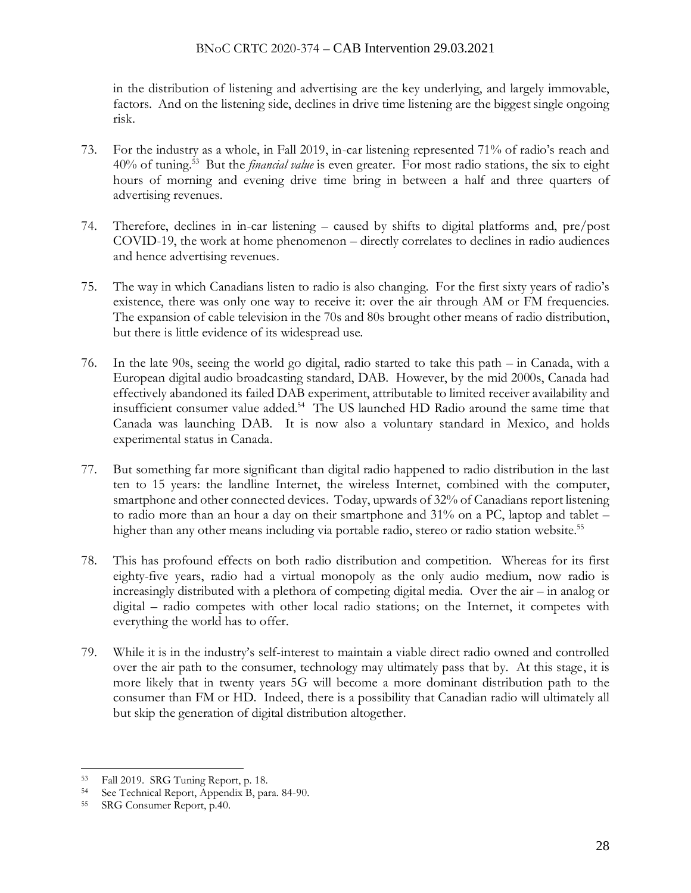in the distribution of listening and advertising are the key underlying, and largely immovable, factors. And on the listening side, declines in drive time listening are the biggest single ongoing risk.

73. For the industry as a whole, in Fall 2019, in-car listening represented 71% of radio's reach and 40% of tuning.[53] But the *financial value* is even greater. For most radio stations, the six to eight hours of morning and evening drive time bring in between a half and three quarters of advertising revenues.

74. Therefore, declines in in-car listening – caused by shifts to digital platforms and, pre/post COVID-19, the work at home phenomenon – directly correlates to declines in radio audiences and hence advertising revenues.

75. The way in which Canadians listen to radio is also changing. For the first sixty years of radio's existence, there was only one way to receive it: over the air through AM or FM frequencies. The expansion of cable television in the 70s and 80s brought other means of radio distribution, but there is little evidence of its widespread use.

76. In the late 90s, seeing the world go digital, radio started to take this path – in Canada, with a European digital audio broadcasting standard, DAB. However, by the mid 2000s, Canada had effectively abandoned its failed DAB experiment, attributable to limited receiver availability and insufficient consumer value added.[54] The US launched HD Radio around the same time that Canada was launching DAB. It is now also a voluntary standard in Mexico, and holds experimental status in Canada.

77. But something far more significant than digital radio happened to radio distribution in the last ten to 15 years: the landline Internet, the wireless Internet, combined with the computer, smartphone and other connected devices. Today, upwards of 32% of Canadians report listening to radio more than an hour a day on their smartphone and 31% on a PC, laptop and tablet – higher than any other means including via portable radio, stereo or radio station website.[55]

78. This has profound effects on both radio distribution and competition. Whereas for its first eighty-five years, radio had a virtual monopoly as the only audio medium, now radio is increasingly distributed with a plethora of competing digital media. Over the air – in analog or digital – radio competes with other local radio stations; on the Internet, it competes with everything the world has to offer.

79. While it is in the industry's self-interest to maintain a viable direct radio owned and controlled over the air path to the consumer, technology may ultimately pass that by. At this stage, it is more likely that in twenty years 5G will become a more dominant distribution path to the consumer than FM or HD. Indeed, there is a possibility that Canadian radio will ultimately all but skip the generation of digital distribution altogether.

---

[53] Fall 2019. SRG Tuning Report, p. 18.

[54] See Technical Report, Appendix B, para. 84-90.

[55] SRG Consumer Report, p.40.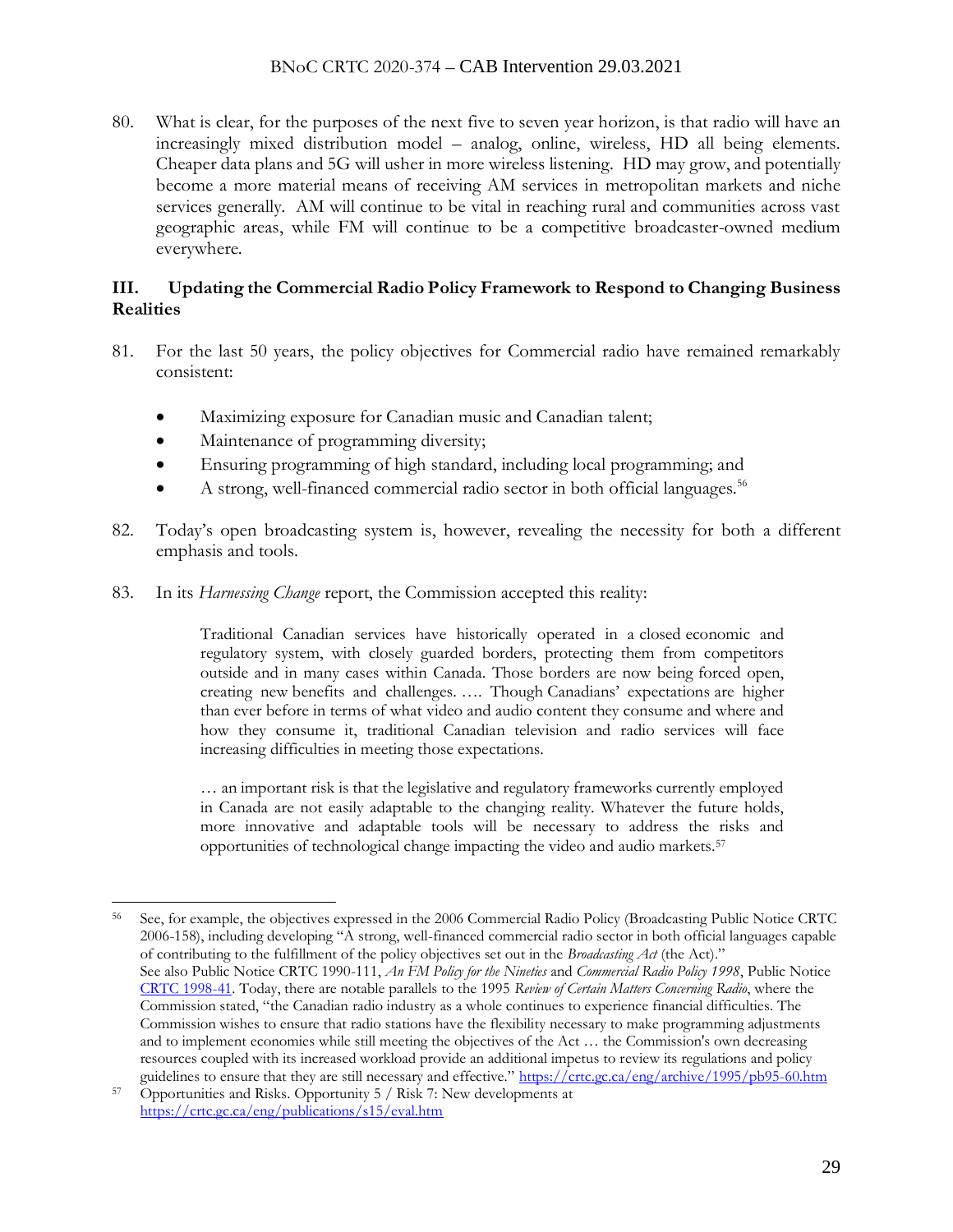80. What is clear, for the purposes of the next five to seven year horizon, is that radio will have an increasingly mixed distribution model – analog, online, wireless, HD all being elements. Cheaper data plans and 5G will usher in more wireless listening. HD may grow, and potentially become a more material means of receiving AM services in metropolitan markets and niche services generally. AM will continue to be vital in reaching rural and communities across vast geographic areas, while FM will continue to be a competitive broadcaster-owned medium everywhere.

## III. Updating the Commercial Radio Policy Framework to Respond to Changing Business Realities

81. For the last 50 years, the policy objectives for Commercial radio have remained remarkably consistent:

- Maximizing exposure for Canadian music and Canadian talent;
- Maintenance of programming diversity;
- Ensuring programming of high standard, including local programming; and
- A strong, well-financed commercial radio sector in both official languages.[56]

82. Today's open broadcasting system is, however, revealing the necessity for both a different emphasis and tools.

83. In its *Harnessing Change* report, the Commission accepted this reality:

> Traditional Canadian services have historically operated in a closed economic and regulatory system, with closely guarded borders, protecting them from competitors outside and in many cases within Canada. Those borders are now being forced open, creating new benefits and challenges. …. Though Canadians' expectations are higher than ever before in terms of what video and audio content they consume and where and how they consume it, traditional Canadian television and radio services will face increasing difficulties in meeting those expectations.
>
> … an important risk is that the legislative and regulatory frameworks currently employed in Canada are not easily adaptable to the changing reality. Whatever the future holds, more innovative and adaptable tools will be necessary to address the risks and opportunities of technological change impacting the video and audio markets.[57]

---

[56] See, for example, the objectives expressed in the 2006 Commercial Radio Policy (Broadcasting Public Notice CRTC 2006-158), including developing "A strong, well-financed commercial radio sector in both official languages capable of contributing to the fulfillment of the policy objectives set out in the *Broadcasting Act* (the Act)." See also Public Notice CRTC 1990-111, *An FM Policy for the Nineties* and *Commercial Radio Policy 1998*, Public Notice CRTC 1998-41. Today, there are notable parallels to the 1995 *Review of Certain Matters Concerning Radio*, where the Commission stated, "the Canadian radio industry as a whole continues to experience financial difficulties. The Commission wishes to ensure that radio stations have the flexibility necessary to make programming adjustments and to implement economies while still meeting the objectives of the Act … the Commission's own decreasing resources coupled with its increased workload provide an additional impetus to review its regulations and policy guidelines to ensure that they are still necessary and effective." https://crtc.gc.ca/eng/archive/1995/pb95-60.htm

[57] Opportunities and Risks. Opportunity 5 / Risk 7: New developments at https://crtc.gc.ca/eng/publications/s15/eval.htm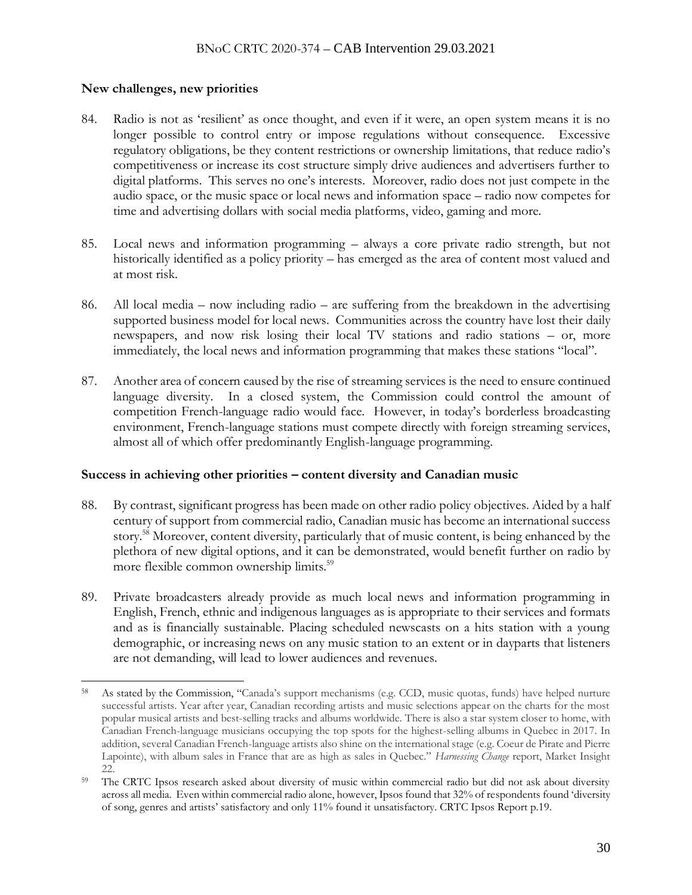### New challenges, new priorities

84. Radio is not as 'resilient' as once thought, and even if it were, an open system means it is no longer possible to control entry or impose regulations without consequence. Excessive regulatory obligations, be they content restrictions or ownership limitations, that reduce radio's competitiveness or increase its cost structure simply drive audiences and advertisers further to digital platforms. This serves no one's interests. Moreover, radio does not just compete in the audio space, or the music space or local news and information space – radio now competes for time and advertising dollars with social media platforms, video, gaming and more.

85. Local news and information programming – always a core private radio strength, but not historically identified as a policy priority – has emerged as the area of content most valued and at most risk.

86. All local media – now including radio – are suffering from the breakdown in the advertising supported business model for local news. Communities across the country have lost their daily newspapers, and now risk losing their local TV stations and radio stations – or, more immediately, the local news and information programming that makes these stations "local".

87. Another area of concern caused by the rise of streaming services is the need to ensure continued language diversity. In a closed system, the Commission could control the amount of competition French-language radio would face. However, in today's borderless broadcasting environment, French-language stations must compete directly with foreign streaming services, almost all of which offer predominantly English-language programming.

### Success in achieving other priorities – content diversity and Canadian music

88. By contrast, significant progress has been made on other radio policy objectives. Aided by a half century of support from commercial radio, Canadian music has become an international success story.[58] Moreover, content diversity, particularly that of music content, is being enhanced by the plethora of new digital options, and it can be demonstrated, would benefit further on radio by more flexible common ownership limits.[59]

89. Private broadcasters already provide as much local news and information programming in English, French, ethnic and indigenous languages as is appropriate to their services and formats and as is financially sustainable. Placing scheduled newscasts on a hits station with a young demographic, or increasing news on any music station to an extent or in dayparts that listeners are not demanding, will lead to lower audiences and revenues.

---

[58] As stated by the Commission, "Canada's support mechanisms (e.g. CCD, music quotas, funds) have helped nurture successful artists. Year after year, Canadian recording artists and music selections appear on the charts for the most popular musical artists and best-selling tracks and albums worldwide. There is also a star system closer to home, with Canadian French-language musicians occupying the top spots for the highest-selling albums in Quebec in 2017. In addition, several Canadian French-language artists also shine on the international stage (e.g. Coeur de Pirate and Pierre Lapointe), with album sales in France that are as high as sales in Quebec." *Harnessing Change* report, Market Insight 22.

[59] The CRTC Ipsos research asked about diversity of music within commercial radio but did not ask about diversity across all media. Even within commercial radio alone, however, Ipsos found that 32% of respondents found 'diversity of song, genres and artists' satisfactory and only 11% found it unsatisfactory. CRTC Ipsos Report p.19.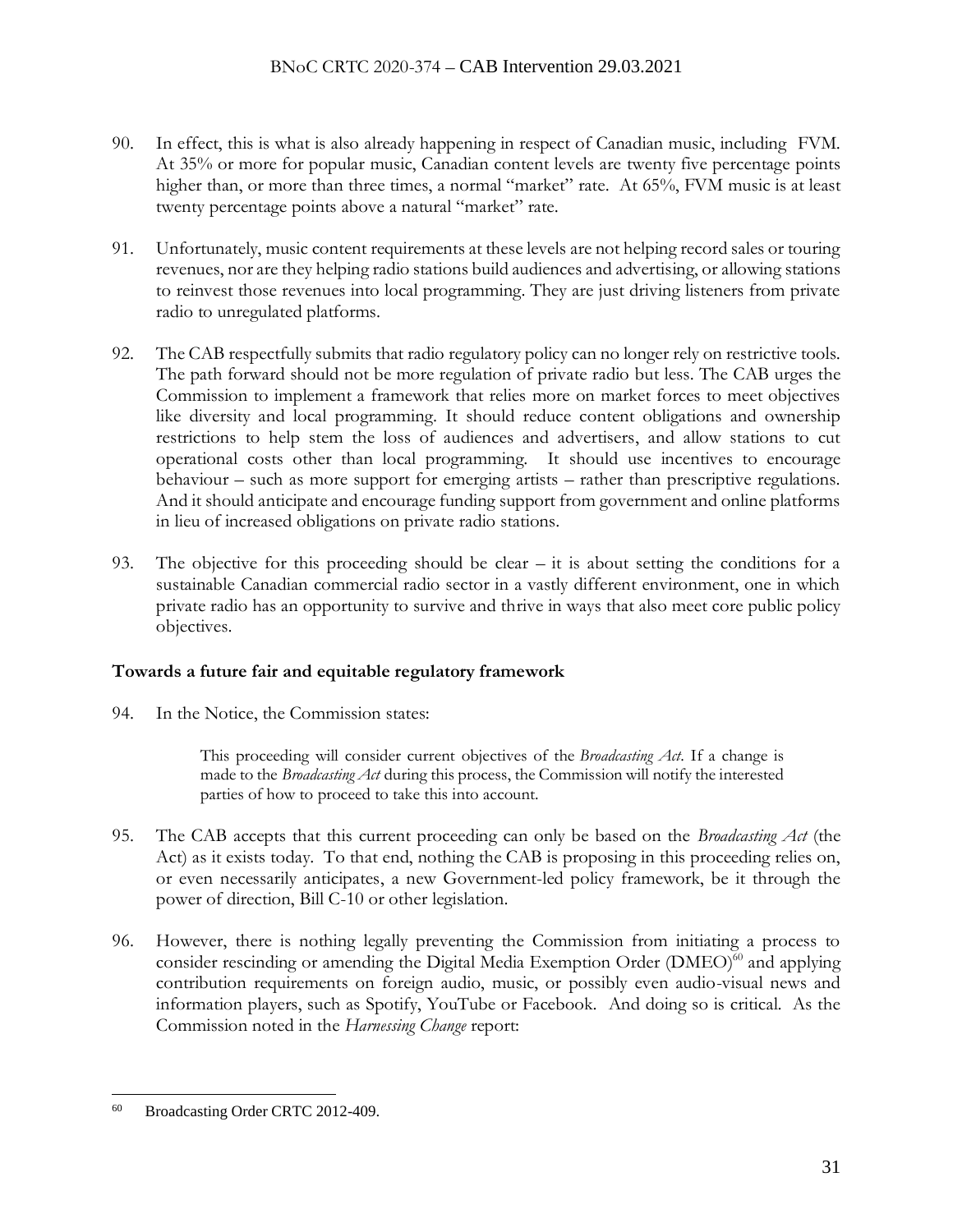90. In effect, this is what is also already happening in respect of Canadian music, including FVM. At 35% or more for popular music, Canadian content levels are twenty five percentage points higher than, or more than three times, a normal "market" rate. At 65%, FVM music is at least twenty percentage points above a natural "market" rate.

91. Unfortunately, music content requirements at these levels are not helping record sales or touring revenues, nor are they helping radio stations build audiences and advertising, or allowing stations to reinvest those revenues into local programming. They are just driving listeners from private radio to unregulated platforms.

92. The CAB respectfully submits that radio regulatory policy can no longer rely on restrictive tools. The path forward should not be more regulation of private radio but less. The CAB urges the Commission to implement a framework that relies more on market forces to meet objectives like diversity and local programming. It should reduce content obligations and ownership restrictions to help stem the loss of audiences and advertisers, and allow stations to cut operational costs other than local programming. It should use incentives to encourage behaviour – such as more support for emerging artists – rather than prescriptive regulations. And it should anticipate and encourage funding support from government and online platforms in lieu of increased obligations on private radio stations.

93. The objective for this proceeding should be clear – it is about setting the conditions for a sustainable Canadian commercial radio sector in a vastly different environment, one in which private radio has an opportunity to survive and thrive in ways that also meet core public policy objectives.

**Towards a future fair and equitable regulatory framework**

94. In the Notice, the Commission states:

> This proceeding will consider current objectives of the *Broadcasting Act*. If a change is made to the *Broadcasting Act* during this process, the Commission will notify the interested parties of how to proceed to take this into account.

95. The CAB accepts that this current proceeding can only be based on the *Broadcasting Act* (the Act) as it exists today. To that end, nothing the CAB is proposing in this proceeding relies on, or even necessarily anticipates, a new Government-led policy framework, be it through the power of direction, Bill C-10 or other legislation.

96. However, there is nothing legally preventing the Commission from initiating a process to consider rescinding or amending the Digital Media Exemption Order (DMEO)[60] and applying contribution requirements on foreign audio, music, or possibly even audio-visual news and information players, such as Spotify, YouTube or Facebook. And doing so is critical. As the Commission noted in the *Harnessing Change* report:

---

[60] Broadcasting Order CRTC 2012-409.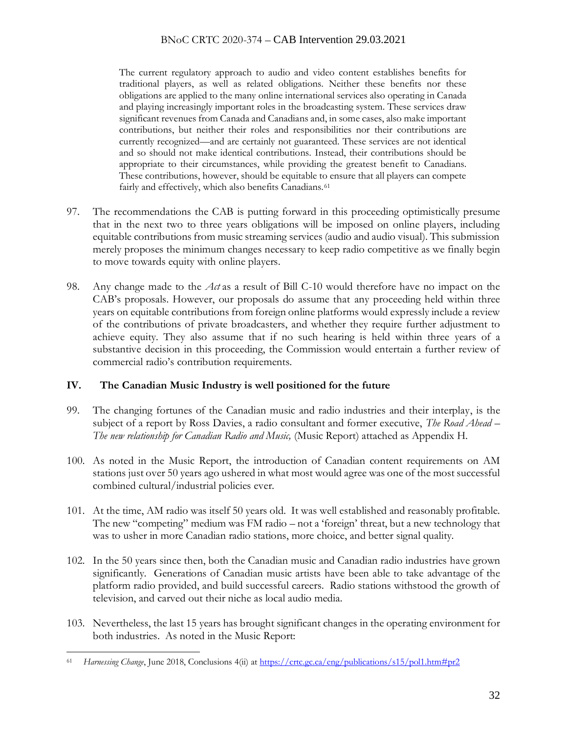> The current regulatory approach to audio and video content establishes benefits for traditional players, as well as related obligations. Neither these benefits nor these obligations are applied to the many online international services also operating in Canada and playing increasingly important roles in the broadcasting system. These services draw significant revenues from Canada and Canadians and, in some cases, also make important contributions, but neither their roles and responsibilities nor their contributions are currently recognized—and are certainly not guaranteed. These services are not identical and so should not make identical contributions. Instead, their contributions should be appropriate to their circumstances, while providing the greatest benefit to Canadians. These contributions, however, should be equitable to ensure that all players can compete fairly and effectively, which also benefits Canadians.[61]

97. The recommendations the CAB is putting forward in this proceeding optimistically presume that in the next two to three years obligations will be imposed on online players, including equitable contributions from music streaming services (audio and audio visual). This submission merely proposes the minimum changes necessary to keep radio competitive as we finally begin to move towards equity with online players.

98. Any change made to the *Act* as a result of Bill C-10 would therefore have no impact on the CAB's proposals. However, our proposals do assume that any proceeding held within three years on equitable contributions from foreign online platforms would expressly include a review of the contributions of private broadcasters, and whether they require further adjustment to achieve equity. They also assume that if no such hearing is held within three years of a substantive decision in this proceeding, the Commission would entertain a further review of commercial radio's contribution requirements.

## IV. The Canadian Music Industry is well positioned for the future

99. The changing fortunes of the Canadian music and radio industries and their interplay, is the subject of a report by Ross Davies, a radio consultant and former executive, *The Road Ahead – The new relationship for Canadian Radio and Music,* (Music Report) attached as Appendix H.

100. As noted in the Music Report, the introduction of Canadian content requirements on AM stations just over 50 years ago ushered in what most would agree was one of the most successful combined cultural/industrial policies ever.

101. At the time, AM radio was itself 50 years old. It was well established and reasonably profitable. The new "competing" medium was FM radio – not a 'foreign' threat, but a new technology that was to usher in more Canadian radio stations, more choice, and better signal quality.

102. In the 50 years since then, both the Canadian music and Canadian radio industries have grown significantly. Generations of Canadian music artists have been able to take advantage of the platform radio provided, and build successful careers. Radio stations withstood the growth of television, and carved out their niche as local audio media.

103. Nevertheless, the last 15 years has brought significant changes in the operating environment for both industries. As noted in the Music Report:

---

[61] *Harnessing Change*, June 2018, Conclusions 4(ii) at https://crtc.gc.ca/eng/publications/s15/pol1.htm#pr2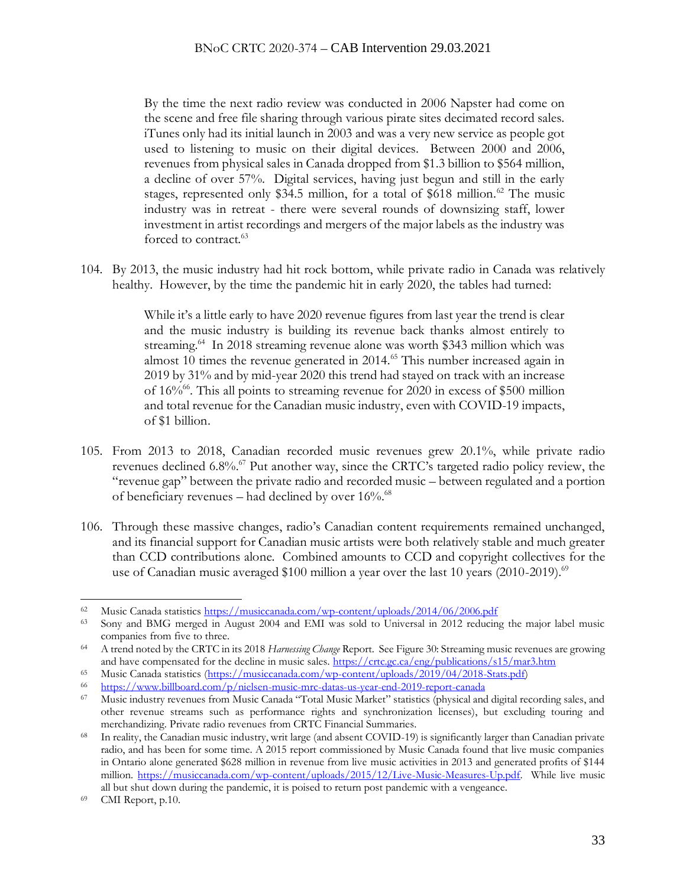> By the time the next radio review was conducted in 2006 Napster had come on the scene and free file sharing through various pirate sites decimated record sales. iTunes only had its initial launch in 2003 and was a very new service as people got used to listening to music on their digital devices. Between 2000 and 2006, revenues from physical sales in Canada dropped from $1.3 billion to $564 million, a decline of over 57%. Digital services, having just begun and still in the early stages, represented only $34.5 million, for a total of $618 million.[62] The music industry was in retreat - there were several rounds of downsizing staff, lower investment in artist recordings and mergers of the major labels as the industry was forced to contract.[63]

104. By 2013, the music industry had hit rock bottom, while private radio in Canada was relatively healthy. However, by the time the pandemic hit in early 2020, the tables had turned:

> While it's a little early to have 2020 revenue figures from last year the trend is clear and the music industry is building its revenue back thanks almost entirely to streaming.[64] In 2018 streaming revenue alone was worth $343 million which was almost 10 times the revenue generated in 2014.[65] This number increased again in 2019 by 31% and by mid-year 2020 this trend had stayed on track with an increase of 16%[66]. This all points to streaming revenue for 2020 in excess of $500 million and total revenue for the Canadian music industry, even with COVID-19 impacts, of $1 billion.

105. From 2013 to 2018, Canadian recorded music revenues grew 20.1%, while private radio revenues declined 6.8%.[67] Put another way, since the CRTC's targeted radio policy review, the "revenue gap" between the private radio and recorded music – between regulated and a portion of beneficiary revenues – had declined by over 16%.[68]

106. Through these massive changes, radio's Canadian content requirements remained unchanged, and its financial support for Canadian music artists were both relatively stable and much greater than CCD contributions alone. Combined amounts to CCD and copyright collectives for the use of Canadian music averaged $100 million a year over the last 10 years (2010-2019).[69]

---

[62] Music Canada statistics https://musiccanada.com/wp-content/uploads/2014/06/2006.pdf

[63] Sony and BMG merged in August 2004 and EMI was sold to Universal in 2012 reducing the major label music companies from five to three.

[64] A trend noted by the CRTC in its 2018 *Harnessing Change* Report. See Figure 30: Streaming music revenues are growing and have compensated for the decline in music sales. https://crtc.gc.ca/eng/publications/s15/mar3.htm

[65] Music Canada statistics (https://musiccanada.com/wp-content/uploads/2019/04/2018-Stats.pdf)

[66] https://www.billboard.com/p/nielsen-music-mrc-datas-us-year-end-2019-report-canada

[67] Music industry revenues from Music Canada "Total Music Market" statistics (physical and digital recording sales, and other revenue streams such as performance rights and synchronization licenses), but excluding touring and merchandizing. Private radio revenues from CRTC Financial Summaries.

[68] In reality, the Canadian music industry, writ large (and absent COVID-19) is significantly larger than Canadian private radio, and has been for some time. A 2015 report commissioned by Music Canada found that live music companies in Ontario alone generated $628 million in revenue from live music activities in 2013 and generated profits of $144 million. https://musiccanada.com/wp-content/uploads/2015/12/Live-Music-Measures-Up.pdf. While live music all but shut down during the pandemic, it is poised to return post pandemic with a vengeance.

[69] CMI Report, p.10.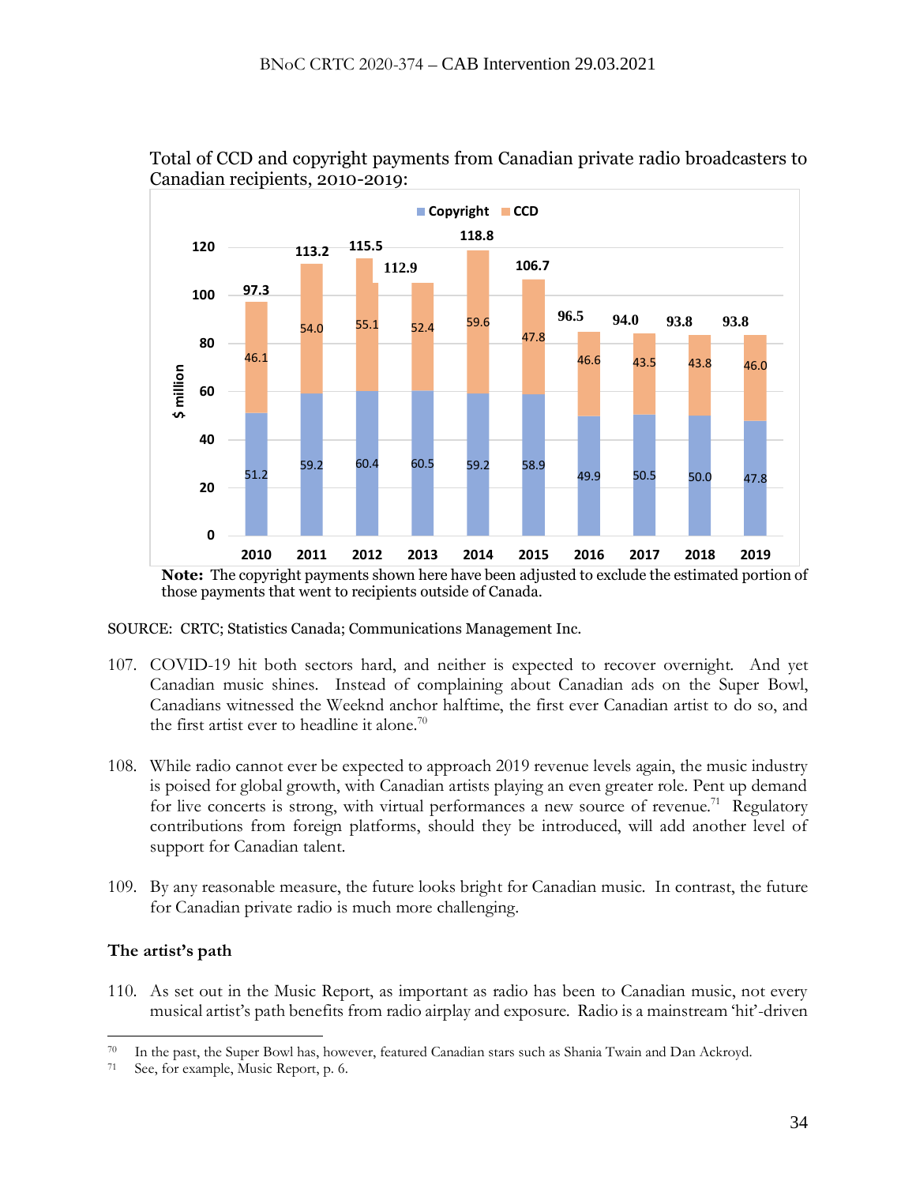Total of CCD and copyright payments from Canadian private radio broadcasters to Canadian recipients, 2010-2019:

| Year | Copyright ($ million) | CCD ($ million) | Total ($ million) |
|---|---|---|---|
| 2010 | 51.2 | 46.1 | 97.3 |
| 2011 | 59.2 | 54.0 | 113.2 |
| 2012 | 60.4 | 55.1 | 115.5 |
| 2013 | 60.5 | 52.4 | 112.9 |
| 2014 | 59.2 | 59.6 | 118.8 |
| 2015 | 58.9 | 47.8 | 106.7 |
| 2016 | 49.9 | 46.6 | 96.5 |
| 2017 | 50.5 | 43.5 | 94.0 |
| 2018 | 50.0 | 43.8 | 93.8 |
| 2019 | 47.8 | 46.0 | 93.8 |

**Note:** The copyright payments shown here have been adjusted to exclude the estimated portion of those payments that went to recipients outside of Canada.

SOURCE: CRTC; Statistics Canada; Communications Management Inc.

107. COVID-19 hit both sectors hard, and neither is expected to recover overnight. And yet Canadian music shines. Instead of complaining about Canadian ads on the Super Bowl, Canadians witnessed the Weeknd anchor halftime, the first ever Canadian artist to do so, and the first artist ever to headline it alone.[70]

108. While radio cannot ever be expected to approach 2019 revenue levels again, the music industry is poised for global growth, with Canadian artists playing an even greater role. Pent up demand for live concerts is strong, with virtual performances a new source of revenue.[71] Regulatory contributions from foreign platforms, should they be introduced, will add another level of support for Canadian talent.

109. By any reasonable measure, the future looks bright for Canadian music. In contrast, the future for Canadian private radio is much more challenging.

### The artist's path

110. As set out in the Music Report, as important as radio has been to Canadian music, not every musical artist's path benefits from radio airplay and exposure. Radio is a mainstream 'hit'-driven

---

[70] In the past, the Super Bowl has, however, featured Canadian stars such as Shania Twain and Dan Ackroyd.

[71] See, for example, Music Report, p. 6.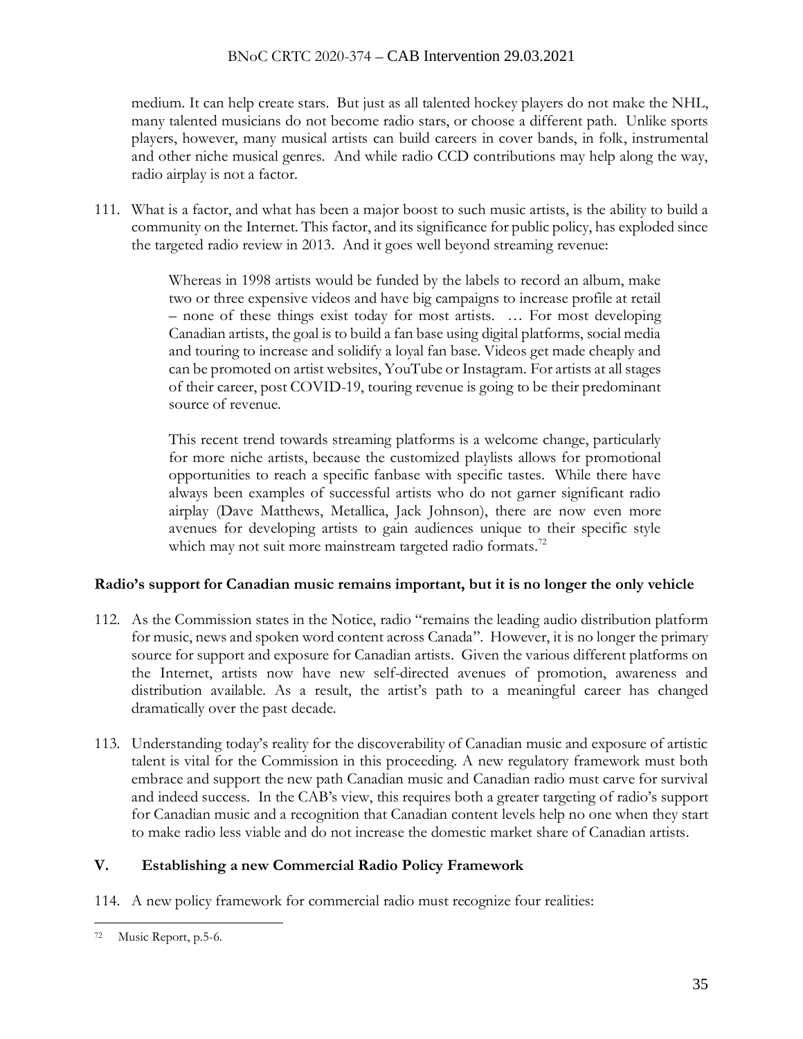medium. It can help create stars. But just as all talented hockey players do not make the NHL, many talented musicians do not become radio stars, or choose a different path. Unlike sports players, however, many musical artists can build careers in cover bands, in folk, instrumental and other niche musical genres. And while radio CCD contributions may help along the way, radio airplay is not a factor.

111. What is a factor, and what has been a major boost to such music artists, is the ability to build a community on the Internet. This factor, and its significance for public policy, has exploded since the targeted radio review in 2013. And it goes well beyond streaming revenue:

> Whereas in 1998 artists would be funded by the labels to record an album, make two or three expensive videos and have big campaigns to increase profile at retail – none of these things exist today for most artists. … For most developing Canadian artists, the goal is to build a fan base using digital platforms, social media and touring to increase and solidify a loyal fan base. Videos get made cheaply and can be promoted on artist websites, YouTube or Instagram. For artists at all stages of their career, post COVID-19, touring revenue is going to be their predominant source of revenue.
>
> This recent trend towards streaming platforms is a welcome change, particularly for more niche artists, because the customized playlists allows for promotional opportunities to reach a specific fanbase with specific tastes. While there have always been examples of successful artists who do not garner significant radio airplay (Dave Matthews, Metallica, Jack Johnson), there are now even more avenues for developing artists to gain audiences unique to their specific style which may not suit more mainstream targeted radio formats.[72]

**Radio's support for Canadian music remains important, but it is no longer the only vehicle**

112. As the Commission states in the Notice, radio "remains the leading audio distribution platform for music, news and spoken word content across Canada". However, it is no longer the primary source for support and exposure for Canadian artists. Given the various different platforms on the Internet, artists now have new self-directed avenues of promotion, awareness and distribution available. As a result, the artist's path to a meaningful career has changed dramatically over the past decade.

113. Understanding today's reality for the discoverability of Canadian music and exposure of artistic talent is vital for the Commission in this proceeding. A new regulatory framework must both embrace and support the new path Canadian music and Canadian radio must carve for survival and indeed success. In the CAB's view, this requires both a greater targeting of radio's support for Canadian music and a recognition that Canadian content levels help no one when they start to make radio less viable and do not increase the domestic market share of Canadian artists.

## V. Establishing a new Commercial Radio Policy Framework

114. A new policy framework for commercial radio must recognize four realities:

---

[72] Music Report, p.5-6.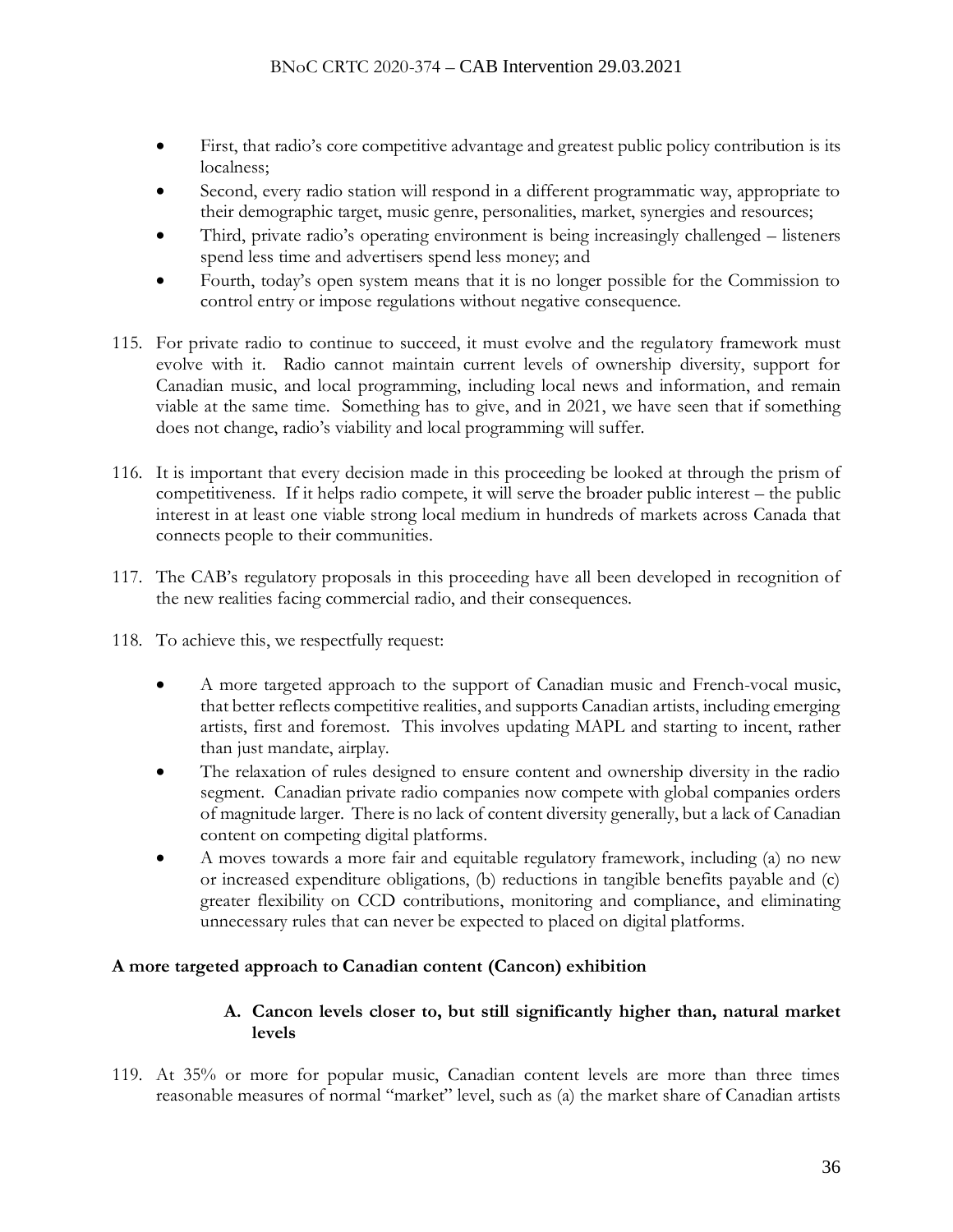- First, that radio's core competitive advantage and greatest public policy contribution is its localness;
- Second, every radio station will respond in a different programmatic way, appropriate to their demographic target, music genre, personalities, market, synergies and resources;
- Third, private radio's operating environment is being increasingly challenged – listeners spend less time and advertisers spend less money; and
- Fourth, today's open system means that it is no longer possible for the Commission to control entry or impose regulations without negative consequence.

115. For private radio to continue to succeed, it must evolve and the regulatory framework must evolve with it. Radio cannot maintain current levels of ownership diversity, support for Canadian music, and local programming, including local news and information, and remain viable at the same time. Something has to give, and in 2021, we have seen that if something does not change, radio's viability and local programming will suffer.

116. It is important that every decision made in this proceeding be looked at through the prism of competitiveness. If it helps radio compete, it will serve the broader public interest – the public interest in at least one viable strong local medium in hundreds of markets across Canada that connects people to their communities.

117. The CAB's regulatory proposals in this proceeding have all been developed in recognition of the new realities facing commercial radio, and their consequences.

118. To achieve this, we respectfully request:

- A more targeted approach to the support of Canadian music and French-vocal music, that better reflects competitive realities, and supports Canadian artists, including emerging artists, first and foremost. This involves updating MAPL and starting to incent, rather than just mandate, airplay.
- The relaxation of rules designed to ensure content and ownership diversity in the radio segment. Canadian private radio companies now compete with global companies orders of magnitude larger. There is no lack of content diversity generally, but a lack of Canadian content on competing digital platforms.
- A moves towards a more fair and equitable regulatory framework, including (a) no new or increased expenditure obligations, (b) reductions in tangible benefits payable and (c) greater flexibility on CCD contributions, monitoring and compliance, and eliminating unnecessary rules that can never be expected to placed on digital platforms.

**A more targeted approach to Canadian content (Cancon) exhibition**

**A. Cancon levels closer to, but still significantly higher than, natural market levels**

119. At 35% or more for popular music, Canadian content levels are more than three times reasonable measures of normal "market" level, such as (a) the market share of Canadian artists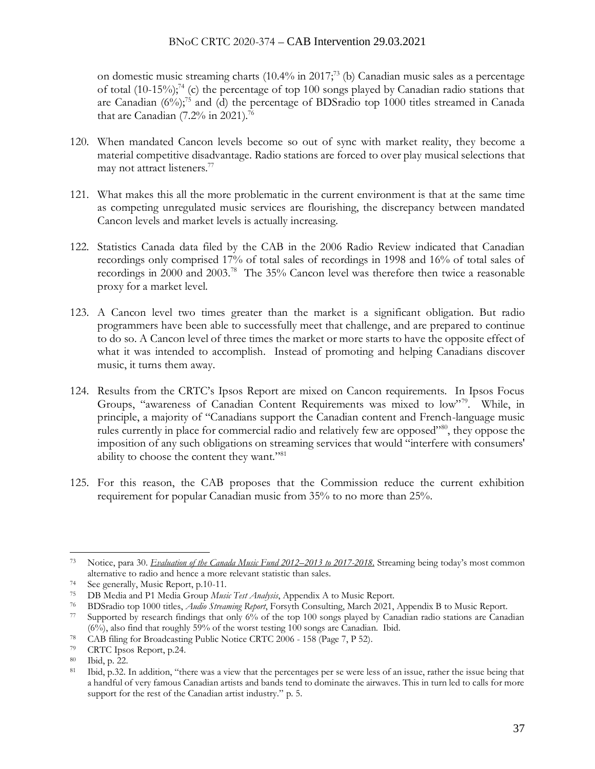on domestic music streaming charts (10.4% in 2017;[73] (b) Canadian music sales as a percentage of total (10-15%);[74] (c) the percentage of top 100 songs played by Canadian radio stations that are Canadian (6%);[75] and (d) the percentage of BDSradio top 1000 titles streamed in Canada that are Canadian (7.2% in 2021).[76]

120. When mandated Cancon levels become so out of sync with market reality, they become a material competitive disadvantage. Radio stations are forced to over play musical selections that may not attract listeners.[77]

121. What makes this all the more problematic in the current environment is that at the same time as competing unregulated music services are flourishing, the discrepancy between mandated Cancon levels and market levels is actually increasing.

122. Statistics Canada data filed by the CAB in the 2006 Radio Review indicated that Canadian recordings only comprised 17% of total sales of recordings in 1998 and 16% of total sales of recordings in 2000 and 2003.[78] The 35% Cancon level was therefore then twice a reasonable proxy for a market level.

123. A Cancon level two times greater than the market is a significant obligation. But radio programmers have been able to successfully meet that challenge, and are prepared to continue to do so. A Cancon level of three times the market or more starts to have the opposite effect of what it was intended to accomplish. Instead of promoting and helping Canadians discover music, it turns them away.

124. Results from the CRTC's Ipsos Report are mixed on Cancon requirements. In Ipsos Focus Groups, "awareness of Canadian Content Requirements was mixed to low"[79]. While, in principle, a majority of "Canadians support the Canadian content and French-language music rules currently in place for commercial radio and relatively few are opposed"[80], they oppose the imposition of any such obligations on streaming services that would "interfere with consumers' ability to choose the content they want."[81]

125. For this reason, the CAB proposes that the Commission reduce the current exhibition requirement for popular Canadian music from 35% to no more than 25%.

---

[73] Notice, para 30. *Evaluation of the Canada Music Fund 2012–2013 to 2017-2018*. Streaming being today's most common alternative to radio and hence a more relevant statistic than sales.

[74] See generally, Music Report, p.10-11.

[75] DB Media and P1 Media Group *Music Test Analysis*, Appendix A to Music Report.

[76] BDSradio top 1000 titles, *Audio Streaming Report*, Forsyth Consulting, March 2021, Appendix B to Music Report.

[77] Supported by research findings that only 6% of the top 100 songs played by Canadian radio stations are Canadian (6%), also find that roughly 59% of the worst testing 100 songs are Canadian. Ibid.

[78] CAB filing for Broadcasting Public Notice CRTC 2006 - 158 (Page 7, P 52).

[79] CRTC Ipsos Report, p.24.

[80] Ibid, p. 22.

[81] Ibid, p.32. In addition, "there was a view that the percentages per se were less of an issue, rather the issue being that a handful of very famous Canadian artists and bands tend to dominate the airwaves. This in turn led to calls for more support for the rest of the Canadian artist industry." p. 5.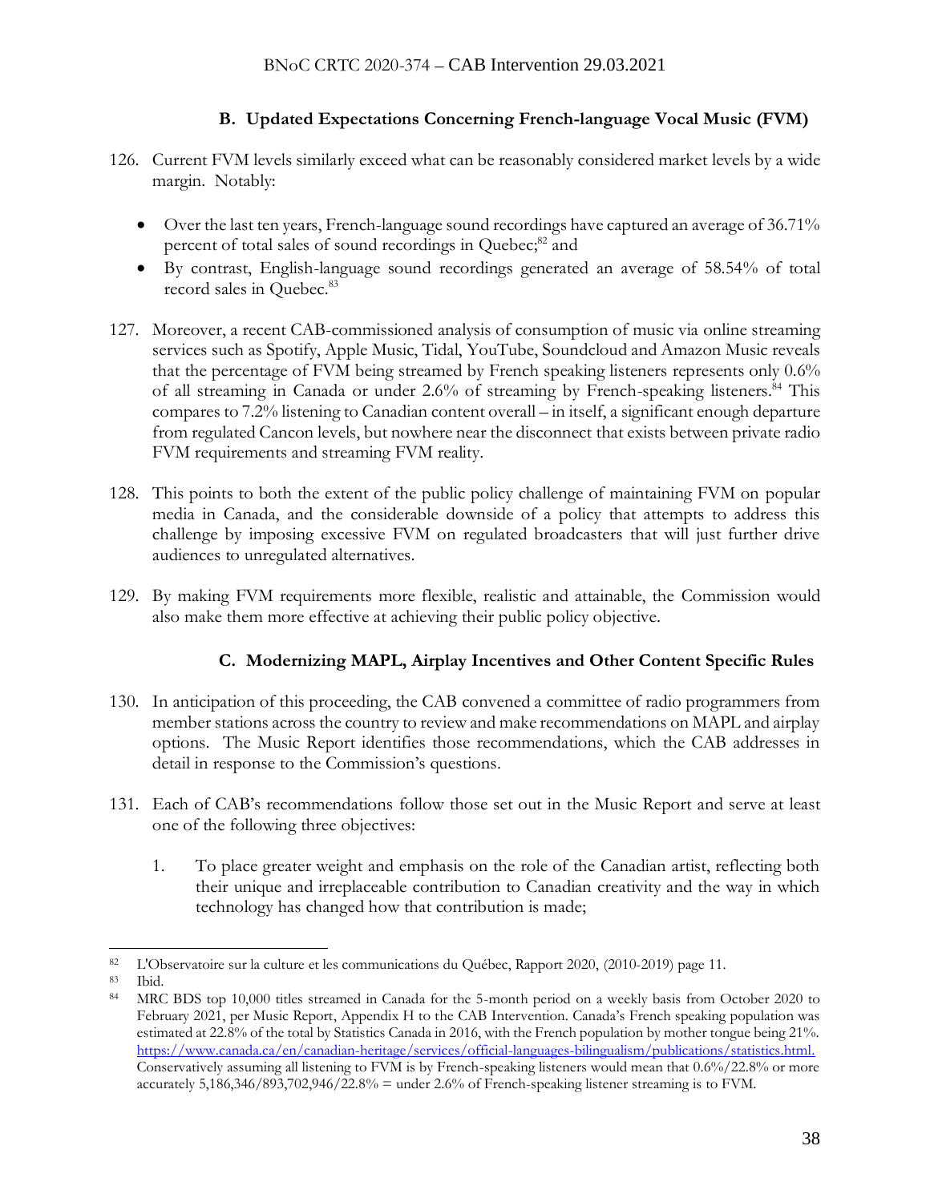### B. Updated Expectations Concerning French-language Vocal Music (FVM)

126. Current FVM levels similarly exceed what can be reasonably considered market levels by a wide margin. Notably:

    - Over the last ten years, French-language sound recordings have captured an average of 36.71% percent of total sales of sound recordings in Quebec;[82] and
    - By contrast, English-language sound recordings generated an average of 58.54% of total record sales in Quebec.[83]

127. Moreover, a recent CAB-commissioned analysis of consumption of music via online streaming services such as Spotify, Apple Music, Tidal, YouTube, Soundcloud and Amazon Music reveals that the percentage of FVM being streamed by French speaking listeners represents only 0.6% of all streaming in Canada or under 2.6% of streaming by French-speaking listeners.[84] This compares to 7.2% listening to Canadian content overall – in itself, a significant enough departure from regulated Cancon levels, but nowhere near the disconnect that exists between private radio FVM requirements and streaming FVM reality.

128. This points to both the extent of the public policy challenge of maintaining FVM on popular media in Canada, and the considerable downside of a policy that attempts to address this challenge by imposing excessive FVM on regulated broadcasters that will just further drive audiences to unregulated alternatives.

129. By making FVM requirements more flexible, realistic and attainable, the Commission would also make them more effective at achieving their public policy objective.

### C. Modernizing MAPL, Airplay Incentives and Other Content Specific Rules

130. In anticipation of this proceeding, the CAB convened a committee of radio programmers from member stations across the country to review and make recommendations on MAPL and airplay options. The Music Report identifies those recommendations, which the CAB addresses in detail in response to the Commission's questions.

131. Each of CAB's recommendations follow those set out in the Music Report and serve at least one of the following three objectives:

    1. To place greater weight and emphasis on the role of the Canadian artist, reflecting both their unique and irreplaceable contribution to Canadian creativity and the way in which technology has changed how that contribution is made;

---

[82] L'Observatoire sur la culture et les communications du Québec, Rapport 2020, (2010-2019) page 11.

[83] Ibid.

[84] MRC BDS top 10,000 titles streamed in Canada for the 5-month period on a weekly basis from October 2020 to February 2021, per Music Report, Appendix H to the CAB Intervention. Canada's French speaking population was estimated at 22.8% of the total by Statistics Canada in 2016, with the French population by mother tongue being 21%. https://www.canada.ca/en/canadian-heritage/services/official-languages-bilingualism/publications/statistics.html. Conservatively assuming all listening to FVM is by French-speaking listeners would mean that 0.6%/22.8% or more accurately 5,186,346/893,702,946/22.8% = under 2.6% of French-speaking listener streaming is to FVM.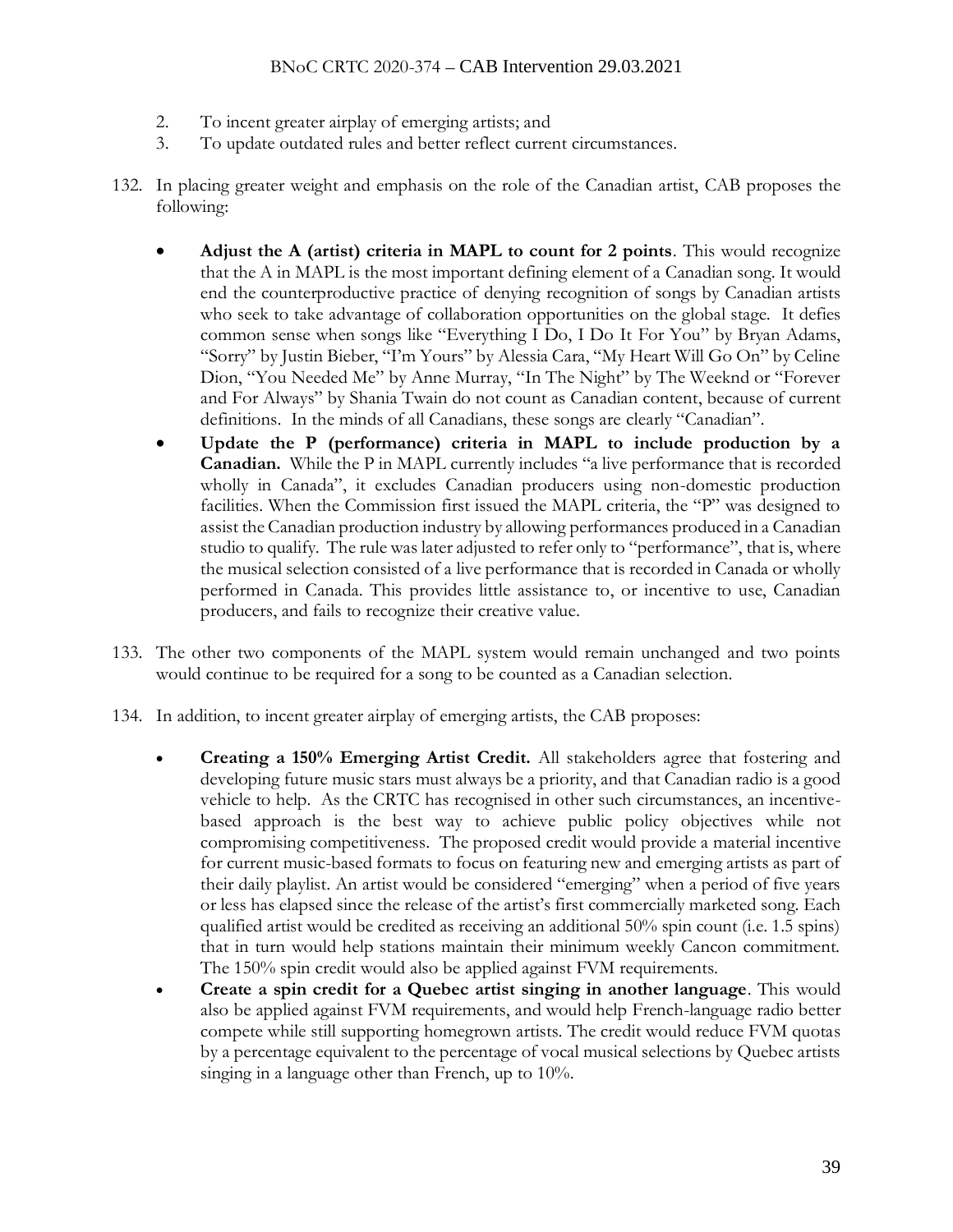2. To incent greater airplay of emerging artists; and
3. To update outdated rules and better reflect current circumstances.

132. In placing greater weight and emphasis on the role of the Canadian artist, CAB proposes the following:

- **Adjust the A (artist) criteria in MAPL to count for 2 points**. This would recognize that the A in MAPL is the most important defining element of a Canadian song. It would end the counterproductive practice of denying recognition of songs by Canadian artists who seek to take advantage of collaboration opportunities on the global stage. It defies common sense when songs like "Everything I Do, I Do It For You" by Bryan Adams, "Sorry" by Justin Bieber, "I'm Yours" by Alessia Cara, "My Heart Will Go On" by Celine Dion, "You Needed Me" by Anne Murray, "In The Night" by The Weeknd or "Forever and For Always" by Shania Twain do not count as Canadian content, because of current definitions. In the minds of all Canadians, these songs are clearly "Canadian".
- **Update the P (performance) criteria in MAPL to include production by a Canadian.** While the P in MAPL currently includes "a live performance that is recorded wholly in Canada", it excludes Canadian producers using non-domestic production facilities. When the Commission first issued the MAPL criteria, the "P" was designed to assist the Canadian production industry by allowing performances produced in a Canadian studio to qualify. The rule was later adjusted to refer only to "performance", that is, where the musical selection consisted of a live performance that is recorded in Canada or wholly performed in Canada. This provides little assistance to, or incentive to use, Canadian producers, and fails to recognize their creative value.

133. The other two components of the MAPL system would remain unchanged and two points would continue to be required for a song to be counted as a Canadian selection.

134. In addition, to incent greater airplay of emerging artists, the CAB proposes:

- **Creating a 150% Emerging Artist Credit.** All stakeholders agree that fostering and developing future music stars must always be a priority, and that Canadian radio is a good vehicle to help. As the CRTC has recognised in other such circumstances, an incentive-based approach is the best way to achieve public policy objectives while not compromising competitiveness. The proposed credit would provide a material incentive for current music-based formats to focus on featuring new and emerging artists as part of their daily playlist. An artist would be considered "emerging" when a period of five years or less has elapsed since the release of the artist's first commercially marketed song. Each qualified artist would be credited as receiving an additional 50% spin count (i.e. 1.5 spins) that in turn would help stations maintain their minimum weekly Cancon commitment. The 150% spin credit would also be applied against FVM requirements.
- **Create a spin credit for a Quebec artist singing in another language**. This would also be applied against FVM requirements, and would help French-language radio better compete while still supporting homegrown artists. The credit would reduce FVM quotas by a percentage equivalent to the percentage of vocal musical selections by Quebec artists singing in a language other than French, up to 10%.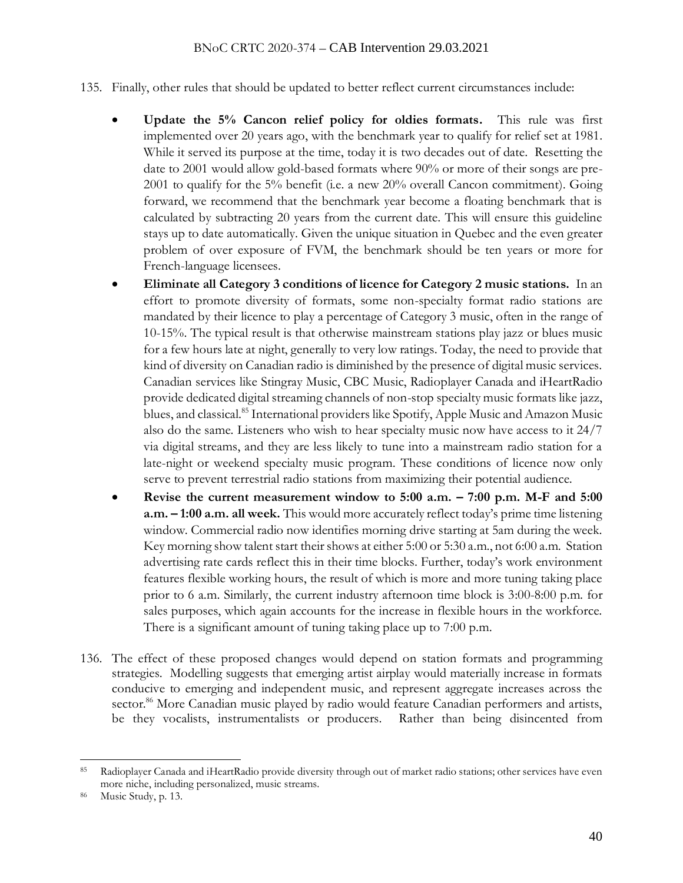135. Finally, other rules that should be updated to better reflect current circumstances include:

- **Update the 5% Cancon relief policy for oldies formats.** This rule was first implemented over 20 years ago, with the benchmark year to qualify for relief set at 1981. While it served its purpose at the time, today it is two decades out of date. Resetting the date to 2001 would allow gold-based formats where 90% or more of their songs are pre-2001 to qualify for the 5% benefit (i.e. a new 20% overall Cancon commitment). Going forward, we recommend that the benchmark year become a floating benchmark that is calculated by subtracting 20 years from the current date. This will ensure this guideline stays up to date automatically. Given the unique situation in Quebec and the even greater problem of over exposure of FVM, the benchmark should be ten years or more for French-language licensees.
- **Eliminate all Category 3 conditions of licence for Category 2 music stations.** In an effort to promote diversity of formats, some non-specialty format radio stations are mandated by their licence to play a percentage of Category 3 music, often in the range of 10-15%. The typical result is that otherwise mainstream stations play jazz or blues music for a few hours late at night, generally to very low ratings. Today, the need to provide that kind of diversity on Canadian radio is diminished by the presence of digital music services. Canadian services like Stingray Music, CBC Music, Radioplayer Canada and iHeartRadio provide dedicated digital streaming channels of non-stop specialty music formats like jazz, blues, and classical.[85] International providers like Spotify, Apple Music and Amazon Music also do the same. Listeners who wish to hear specialty music now have access to it 24/7 via digital streams, and they are less likely to tune into a mainstream radio station for a late-night or weekend specialty music program. These conditions of licence now only serve to prevent terrestrial radio stations from maximizing their potential audience.
- **Revise the current measurement window to 5:00 a.m. – 7:00 p.m. M-F and 5:00 a.m. – 1:00 a.m. all week.** This would more accurately reflect today's prime time listening window. Commercial radio now identifies morning drive starting at 5am during the week. Key morning show talent start their shows at either 5:00 or 5:30 a.m., not 6:00 a.m. Station advertising rate cards reflect this in their time blocks. Further, today's work environment features flexible working hours, the result of which is more and more tuning taking place prior to 6 a.m. Similarly, the current industry afternoon time block is 3:00-8:00 p.m. for sales purposes, which again accounts for the increase in flexible hours in the workforce. There is a significant amount of tuning taking place up to 7:00 p.m.

136. The effect of these proposed changes would depend on station formats and programming strategies. Modelling suggests that emerging artist airplay would materially increase in formats conducive to emerging and independent music, and represent aggregate increases across the sector.[86] More Canadian music played by radio would feature Canadian performers and artists, be they vocalists, instrumentalists or producers. Rather than being disincented from

---

[85] Radioplayer Canada and iHeartRadio provide diversity through out of market radio stations; other services have even more niche, including personalized, music streams.

[86] Music Study, p. 13.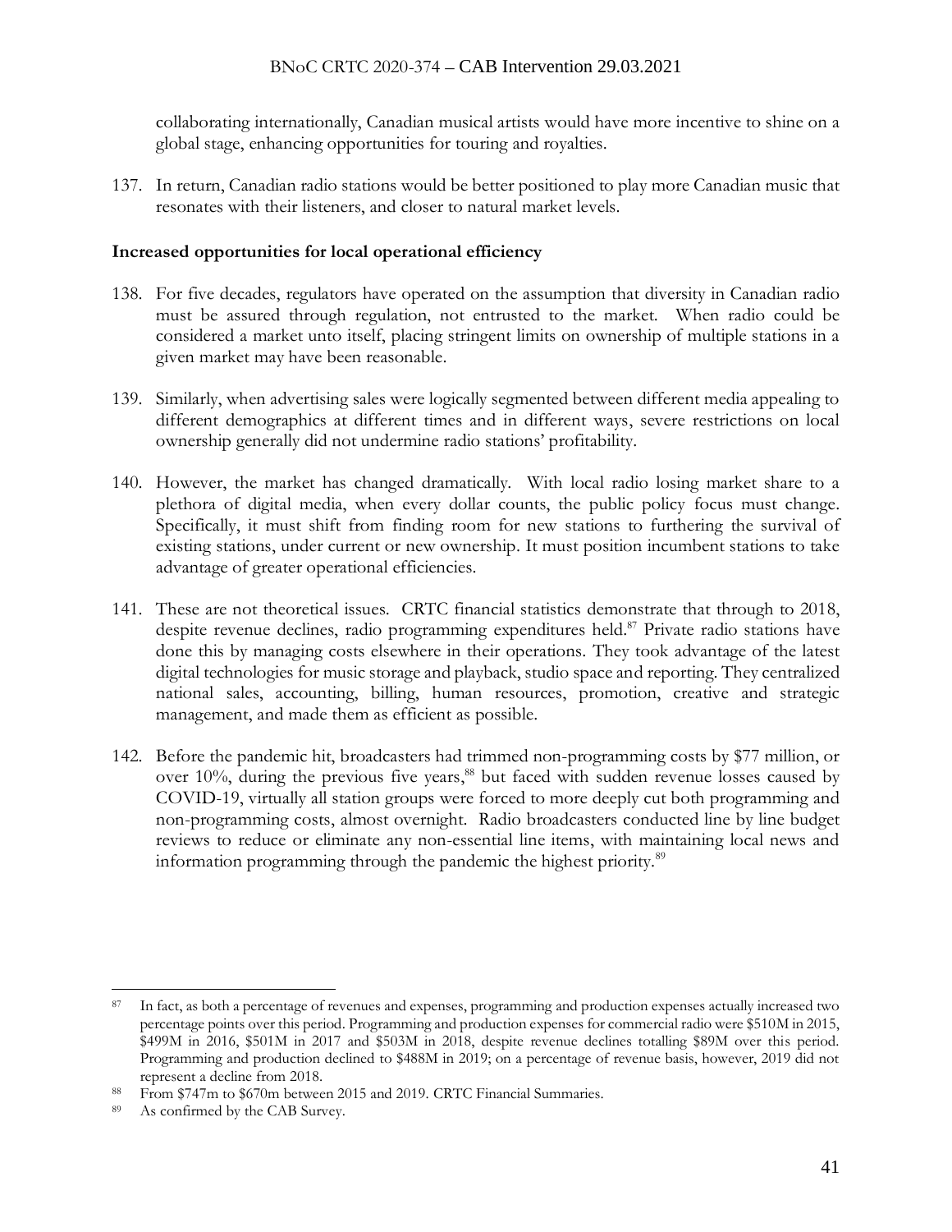collaborating internationally, Canadian musical artists would have more incentive to shine on a global stage, enhancing opportunities for touring and royalties.

137. In return, Canadian radio stations would be better positioned to play more Canadian music that resonates with their listeners, and closer to natural market levels.

**Increased opportunities for local operational efficiency**

138. For five decades, regulators have operated on the assumption that diversity in Canadian radio must be assured through regulation, not entrusted to the market. When radio could be considered a market unto itself, placing stringent limits on ownership of multiple stations in a given market may have been reasonable.

139. Similarly, when advertising sales were logically segmented between different media appealing to different demographics at different times and in different ways, severe restrictions on local ownership generally did not undermine radio stations' profitability.

140. However, the market has changed dramatically. With local radio losing market share to a plethora of digital media, when every dollar counts, the public policy focus must change. Specifically, it must shift from finding room for new stations to furthering the survival of existing stations, under current or new ownership. It must position incumbent stations to take advantage of greater operational efficiencies.

141. These are not theoretical issues. CRTC financial statistics demonstrate that through to 2018, despite revenue declines, radio programming expenditures held.[87] Private radio stations have done this by managing costs elsewhere in their operations. They took advantage of the latest digital technologies for music storage and playback, studio space and reporting. They centralized national sales, accounting, billing, human resources, promotion, creative and strategic management, and made them as efficient as possible.

142. Before the pandemic hit, broadcasters had trimmed non-programming costs by $77 million, or over 10%, during the previous five years,[88] but faced with sudden revenue losses caused by COVID-19, virtually all station groups were forced to more deeply cut both programming and non-programming costs, almost overnight. Radio broadcasters conducted line by line budget reviews to reduce or eliminate any non-essential line items, with maintaining local news and information programming through the pandemic the highest priority.[89]

---

[87] In fact, as both a percentage of revenues and expenses, programming and production expenses actually increased two percentage points over this period. Programming and production expenses for commercial radio were $510M in 2015, $499M in 2016, $501M in 2017 and $503M in 2018, despite revenue declines totalling $89M over this period. Programming and production declined to $488M in 2019; on a percentage of revenue basis, however, 2019 did not represent a decline from 2018.

[88] From $747m to $670m between 2015 and 2019. CRTC Financial Summaries.

[89] As confirmed by the CAB Survey.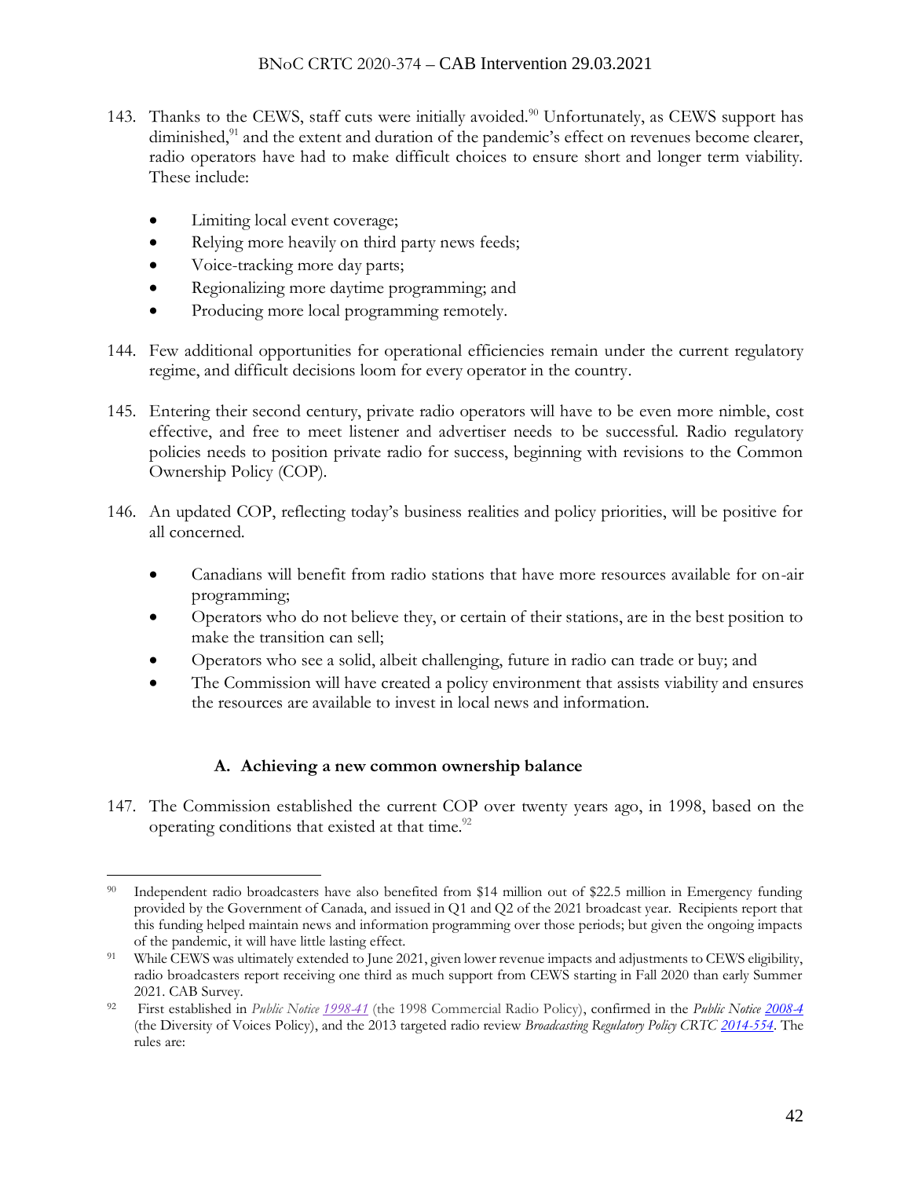143. Thanks to the CEWS, staff cuts were initially avoided.[90] Unfortunately, as CEWS support has diminished,[91] and the extent and duration of the pandemic's effect on revenues become clearer, radio operators have had to make difficult choices to ensure short and longer term viability. These include:

- Limiting local event coverage;
- Relying more heavily on third party news feeds;
- Voice-tracking more day parts;
- Regionalizing more daytime programming; and
- Producing more local programming remotely.

144. Few additional opportunities for operational efficiencies remain under the current regulatory regime, and difficult decisions loom for every operator in the country.

145. Entering their second century, private radio operators will have to be even more nimble, cost effective, and free to meet listener and advertiser needs to be successful. Radio regulatory policies needs to position private radio for success, beginning with revisions to the Common Ownership Policy (COP).

146. An updated COP, reflecting today's business realities and policy priorities, will be positive for all concerned.

- Canadians will benefit from radio stations that have more resources available for on-air programming;
- Operators who do not believe they, or certain of their stations, are in the best position to make the transition can sell;
- Operators who see a solid, albeit challenging, future in radio can trade or buy; and
- The Commission will have created a policy environment that assists viability and ensures the resources are available to invest in local news and information.

### A. Achieving a new common ownership balance

147. The Commission established the current COP over twenty years ago, in 1998, based on the operating conditions that existed at that time.[92]

---

[90] Independent radio broadcasters have also benefited from $14 million out of $22.5 million in Emergency funding provided by the Government of Canada, and issued in Q1 and Q2 of the 2021 broadcast year. Recipients report that this funding helped maintain news and information programming over those periods; but given the ongoing impacts of the pandemic, it will have little lasting effect.

[91] While CEWS was ultimately extended to June 2021, given lower revenue impacts and adjustments to CEWS eligibility, radio broadcasters report receiving one third as much support from CEWS starting in Fall 2020 than early Summer 2021. CAB Survey.

[92] First established in *Public Notice 1998-41* (the 1998 Commercial Radio Policy), confirmed in the *Public Notice 2008-4* (the Diversity of Voices Policy), and the 2013 targeted radio review *Broadcasting Regulatory Policy CRTC 2014-554*. The rules are: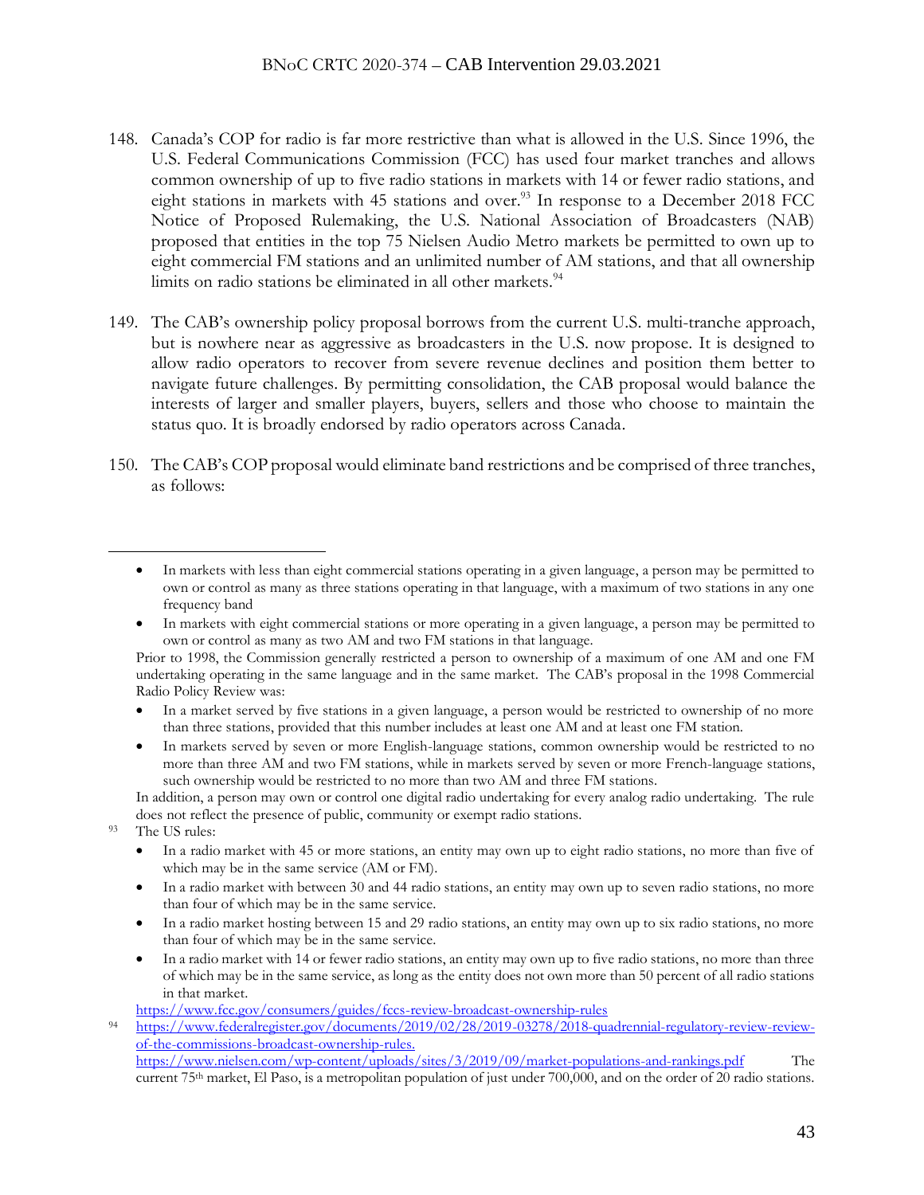148. Canada's COP for radio is far more restrictive than what is allowed in the U.S. Since 1996, the U.S. Federal Communications Commission (FCC) has used four market tranches and allows common ownership of up to five radio stations in markets with 14 or fewer radio stations, and eight stations in markets with 45 stations and over.[93] In response to a December 2018 FCC Notice of Proposed Rulemaking, the U.S. National Association of Broadcasters (NAB) proposed that entities in the top 75 Nielsen Audio Metro markets be permitted to own up to eight commercial FM stations and an unlimited number of AM stations, and that all ownership limits on radio stations be eliminated in all other markets.[94]

149. The CAB's ownership policy proposal borrows from the current U.S. multi-tranche approach, but is nowhere near as aggressive as broadcasters in the U.S. now propose. It is designed to allow radio operators to recover from severe revenue declines and position them better to navigate future challenges. By permitting consolidation, the CAB proposal would balance the interests of larger and smaller players, buyers, sellers and those who choose to maintain the status quo. It is broadly endorsed by radio operators across Canada.

150. The CAB's COP proposal would eliminate band restrictions and be comprised of three tranches, as follows:

---

- In markets with less than eight commercial stations operating in a given language, a person may be permitted to own or control as many as three stations operating in that language, with a maximum of two stations in any one frequency band
- In markets with eight commercial stations or more operating in a given language, a person may be permitted to own or control as many as two AM and two FM stations in that language.

Prior to 1998, the Commission generally restricted a person to ownership of a maximum of one AM and one FM undertaking operating in the same language and in the same market. The CAB's proposal in the 1998 Commercial Radio Policy Review was:

- In a market served by five stations in a given language, a person would be restricted to ownership of no more than three stations, provided that this number includes at least one AM and at least one FM station.
- In markets served by seven or more English-language stations, common ownership would be restricted to no more than three AM and two FM stations, while in markets served by seven or more French-language stations, such ownership would be restricted to no more than two AM and three FM stations.

In addition, a person may own or control one digital radio undertaking for every analog radio undertaking. The rule does not reflect the presence of public, community or exempt radio stations.

[93] The US rules:

- In a radio market with 45 or more stations, an entity may own up to eight radio stations, no more than five of which may be in the same service (AM or FM).
- In a radio market with between 30 and 44 radio stations, an entity may own up to seven radio stations, no more than four of which may be in the same service.
- In a radio market hosting between 15 and 29 radio stations, an entity may own up to six radio stations, no more than four of which may be in the same service.
- In a radio market with 14 or fewer radio stations, an entity may own up to five radio stations, no more than three of which may be in the same service, as long as the entity does not own more than 50 percent of all radio stations in that market.

https://www.fcc.gov/consumers/guides/fccs-review-broadcast-ownership-rules

[94] https://www.federalregister.gov/documents/2019/02/28/2019-03278/2018-quadrennial-regulatory-review-review-of-the-commissions-broadcast-ownership-rules.
https://www.nielsen.com/wp-content/uploads/sites/3/2019/09/market-populations-and-rankings.pdf The current 75th market, El Paso, is a metropolitan population of just under 700,000, and on the order of 20 radio stations.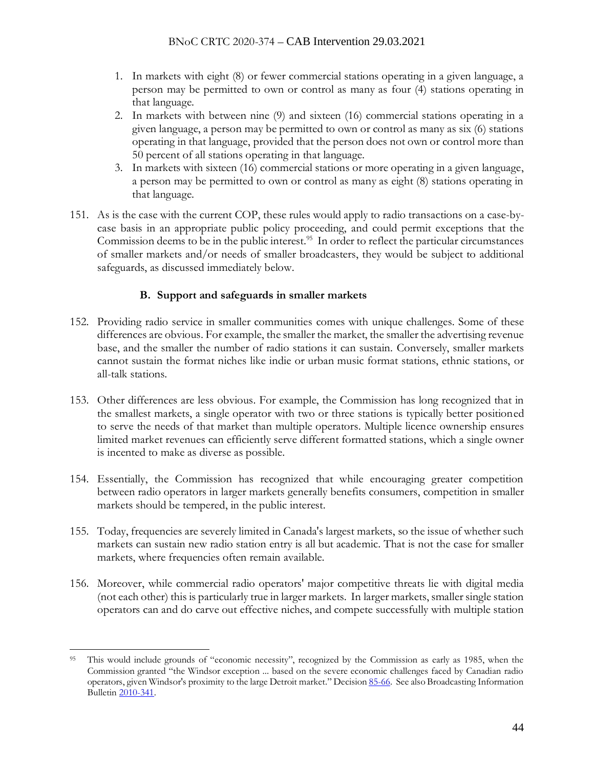1. In markets with eight (8) or fewer commercial stations operating in a given language, a person may be permitted to own or control as many as four (4) stations operating in that language.
2. In markets with between nine (9) and sixteen (16) commercial stations operating in a given language, a person may be permitted to own or control as many as six (6) stations operating in that language, provided that the person does not own or control more than 50 percent of all stations operating in that language.
3. In markets with sixteen (16) commercial stations or more operating in a given language, a person may be permitted to own or control as many as eight (8) stations operating in that language.

151. As is the case with the current COP, these rules would apply to radio transactions on a case-by-case basis in an appropriate public policy proceeding, and could permit exceptions that the Commission deems to be in the public interest.[95] In order to reflect the particular circumstances of smaller markets and/or needs of smaller broadcasters, they would be subject to additional safeguards, as discussed immediately below.

### B. Support and safeguards in smaller markets

152. Providing radio service in smaller communities comes with unique challenges. Some of these differences are obvious. For example, the smaller the market, the smaller the advertising revenue base, and the smaller the number of radio stations it can sustain. Conversely, smaller markets cannot sustain the format niches like indie or urban music format stations, ethnic stations, or all-talk stations.

153. Other differences are less obvious. For example, the Commission has long recognized that in the smallest markets, a single operator with two or three stations is typically better positioned to serve the needs of that market than multiple operators. Multiple licence ownership ensures limited market revenues can efficiently serve different formatted stations, which a single owner is incented to make as diverse as possible.

154. Essentially, the Commission has recognized that while encouraging greater competition between radio operators in larger markets generally benefits consumers, competition in smaller markets should be tempered, in the public interest.

155. Today, frequencies are severely limited in Canada's largest markets, so the issue of whether such markets can sustain new radio station entry is all but academic. That is not the case for smaller markets, where frequencies often remain available.

156. Moreover, while commercial radio operators' major competitive threats lie with digital media (not each other) this is particularly true in larger markets. In larger markets, smaller single station operators can and do carve out effective niches, and compete successfully with multiple station

---

[95] This would include grounds of "economic necessity", recognized by the Commission as early as 1985, when the Commission granted "the Windsor exception ... based on the severe economic challenges faced by Canadian radio operators, given Windsor's proximity to the large Detroit market." Decision 85-66. See also Broadcasting Information Bulletin 2010-341.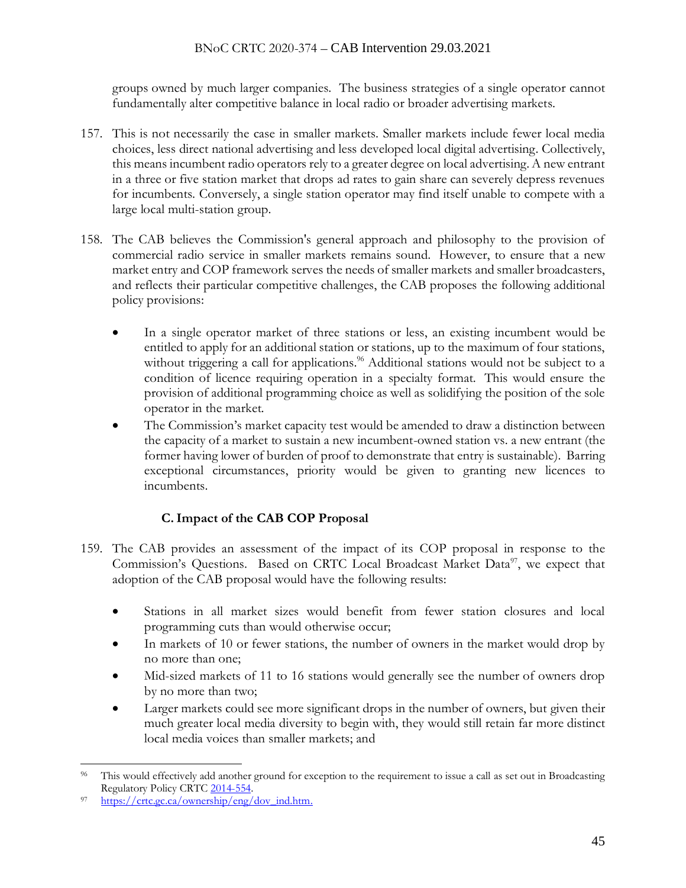groups owned by much larger companies. The business strategies of a single operator cannot fundamentally alter competitive balance in local radio or broader advertising markets.

157. This is not necessarily the case in smaller markets. Smaller markets include fewer local media choices, less direct national advertising and less developed local digital advertising. Collectively, this means incumbent radio operators rely to a greater degree on local advertising. A new entrant in a three or five station market that drops ad rates to gain share can severely depress revenues for incumbents. Conversely, a single station operator may find itself unable to compete with a large local multi-station group.

158. The CAB believes the Commission's general approach and philosophy to the provision of commercial radio service in smaller markets remains sound. However, to ensure that a new market entry and COP framework serves the needs of smaller markets and smaller broadcasters, and reflects their particular competitive challenges, the CAB proposes the following additional policy provisions:

- In a single operator market of three stations or less, an existing incumbent would be entitled to apply for an additional station or stations, up to the maximum of four stations, without triggering a call for applications.[96] Additional stations would not be subject to a condition of licence requiring operation in a specialty format. This would ensure the provision of additional programming choice as well as solidifying the position of the sole operator in the market.
- The Commission's market capacity test would be amended to draw a distinction between the capacity of a market to sustain a new incumbent-owned station vs. a new entrant (the former having lower of burden of proof to demonstrate that entry is sustainable). Barring exceptional circumstances, priority would be given to granting new licences to incumbents.

### C. Impact of the CAB COP Proposal

159. The CAB provides an assessment of the impact of its COP proposal in response to the Commission's Questions. Based on CRTC Local Broadcast Market Data[97], we expect that adoption of the CAB proposal would have the following results:

- Stations in all market sizes would benefit from fewer station closures and local programming cuts than would otherwise occur;
- In markets of 10 or fewer stations, the number of owners in the market would drop by no more than one;
- Mid-sized markets of 11 to 16 stations would generally see the number of owners drop by no more than two;
- Larger markets could see more significant drops in the number of owners, but given their much greater local media diversity to begin with, they would still retain far more distinct local media voices than smaller markets; and

---

[96] This would effectively add another ground for exception to the requirement to issue a call as set out in Broadcasting Regulatory Policy CRTC 2014-554.

[97] https://crtc.gc.ca/ownership/eng/dov_ind.htm.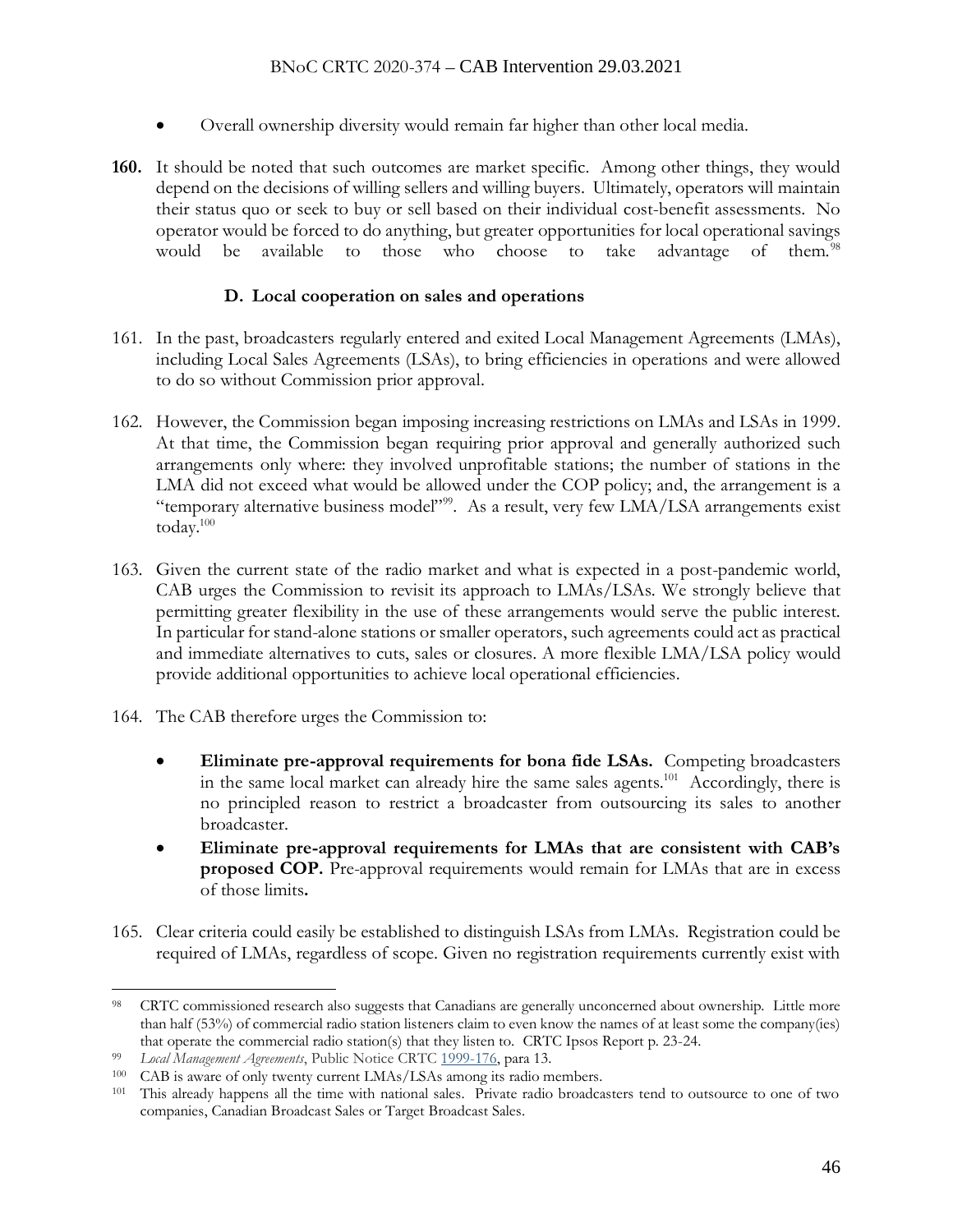- Overall ownership diversity would remain far higher than other local media.

**160.** It should be noted that such outcomes are market specific. Among other things, they would depend on the decisions of willing sellers and willing buyers. Ultimately, operators will maintain their status quo or seek to buy or sell based on their individual cost-benefit assessments. No operator would be forced to do anything, but greater opportunities for local operational savings would be available to those who choose to take advantage of them.[98]

### D. Local cooperation on sales and operations

161. In the past, broadcasters regularly entered and exited Local Management Agreements (LMAs), including Local Sales Agreements (LSAs), to bring efficiencies in operations and were allowed to do so without Commission prior approval.

162. However, the Commission began imposing increasing restrictions on LMAs and LSAs in 1999. At that time, the Commission began requiring prior approval and generally authorized such arrangements only where: they involved unprofitable stations; the number of stations in the LMA did not exceed what would be allowed under the COP policy; and, the arrangement is a "temporary alternative business model"[99]. As a result, very few LMA/LSA arrangements exist today.[100]

163. Given the current state of the radio market and what is expected in a post-pandemic world, CAB urges the Commission to revisit its approach to LMAs/LSAs. We strongly believe that permitting greater flexibility in the use of these arrangements would serve the public interest. In particular for stand-alone stations or smaller operators, such agreements could act as practical and immediate alternatives to cuts, sales or closures. A more flexible LMA/LSA policy would provide additional opportunities to achieve local operational efficiencies.

164. The CAB therefore urges the Commission to:

- **Eliminate pre-approval requirements for bona fide LSAs.** Competing broadcasters in the same local market can already hire the same sales agents.[101] Accordingly, there is no principled reason to restrict a broadcaster from outsourcing its sales to another broadcaster.
- **Eliminate pre-approval requirements for LMAs that are consistent with CAB's proposed COP.** Pre-approval requirements would remain for LMAs that are in excess of those limits**.**

165. Clear criteria could easily be established to distinguish LSAs from LMAs. Registration could be required of LMAs, regardless of scope. Given no registration requirements currently exist with

---

[98] CRTC commissioned research also suggests that Canadians are generally unconcerned about ownership. Little more than half (53%) of commercial radio station listeners claim to even know the names of at least some the company(ies) that operate the commercial radio station(s) that they listen to. CRTC Ipsos Report p. 23-24.

[99] *Local Management Agreements*, Public Notice CRTC 1999-176, para 13.

[100] CAB is aware of only twenty current LMAs/LSAs among its radio members.

[101] This already happens all the time with national sales. Private radio broadcasters tend to outsource to one of two companies, Canadian Broadcast Sales or Target Broadcast Sales.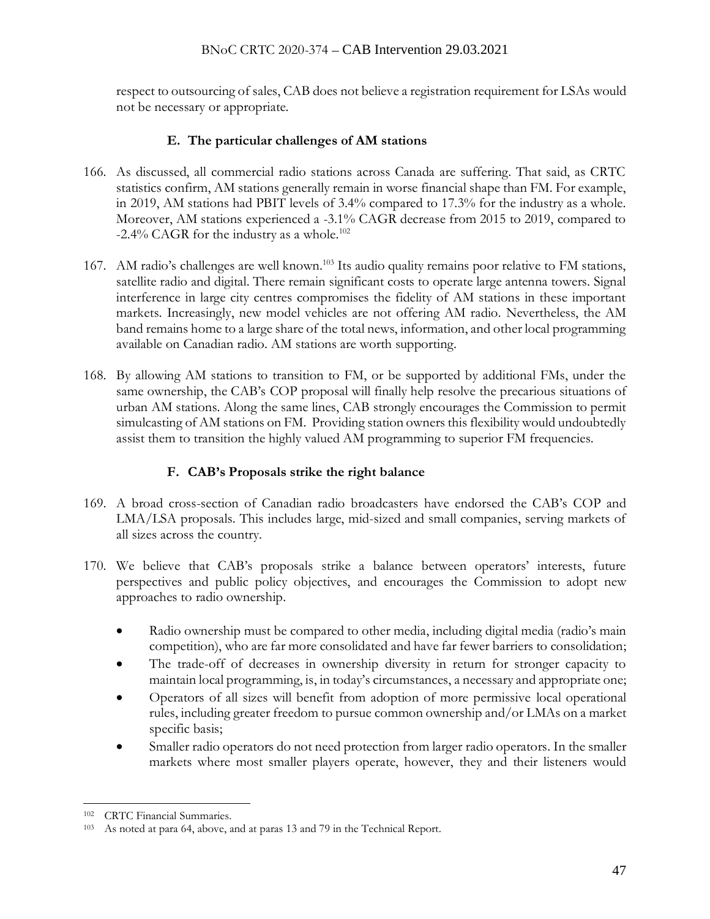respect to outsourcing of sales, CAB does not believe a registration requirement for LSAs would not be necessary or appropriate.

### E. The particular challenges of AM stations

166. As discussed, all commercial radio stations across Canada are suffering. That said, as CRTC statistics confirm, AM stations generally remain in worse financial shape than FM. For example, in 2019, AM stations had PBIT levels of 3.4% compared to 17.3% for the industry as a whole. Moreover, AM stations experienced a -3.1% CAGR decrease from 2015 to 2019, compared to -2.4% CAGR for the industry as a whole.[102]

167. AM radio's challenges are well known.[103] Its audio quality remains poor relative to FM stations, satellite radio and digital. There remain significant costs to operate large antenna towers. Signal interference in large city centres compromises the fidelity of AM stations in these important markets. Increasingly, new model vehicles are not offering AM radio. Nevertheless, the AM band remains home to a large share of the total news, information, and other local programming available on Canadian radio. AM stations are worth supporting.

168. By allowing AM stations to transition to FM, or be supported by additional FMs, under the same ownership, the CAB's COP proposal will finally help resolve the precarious situations of urban AM stations. Along the same lines, CAB strongly encourages the Commission to permit simulcasting of AM stations on FM. Providing station owners this flexibility would undoubtedly assist them to transition the highly valued AM programming to superior FM frequencies.

### F. CAB's Proposals strike the right balance

169. A broad cross-section of Canadian radio broadcasters have endorsed the CAB's COP and LMA/LSA proposals. This includes large, mid-sized and small companies, serving markets of all sizes across the country.

170. We believe that CAB's proposals strike a balance between operators' interests, future perspectives and public policy objectives, and encourages the Commission to adopt new approaches to radio ownership.

- Radio ownership must be compared to other media, including digital media (radio's main competition), who are far more consolidated and have far fewer barriers to consolidation;
- The trade-off of decreases in ownership diversity in return for stronger capacity to maintain local programming, is, in today's circumstances, a necessary and appropriate one;
- Operators of all sizes will benefit from adoption of more permissive local operational rules, including greater freedom to pursue common ownership and/or LMAs on a market specific basis;
- Smaller radio operators do not need protection from larger radio operators. In the smaller markets where most smaller players operate, however, they and their listeners would

---

[102] CRTC Financial Summaries.

[103] As noted at para 64, above, and at paras 13 and 79 in the Technical Report.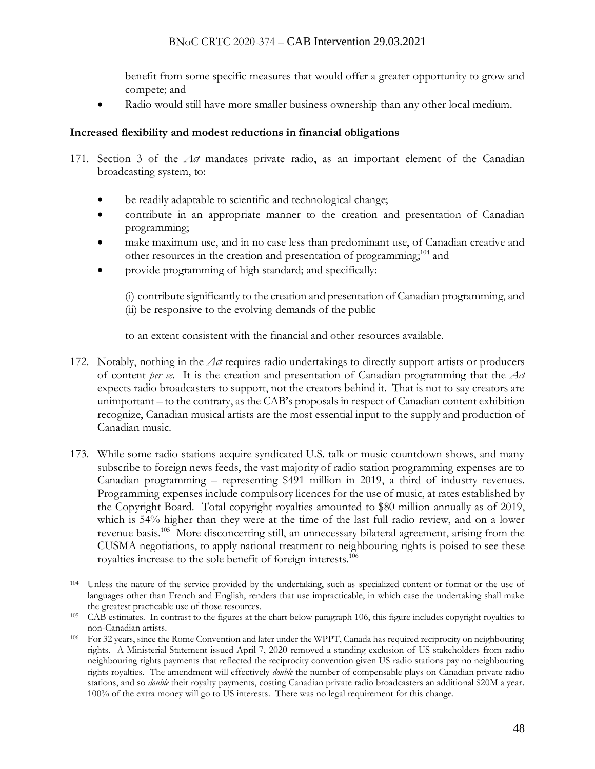benefit from some specific measures that would offer a greater opportunity to grow and compete; and

- Radio would still have more smaller business ownership than any other local medium.

**Increased flexibility and modest reductions in financial obligations**

171. Section 3 of the *Act* mandates private radio, as an important element of the Canadian broadcasting system, to:

    - be readily adaptable to scientific and technological change;
    - contribute in an appropriate manner to the creation and presentation of Canadian programming;
    - make maximum use, and in no case less than predominant use, of Canadian creative and other resources in the creation and presentation of programming;[104] and
    - provide programming of high standard; and specifically:

      (i) contribute significantly to the creation and presentation of Canadian programming, and
      (ii) be responsive to the evolving demands of the public

    to an extent consistent with the financial and other resources available.

172. Notably, nothing in the *Act* requires radio undertakings to directly support artists or producers of content *per se*. It is the creation and presentation of Canadian programming that the *Act* expects radio broadcasters to support, not the creators behind it. That is not to say creators are unimportant – to the contrary, as the CAB's proposals in respect of Canadian content exhibition recognize, Canadian musical artists are the most essential input to the supply and production of Canadian music.

173. While some radio stations acquire syndicated U.S. talk or music countdown shows, and many subscribe to foreign news feeds, the vast majority of radio station programming expenses are to Canadian programming – representing $491 million in 2019, a third of industry revenues. Programming expenses include compulsory licences for the use of music, at rates established by the Copyright Board. Total copyright royalties amounted to $80 million annually as of 2019, which is 54% higher than they were at the time of the last full radio review, and on a lower revenue basis.[105] More disconcerting still, an unnecessary bilateral agreement, arising from the CUSMA negotiations, to apply national treatment to neighbouring rights is poised to see these royalties increase to the sole benefit of foreign interests.[106]

---

[104] Unless the nature of the service provided by the undertaking, such as specialized content or format or the use of languages other than French and English, renders that use impracticable, in which case the undertaking shall make the greatest practicable use of those resources.

[105] CAB estimates. In contrast to the figures at the chart below paragraph 106, this figure includes copyright royalties to non-Canadian artists.

[106] For 32 years, since the Rome Convention and later under the WPPT, Canada has required reciprocity on neighbouring rights. A Ministerial Statement issued April 7, 2020 removed a standing exclusion of US stakeholders from radio neighbouring rights payments that reflected the reciprocity convention given US radio stations pay no neighbouring rights royalties. The amendment will effectively *double* the number of compensable plays on Canadian private radio stations, and so *double* their royalty payments, costing Canadian private radio broadcasters an additional $20M a year. 100% of the extra money will go to US interests. There was no legal requirement for this change.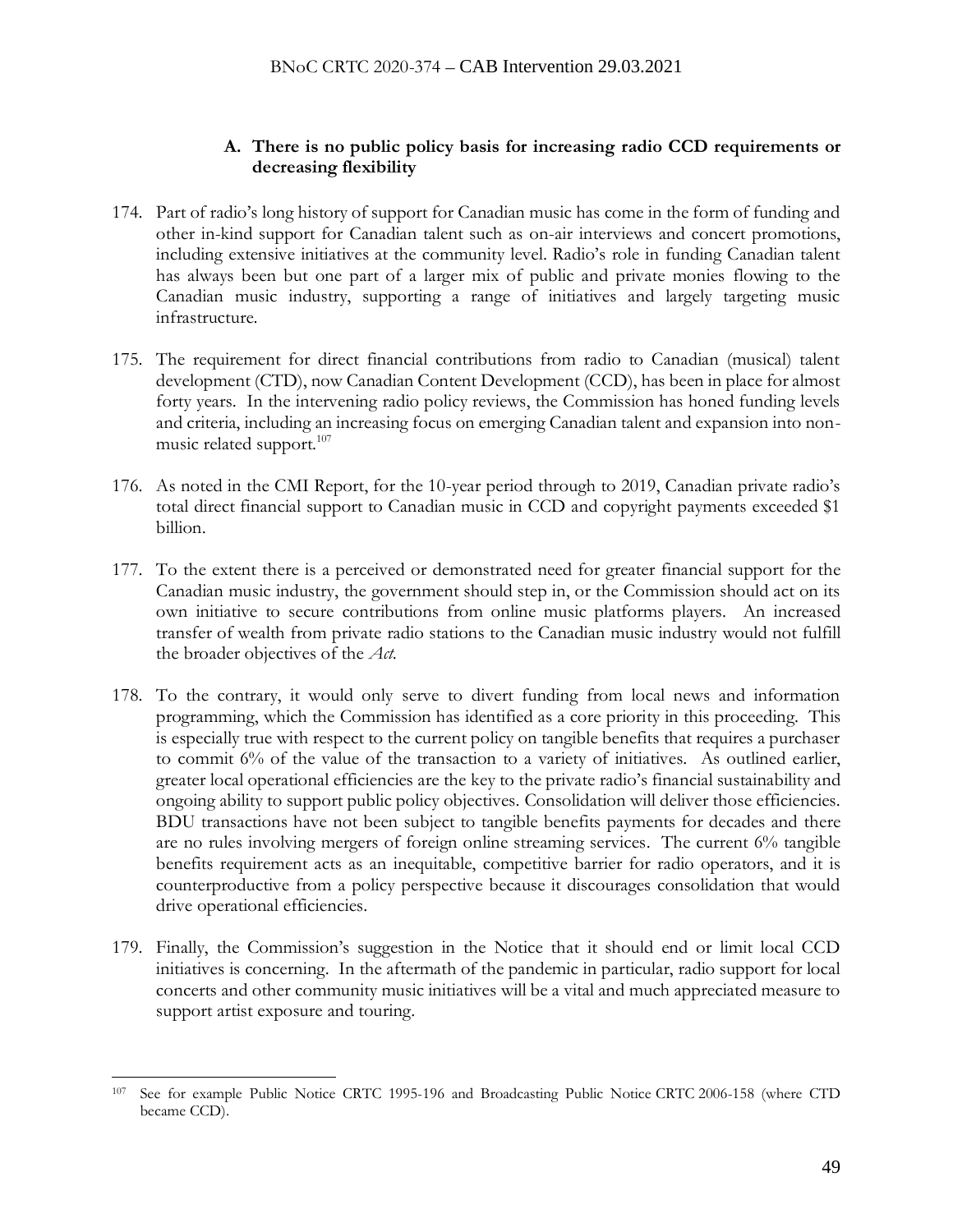### A. There is no public policy basis for increasing radio CCD requirements or decreasing flexibility

174. Part of radio's long history of support for Canadian music has come in the form of funding and other in-kind support for Canadian talent such as on-air interviews and concert promotions, including extensive initiatives at the community level. Radio's role in funding Canadian talent has always been but one part of a larger mix of public and private monies flowing to the Canadian music industry, supporting a range of initiatives and largely targeting music infrastructure.

175. The requirement for direct financial contributions from radio to Canadian (musical) talent development (CTD), now Canadian Content Development (CCD), has been in place for almost forty years. In the intervening radio policy reviews, the Commission has honed funding levels and criteria, including an increasing focus on emerging Canadian talent and expansion into non-music related support.[107]

176. As noted in the CMI Report, for the 10-year period through to 2019, Canadian private radio's total direct financial support to Canadian music in CCD and copyright payments exceeded $1 billion.

177. To the extent there is a perceived or demonstrated need for greater financial support for the Canadian music industry, the government should step in, or the Commission should act on its own initiative to secure contributions from online music platforms players. An increased transfer of wealth from private radio stations to the Canadian music industry would not fulfill the broader objectives of the *Act*.

178. To the contrary, it would only serve to divert funding from local news and information programming, which the Commission has identified as a core priority in this proceeding. This is especially true with respect to the current policy on tangible benefits that requires a purchaser to commit 6% of the value of the transaction to a variety of initiatives. As outlined earlier, greater local operational efficiencies are the key to the private radio's financial sustainability and ongoing ability to support public policy objectives. Consolidation will deliver those efficiencies. BDU transactions have not been subject to tangible benefits payments for decades and there are no rules involving mergers of foreign online streaming services. The current 6% tangible benefits requirement acts as an inequitable, competitive barrier for radio operators, and it is counterproductive from a policy perspective because it discourages consolidation that would drive operational efficiencies.

179. Finally, the Commission's suggestion in the Notice that it should end or limit local CCD initiatives is concerning. In the aftermath of the pandemic in particular, radio support for local concerts and other community music initiatives will be a vital and much appreciated measure to support artist exposure and touring.

---

[107] See for example Public Notice CRTC 1995-196 and Broadcasting Public Notice CRTC 2006-158 (where CTD became CCD).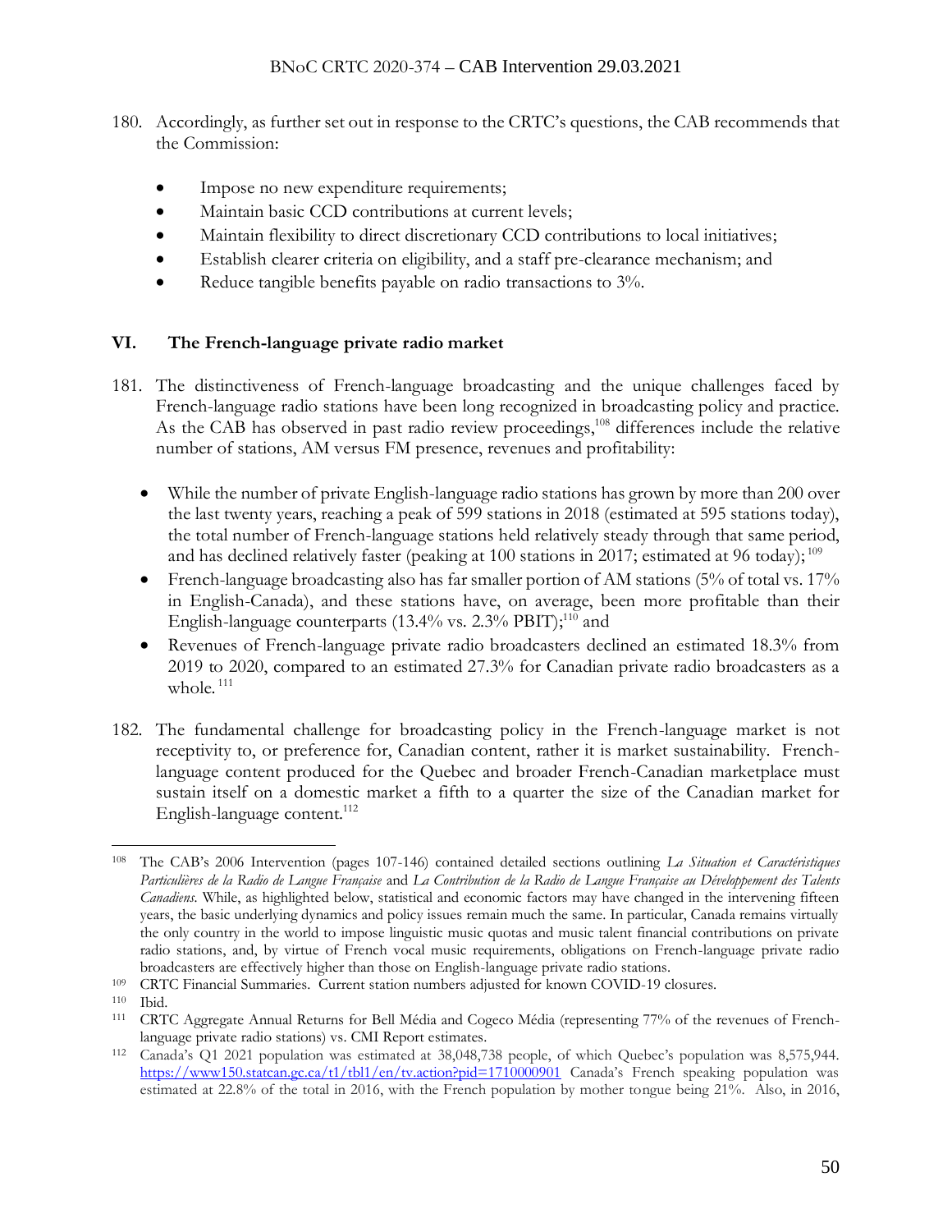180. Accordingly, as further set out in response to the CRTC's questions, the CAB recommends that the Commission:

- Impose no new expenditure requirements;
- Maintain basic CCD contributions at current levels;
- Maintain flexibility to direct discretionary CCD contributions to local initiatives;
- Establish clearer criteria on eligibility, and a staff pre-clearance mechanism; and
- Reduce tangible benefits payable on radio transactions to 3%.

## VI. The French-language private radio market

181. The distinctiveness of French-language broadcasting and the unique challenges faced by French-language radio stations have been long recognized in broadcasting policy and practice. As the CAB has observed in past radio review proceedings,[108] differences include the relative number of stations, AM versus FM presence, revenues and profitability:

- While the number of private English-language radio stations has grown by more than 200 over the last twenty years, reaching a peak of 599 stations in 2018 (estimated at 595 stations today), the total number of French-language stations held relatively steady through that same period, and has declined relatively faster (peaking at 100 stations in 2017; estimated at 96 today);[109]
- French-language broadcasting also has far smaller portion of AM stations (5% of total vs. 17% in English-Canada), and these stations have, on average, been more profitable than their English-language counterparts (13.4% vs. 2.3% PBIT);[110] and
- Revenues of French-language private radio broadcasters declined an estimated 18.3% from 2019 to 2020, compared to an estimated 27.3% for Canadian private radio broadcasters as a whole.[111]

182. The fundamental challenge for broadcasting policy in the French-language market is not receptivity to, or preference for, Canadian content, rather it is market sustainability. French-language content produced for the Quebec and broader French-Canadian marketplace must sustain itself on a domestic market a fifth to a quarter the size of the Canadian market for English-language content.[112]

---

[108] The CAB's 2006 Intervention (pages 107-146) contained detailed sections outlining *La Situation et Caractéristiques Particulières de la Radio de Langue Française* and *La Contribution de la Radio de Langue Française au Développement des Talents Canadiens*. While, as highlighted below, statistical and economic factors may have changed in the intervening fifteen years, the basic underlying dynamics and policy issues remain much the same. In particular, Canada remains virtually the only country in the world to impose linguistic music quotas and music talent financial contributions on private radio stations, and, by virtue of French vocal music requirements, obligations on French-language private radio broadcasters are effectively higher than those on English-language private radio stations.

[109] CRTC Financial Summaries. Current station numbers adjusted for known COVID-19 closures.

[110] Ibid.

[111] CRTC Aggregate Annual Returns for Bell Média and Cogeco Média (representing 77% of the revenues of French-language private radio stations) vs. CMI Report estimates.

[112] Canada's Q1 2021 population was estimated at 38,048,738 people, of which Quebec's population was 8,575,944. https://www150.statcan.gc.ca/t1/tbl1/en/tv.action?pid=1710000901 Canada's French speaking population was estimated at 22.8% of the total in 2016, with the French population by mother tongue being 21%. Also, in 2016,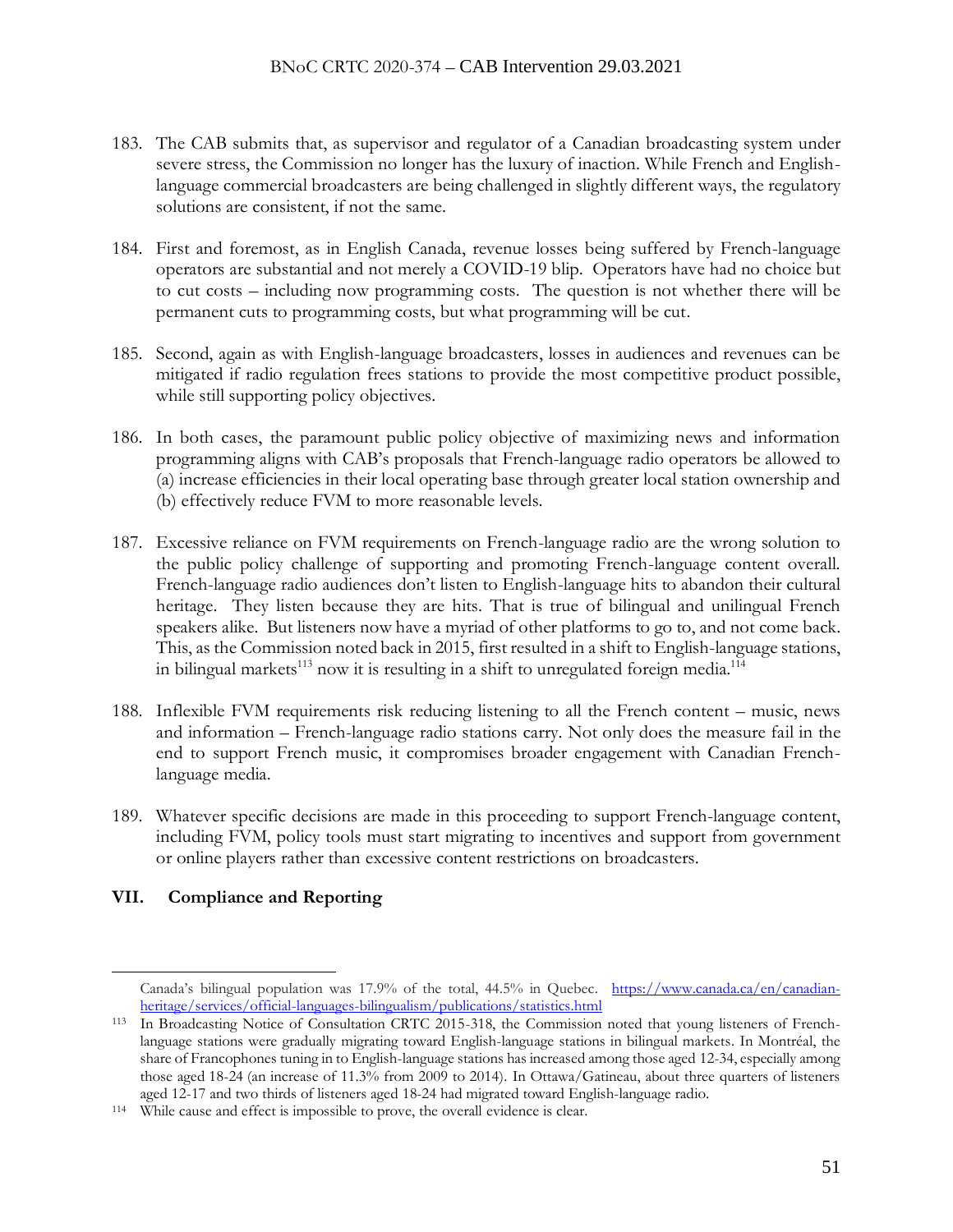183. The CAB submits that, as supervisor and regulator of a Canadian broadcasting system under severe stress, the Commission no longer has the luxury of inaction. While French and English-language commercial broadcasters are being challenged in slightly different ways, the regulatory solutions are consistent, if not the same.

184. First and foremost, as in English Canada, revenue losses being suffered by French-language operators are substantial and not merely a COVID-19 blip. Operators have had no choice but to cut costs – including now programming costs. The question is not whether there will be permanent cuts to programming costs, but what programming will be cut.

185. Second, again as with English-language broadcasters, losses in audiences and revenues can be mitigated if radio regulation frees stations to provide the most competitive product possible, while still supporting policy objectives.

186. In both cases, the paramount public policy objective of maximizing news and information programming aligns with CAB's proposals that French-language radio operators be allowed to (a) increase efficiencies in their local operating base through greater local station ownership and (b) effectively reduce FVM to more reasonable levels.

187. Excessive reliance on FVM requirements on French-language radio are the wrong solution to the public policy challenge of supporting and promoting French-language content overall. French-language radio audiences don't listen to English-language hits to abandon their cultural heritage. They listen because they are hits. That is true of bilingual and unilingual French speakers alike. But listeners now have a myriad of other platforms to go to, and not come back. This, as the Commission noted back in 2015, first resulted in a shift to English-language stations, in bilingual markets[113] now it is resulting in a shift to unregulated foreign media.[114]

188. Inflexible FVM requirements risk reducing listening to all the French content – music, news and information – French-language radio stations carry. Not only does the measure fail in the end to support French music, it compromises broader engagement with Canadian French-language media.

189. Whatever specific decisions are made in this proceeding to support French-language content, including FVM, policy tools must start migrating to incentives and support from government or online players rather than excessive content restrictions on broadcasters.

## VII. Compliance and Reporting

---

Canada's bilingual population was 17.9% of the total, 44.5% in Quebec. https://www.canada.ca/en/canadian-heritage/services/official-languages-bilingualism/publications/statistics.html

[113] In Broadcasting Notice of Consultation CRTC 2015-318, the Commission noted that young listeners of French-language stations were gradually migrating toward English-language stations in bilingual markets. In Montréal, the share of Francophones tuning in to English-language stations has increased among those aged 12-34, especially among those aged 18-24 (an increase of 11.3% from 2009 to 2014). In Ottawa/Gatineau, about three quarters of listeners aged 12-17 and two thirds of listeners aged 18-24 had migrated toward English-language radio.

[114] While cause and effect is impossible to prove, the overall evidence is clear.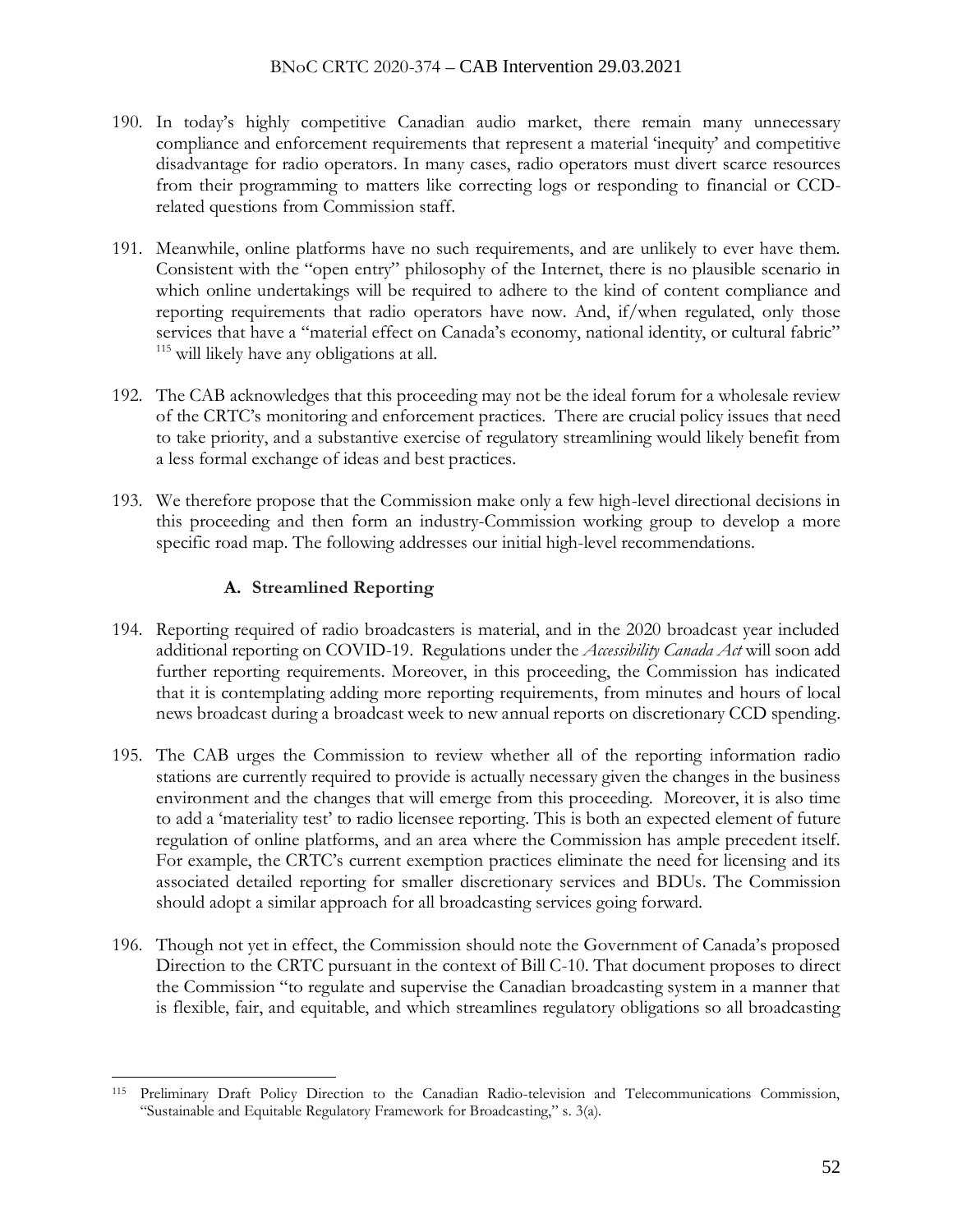190. In today's highly competitive Canadian audio market, there remain many unnecessary compliance and enforcement requirements that represent a material 'inequity' and competitive disadvantage for radio operators. In many cases, radio operators must divert scarce resources from their programming to matters like correcting logs or responding to financial or CCD-related questions from Commission staff.

191. Meanwhile, online platforms have no such requirements, and are unlikely to ever have them. Consistent with the "open entry" philosophy of the Internet, there is no plausible scenario in which online undertakings will be required to adhere to the kind of content compliance and reporting requirements that radio operators have now. And, if/when regulated, only those services that have a "material effect on Canada's economy, national identity, or cultural fabric" [115] will likely have any obligations at all.

192. The CAB acknowledges that this proceeding may not be the ideal forum for a wholesale review of the CRTC's monitoring and enforcement practices. There are crucial policy issues that need to take priority, and a substantive exercise of regulatory streamlining would likely benefit from a less formal exchange of ideas and best practices.

193. We therefore propose that the Commission make only a few high-level directional decisions in this proceeding and then form an industry-Commission working group to develop a more specific road map. The following addresses our initial high-level recommendations.

### A. Streamlined Reporting

194. Reporting required of radio broadcasters is material, and in the 2020 broadcast year included additional reporting on COVID-19. Regulations under the *Accessibility Canada Act* will soon add further reporting requirements. Moreover, in this proceeding, the Commission has indicated that it is contemplating adding more reporting requirements, from minutes and hours of local news broadcast during a broadcast week to new annual reports on discretionary CCD spending.

195. The CAB urges the Commission to review whether all of the reporting information radio stations are currently required to provide is actually necessary given the changes in the business environment and the changes that will emerge from this proceeding. Moreover, it is also time to add a 'materiality test' to radio licensee reporting. This is both an expected element of future regulation of online platforms, and an area where the Commission has ample precedent itself. For example, the CRTC's current exemption practices eliminate the need for licensing and its associated detailed reporting for smaller discretionary services and BDUs. The Commission should adopt a similar approach for all broadcasting services going forward.

196. Though not yet in effect, the Commission should note the Government of Canada's proposed Direction to the CRTC pursuant in the context of Bill C-10. That document proposes to direct the Commission "to regulate and supervise the Canadian broadcasting system in a manner that is flexible, fair, and equitable, and which streamlines regulatory obligations so all broadcasting

---

[115] Preliminary Draft Policy Direction to the Canadian Radio-television and Telecommunications Commission, "Sustainable and Equitable Regulatory Framework for Broadcasting," s. 3(a).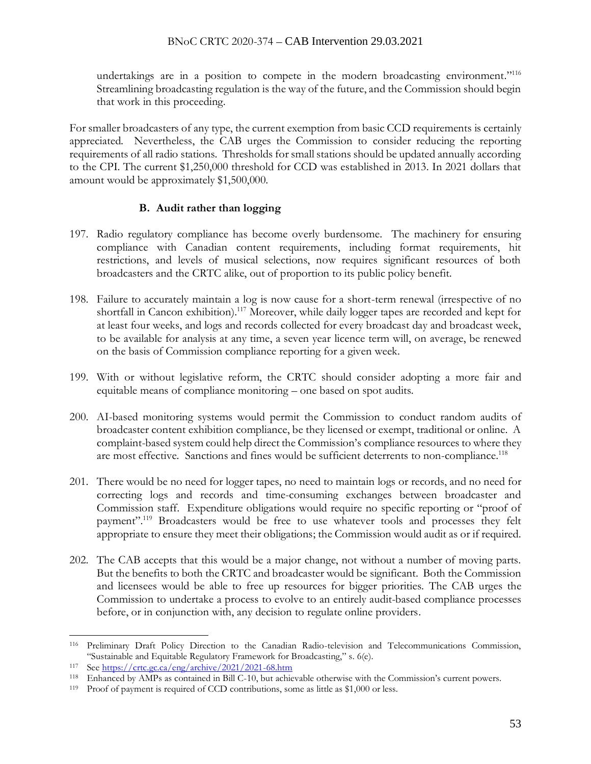undertakings are in a position to compete in the modern broadcasting environment."[116] Streamlining broadcasting regulation is the way of the future, and the Commission should begin that work in this proceeding.

For smaller broadcasters of any type, the current exemption from basic CCD requirements is certainly appreciated. Nevertheless, the CAB urges the Commission to consider reducing the reporting requirements of all radio stations. Thresholds for small stations should be updated annually according to the CPI. The current $1,250,000 threshold for CCD was established in 2013. In 2021 dollars that amount would be approximately $1,500,000.

### B. Audit rather than logging

197. Radio regulatory compliance has become overly burdensome. The machinery for ensuring compliance with Canadian content requirements, including format requirements, hit restrictions, and levels of musical selections, now requires significant resources of both broadcasters and the CRTC alike, out of proportion to its public policy benefit.

198. Failure to accurately maintain a log is now cause for a short-term renewal (irrespective of no shortfall in Cancon exhibition).[117] Moreover, while daily logger tapes are recorded and kept for at least four weeks, and logs and records collected for every broadcast day and broadcast week, to be available for analysis at any time, a seven year licence term will, on average, be renewed on the basis of Commission compliance reporting for a given week.

199. With or without legislative reform, the CRTC should consider adopting a more fair and equitable means of compliance monitoring – one based on spot audits.

200. AI-based monitoring systems would permit the Commission to conduct random audits of broadcaster content exhibition compliance, be they licensed or exempt, traditional or online. A complaint-based system could help direct the Commission's compliance resources to where they are most effective. Sanctions and fines would be sufficient deterrents to non-compliance.[118]

201. There would be no need for logger tapes, no need to maintain logs or records, and no need for correcting logs and records and time-consuming exchanges between broadcaster and Commission staff. Expenditure obligations would require no specific reporting or "proof of payment".[119] Broadcasters would be free to use whatever tools and processes they felt appropriate to ensure they meet their obligations; the Commission would audit as or if required.

202. The CAB accepts that this would be a major change, not without a number of moving parts. But the benefits to both the CRTC and broadcaster would be significant. Both the Commission and licensees would be able to free up resources for bigger priorities. The CAB urges the Commission to undertake a process to evolve to an entirely audit-based compliance processes before, or in conjunction with, any decision to regulate online providers.

---

[116] Preliminary Draft Policy Direction to the Canadian Radio-television and Telecommunications Commission, "Sustainable and Equitable Regulatory Framework for Broadcasting," s. 6(e).

[117] See https://crtc.gc.ca/eng/archive/2021/2021-68.htm

[118] Enhanced by AMPs as contained in Bill C-10, but achievable otherwise with the Commission's current powers.

[119] Proof of payment is required of CCD contributions, some as little as $1,000 or less.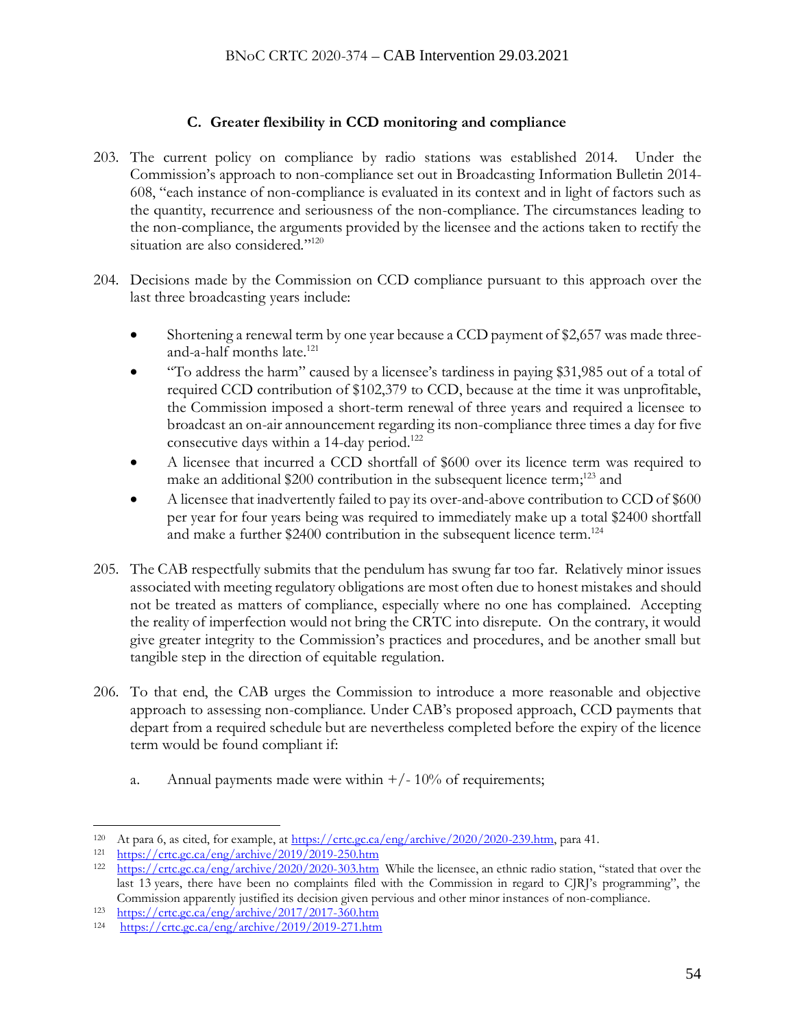### C. Greater flexibility in CCD monitoring and compliance

203. The current policy on compliance by radio stations was established 2014. Under the Commission's approach to non-compliance set out in Broadcasting Information Bulletin 2014-608, "each instance of non-compliance is evaluated in its context and in light of factors such as the quantity, recurrence and seriousness of the non-compliance. The circumstances leading to the non-compliance, the arguments provided by the licensee and the actions taken to rectify the situation are also considered."[120]

204. Decisions made by the Commission on CCD compliance pursuant to this approach over the last three broadcasting years include:

- Shortening a renewal term by one year because a CCD payment of $2,657 was made three-and-a-half months late.[121]
- "To address the harm" caused by a licensee's tardiness in paying $31,985 out of a total of required CCD contribution of $102,379 to CCD, because at the time it was unprofitable, the Commission imposed a short-term renewal of three years and required a licensee to broadcast an on-air announcement regarding its non-compliance three times a day for five consecutive days within a 14-day period.[122]
- A licensee that incurred a CCD shortfall of $600 over its licence term was required to make an additional $200 contribution in the subsequent licence term;[123] and
- A licensee that inadvertently failed to pay its over-and-above contribution to CCD of $600 per year for four years being was required to immediately make up a total $2400 shortfall and make a further $2400 contribution in the subsequent licence term.[124]

205. The CAB respectfully submits that the pendulum has swung far too far. Relatively minor issues associated with meeting regulatory obligations are most often due to honest mistakes and should not be treated as matters of compliance, especially where no one has complained. Accepting the reality of imperfection would not bring the CRTC into disrepute. On the contrary, it would give greater integrity to the Commission's practices and procedures, and be another small but tangible step in the direction of equitable regulation.

206. To that end, the CAB urges the Commission to introduce a more reasonable and objective approach to assessing non-compliance. Under CAB's proposed approach, CCD payments that depart from a required schedule but are nevertheless completed before the expiry of the licence term would be found compliant if:

    a. Annual payments made were within +/- 10% of requirements;

---

[120] At para 6, as cited, for example, at https://crtc.gc.ca/eng/archive/2020/2020-239.htm, para 41.

[121] https://crtc.gc.ca/eng/archive/2019/2019-250.htm

[122] https://crtc.gc.ca/eng/archive/2020/2020-303.htm While the licensee, an ethnic radio station, "stated that over the last 13 years, there have been no complaints filed with the Commission in regard to CJRJ's programming", the Commission apparently justified its decision given pervious and other minor instances of non-compliance.

[123] https://crtc.gc.ca/eng/archive/2017/2017-360.htm

[124] https://crtc.gc.ca/eng/archive/2019/2019-271.htm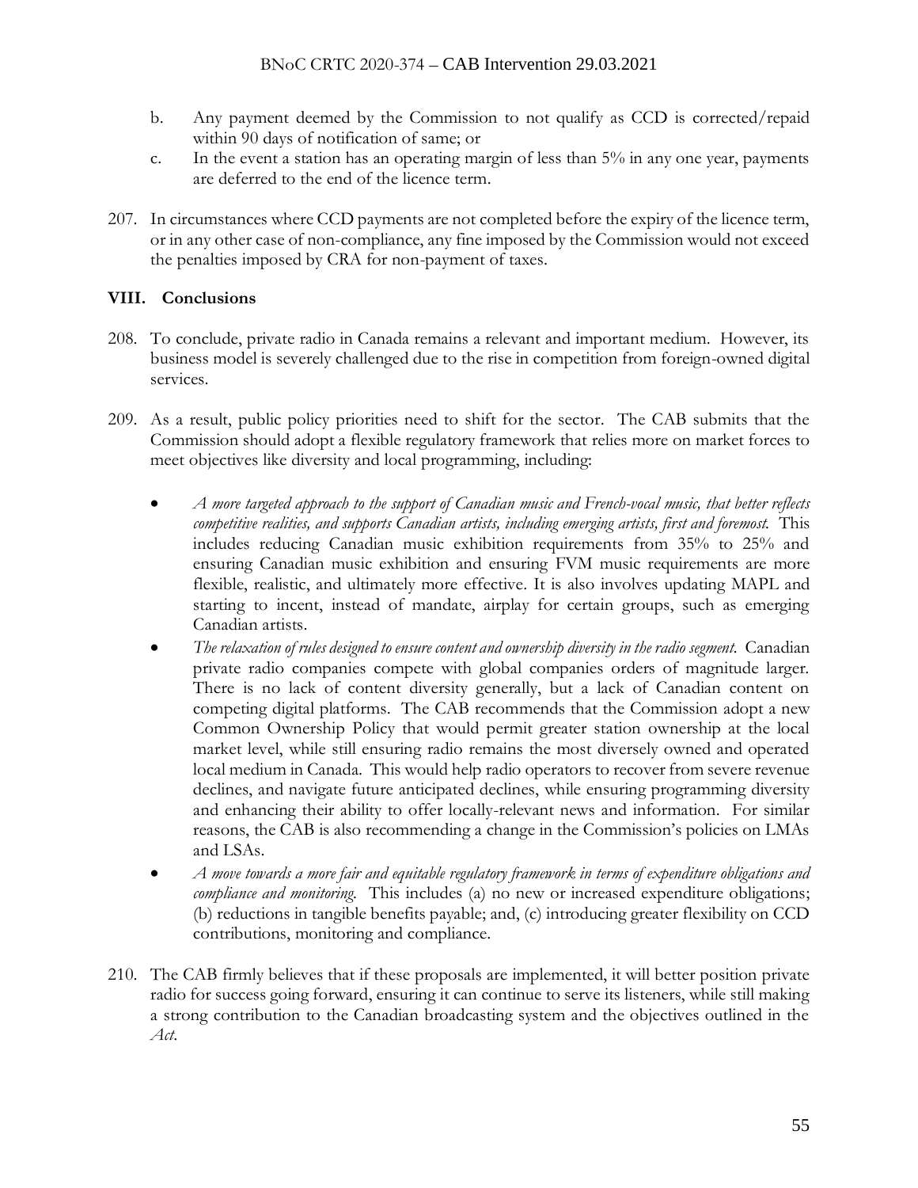b. Any payment deemed by the Commission to not qualify as CCD is corrected/repaid within 90 days of notification of same; or
c. In the event a station has an operating margin of less than 5% in any one year, payments are deferred to the end of the licence term.

207. In circumstances where CCD payments are not completed before the expiry of the licence term, or in any other case of non-compliance, any fine imposed by the Commission would not exceed the penalties imposed by CRA for non-payment of taxes.

## VIII. Conclusions

208. To conclude, private radio in Canada remains a relevant and important medium. However, its business model is severely challenged due to the rise in competition from foreign-owned digital services.

209. As a result, public policy priorities need to shift for the sector. The CAB submits that the Commission should adopt a flexible regulatory framework that relies more on market forces to meet objectives like diversity and local programming, including:

- *A more targeted approach to the support of Canadian music and French-vocal music, that better reflects competitive realities, and supports Canadian artists, including emerging artists, first and foremost.* This includes reducing Canadian music exhibition requirements from 35% to 25% and ensuring Canadian music exhibition and ensuring FVM music requirements are more flexible, realistic, and ultimately more effective. It is also involves updating MAPL and starting to incent, instead of mandate, airplay for certain groups, such as emerging Canadian artists.
- *The relaxation of rules designed to ensure content and ownership diversity in the radio segment.* Canadian private radio companies compete with global companies orders of magnitude larger. There is no lack of content diversity generally, but a lack of Canadian content on competing digital platforms. The CAB recommends that the Commission adopt a new Common Ownership Policy that would permit greater station ownership at the local market level, while still ensuring radio remains the most diversely owned and operated local medium in Canada. This would help radio operators to recover from severe revenue declines, and navigate future anticipated declines, while ensuring programming diversity and enhancing their ability to offer locally-relevant news and information. For similar reasons, the CAB is also recommending a change in the Commission's policies on LMAs and LSAs.
- *A move towards a more fair and equitable regulatory framework in terms of expenditure obligations and compliance and monitoring.* This includes (a) no new or increased expenditure obligations; (b) reductions in tangible benefits payable; and, (c) introducing greater flexibility on CCD contributions, monitoring and compliance.

210. The CAB firmly believes that if these proposals are implemented, it will better position private radio for success going forward, ensuring it can continue to serve its listeners, while still making a strong contribution to the Canadian broadcasting system and the objectives outlined in the *Act*.